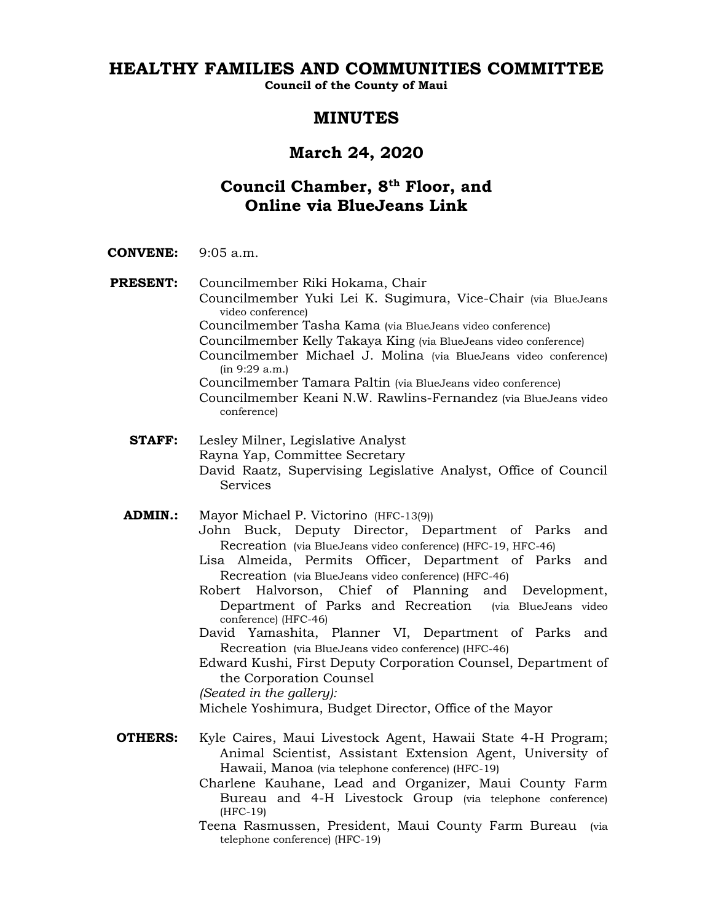# HEALTHY FAMILIES AND COMMUNITIES COMMITTEE

**Council of the County of Maui**

## MINUTES

## March 24, 2020

## Council Chamber, 8th Floor, and Online via BlueJeans Link

**CONVENE:** 9:05 a.m.

**PRESENT:**
Councilmember Riki Hokama, Chair
Councilmember Yuki Lei K. Sugimura, Vice-Chair (via BlueJeans video conference)
Councilmember Tasha Kama (via BlueJeans video conference)
Councilmember Kelly Takaya King (via BlueJeans video conference)
Councilmember Michael J. Molina (via BlueJeans video conference) (in 9:29 a.m.)
Councilmember Tamara Paltin (via BlueJeans video conference)
Councilmember Keani N.W. Rawlins-Fernandez (via BlueJeans video conference)

**STAFF:**
Lesley Milner, Legislative Analyst
Rayna Yap, Committee Secretary
David Raatz, Supervising Legislative Analyst, Office of Council Services

**ADMIN.:**
Mayor Michael P. Victorino (HFC-13(9))
John Buck, Deputy Director, Department of Parks and Recreation (via BlueJeans video conference) (HFC-19, HFC-46)
Lisa Almeida, Permits Officer, Department of Parks and Recreation (via BlueJeans video conference) (HFC-46)
Robert Halvorson, Chief of Planning and Development, Department of Parks and Recreation (via BlueJeans video conference) (HFC-46)
David Yamashita, Planner VI, Department of Parks and Recreation (via BlueJeans video conference) (HFC-46)
Edward Kushi, First Deputy Corporation Counsel, Department of the Corporation Counsel
*(Seated in the gallery):*
Michele Yoshimura, Budget Director, Office of the Mayor

**OTHERS:**
Kyle Caires, Maui Livestock Agent, Hawaii State 4-H Program; Animal Scientist, Assistant Extension Agent, University of Hawaii, Manoa (via telephone conference) (HFC-19)
Charlene Kauhane, Lead and Organizer, Maui County Farm Bureau and 4-H Livestock Group (via telephone conference) (HFC-19)
Teena Rasmussen, President, Maui County Farm Bureau (via telephone conference) (HFC-19)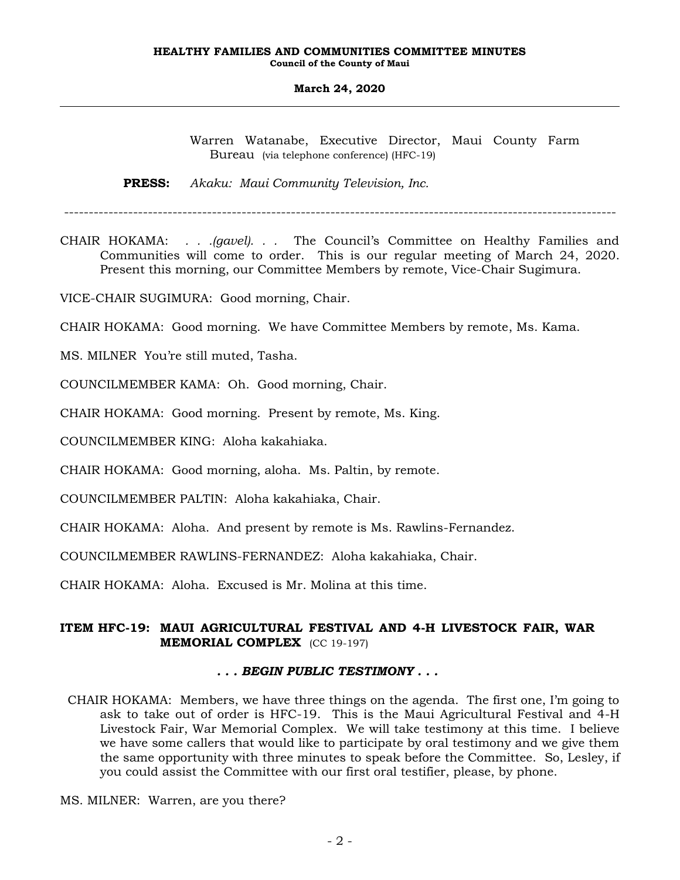Warren Watanabe, Executive Director, Maui County Farm Bureau (via telephone conference) (HFC-19)

**PRESS:** *Akaku: Maui Community Television, Inc.*

---

CHAIR HOKAMA: *. . .(gavel). . .* The Council's Committee on Healthy Families and Communities will come to order. This is our regular meeting of March 24, 2020. Present this morning, our Committee Members by remote, Vice-Chair Sugimura.

VICE-CHAIR SUGIMURA: Good morning, Chair.

CHAIR HOKAMA: Good morning. We have Committee Members by remote, Ms. Kama.

MS. MILNER You're still muted, Tasha.

COUNCILMEMBER KAMA: Oh. Good morning, Chair.

CHAIR HOKAMA: Good morning. Present by remote, Ms. King.

COUNCILMEMBER KING: Aloha kakahiaka.

CHAIR HOKAMA: Good morning, aloha. Ms. Paltin, by remote.

COUNCILMEMBER PALTIN: Aloha kakahiaka, Chair.

CHAIR HOKAMA: Aloha. And present by remote is Ms. Rawlins-Fernandez.

COUNCILMEMBER RAWLINS-FERNANDEZ: Aloha kakahiaka, Chair.

CHAIR HOKAMA: Aloha. Excused is Mr. Molina at this time.

**ITEM HFC-19: MAUI AGRICULTURAL FESTIVAL AND 4-H LIVESTOCK FAIR, WAR MEMORIAL COMPLEX** (CC 19-197)

***. . . BEGIN PUBLIC TESTIMONY . . .***

CHAIR HOKAMA: Members, we have three things on the agenda. The first one, I'm going to ask to take out of order is HFC-19. This is the Maui Agricultural Festival and 4-H Livestock Fair, War Memorial Complex. We will take testimony at this time. I believe we have some callers that would like to participate by oral testimony and we give them the same opportunity with three minutes to speak before the Committee. So, Lesley, if you could assist the Committee with our first oral testifier, please, by phone.

MS. MILNER: Warren, are you there?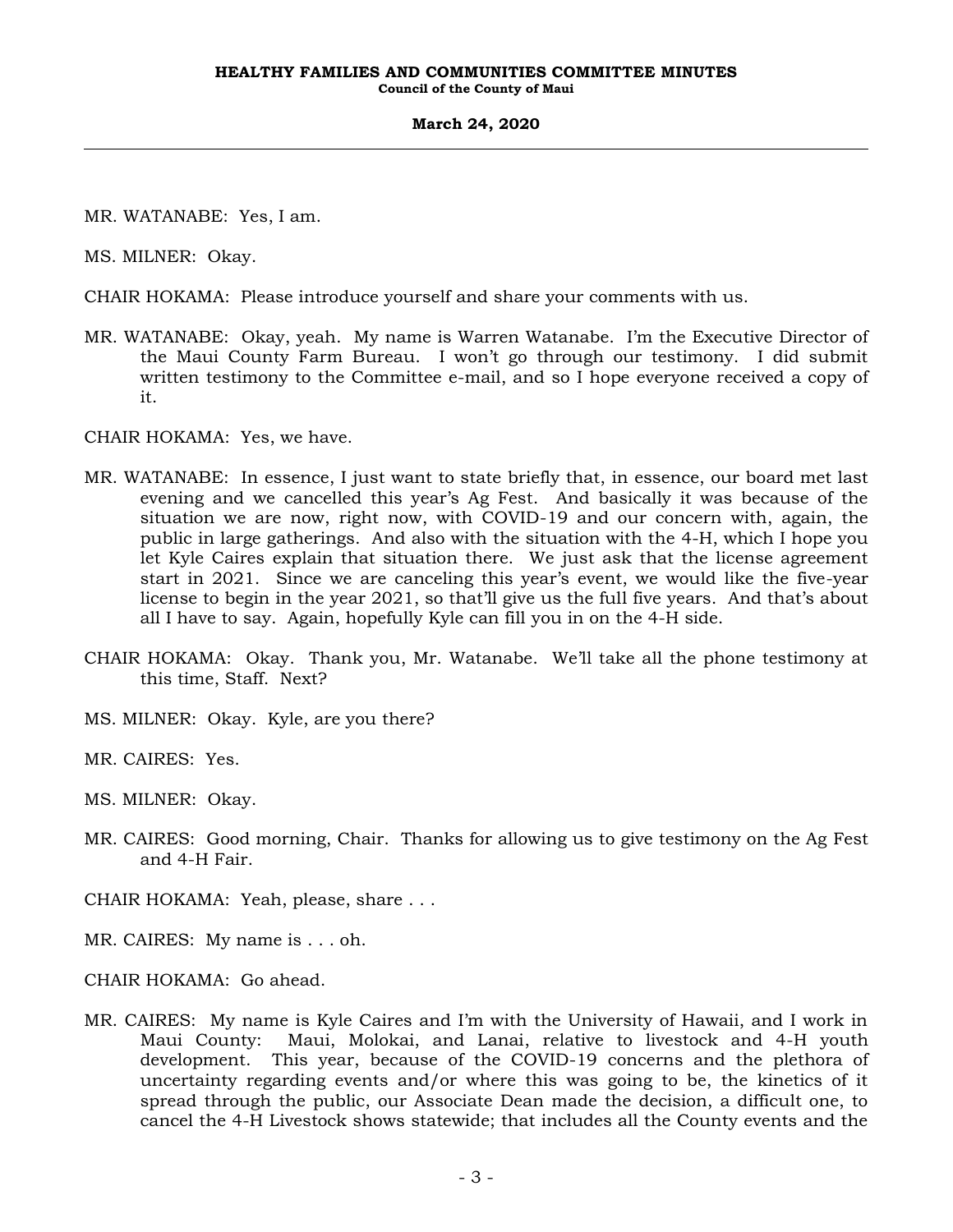MR. WATANABE: Yes, I am.

MS. MILNER: Okay.

CHAIR HOKAMA: Please introduce yourself and share your comments with us.

MR. WATANABE: Okay, yeah. My name is Warren Watanabe. I'm the Executive Director of the Maui County Farm Bureau. I won't go through our testimony. I did submit written testimony to the Committee e-mail, and so I hope everyone received a copy of it.

CHAIR HOKAMA: Yes, we have.

MR. WATANABE: In essence, I just want to state briefly that, in essence, our board met last evening and we cancelled this year's Ag Fest. And basically it was because of the situation we are now, right now, with COVID-19 and our concern with, again, the public in large gatherings. And also with the situation with the 4-H, which I hope you let Kyle Caires explain that situation there. We just ask that the license agreement start in 2021. Since we are canceling this year's event, we would like the five-year license to begin in the year 2021, so that'll give us the full five years. And that's about all I have to say. Again, hopefully Kyle can fill you in on the 4-H side.

CHAIR HOKAMA: Okay. Thank you, Mr. Watanabe. We'll take all the phone testimony at this time, Staff. Next?

MS. MILNER: Okay. Kyle, are you there?

MR. CAIRES: Yes.

MS. MILNER: Okay.

MR. CAIRES: Good morning, Chair. Thanks for allowing us to give testimony on the Ag Fest and 4-H Fair.

CHAIR HOKAMA: Yeah, please, share . . .

MR. CAIRES: My name is . . . oh.

CHAIR HOKAMA: Go ahead.

MR. CAIRES: My name is Kyle Caires and I'm with the University of Hawaii, and I work in Maui County: Maui, Molokai, and Lanai, relative to livestock and 4-H youth development. This year, because of the COVID-19 concerns and the plethora of uncertainty regarding events and/or where this was going to be, the kinetics of it spread through the public, our Associate Dean made the decision, a difficult one, to cancel the 4-H Livestock shows statewide; that includes all the County events and the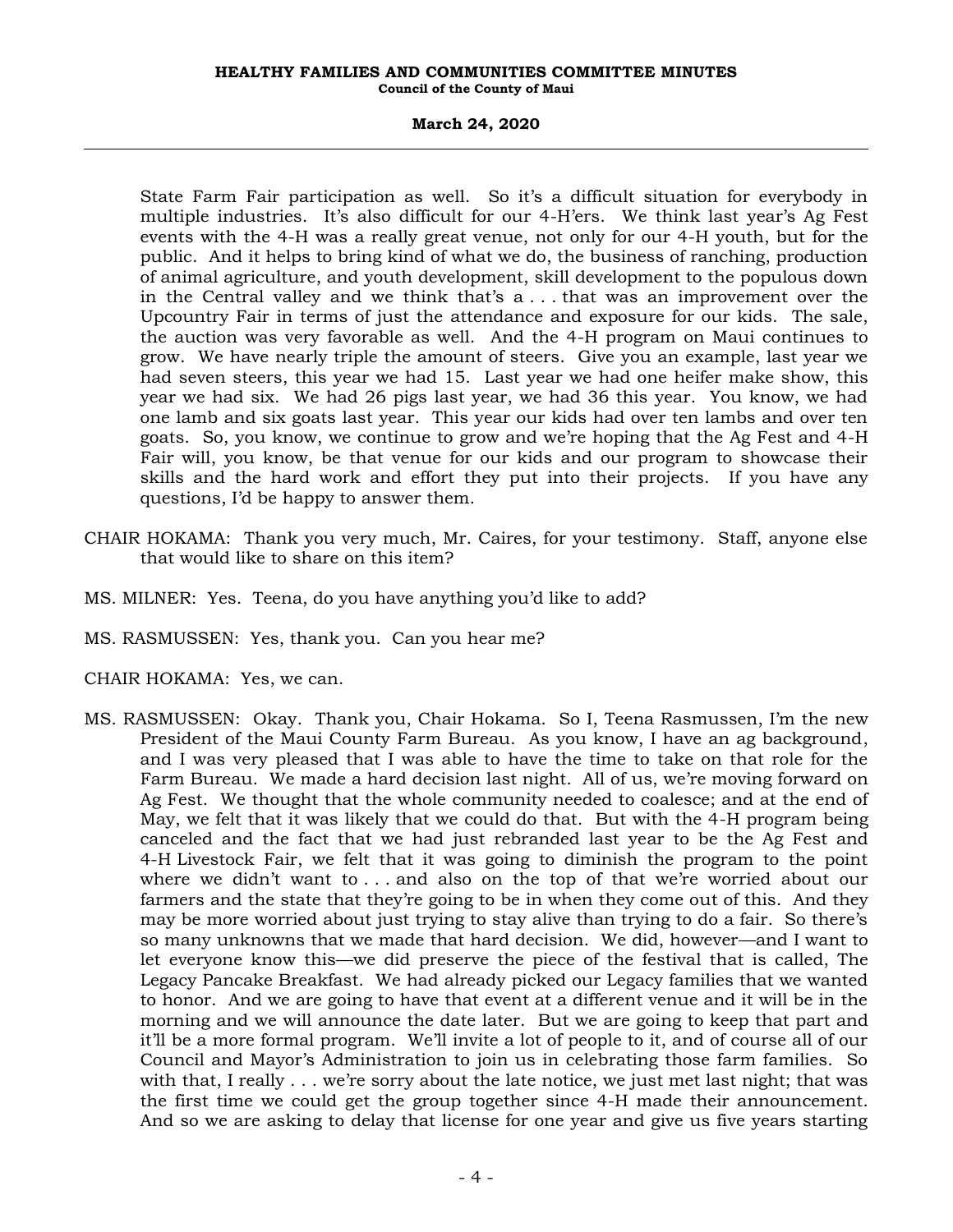State Farm Fair participation as well. So it's a difficult situation for everybody in multiple industries. It's also difficult for our 4-H'ers. We think last year's Ag Fest events with the 4-H was a really great venue, not only for our 4-H youth, but for the public. And it helps to bring kind of what we do, the business of ranching, production of animal agriculture, and youth development, skill development to the populous down in the Central valley and we think that's a . . . that was an improvement over the Upcountry Fair in terms of just the attendance and exposure for our kids. The sale, the auction was very favorable as well. And the 4-H program on Maui continues to grow. We have nearly triple the amount of steers. Give you an example, last year we had seven steers, this year we had 15. Last year we had one heifer make show, this year we had six. We had 26 pigs last year, we had 36 this year. You know, we had one lamb and six goats last year. This year our kids had over ten lambs and over ten goats. So, you know, we continue to grow and we're hoping that the Ag Fest and 4-H Fair will, you know, be that venue for our kids and our program to showcase their skills and the hard work and effort they put into their projects. If you have any questions, I'd be happy to answer them.

CHAIR HOKAMA: Thank you very much, Mr. Caires, for your testimony. Staff, anyone else that would like to share on this item?

MS. MILNER: Yes. Teena, do you have anything you'd like to add?

MS. RASMUSSEN: Yes, thank you. Can you hear me?

CHAIR HOKAMA: Yes, we can.

MS. RASMUSSEN: Okay. Thank you, Chair Hokama. So I, Teena Rasmussen, I'm the new President of the Maui County Farm Bureau. As you know, I have an ag background, and I was very pleased that I was able to have the time to take on that role for the Farm Bureau. We made a hard decision last night. All of us, we're moving forward on Ag Fest. We thought that the whole community needed to coalesce; and at the end of May, we felt that it was likely that we could do that. But with the 4-H program being canceled and the fact that we had just rebranded last year to be the Ag Fest and 4-H Livestock Fair, we felt that it was going to diminish the program to the point where we didn't want to . . . and also on the top of that we're worried about our farmers and the state that they're going to be in when they come out of this. And they may be more worried about just trying to stay alive than trying to do a fair. So there's so many unknowns that we made that hard decision. We did, however—and I want to let everyone know this—we did preserve the piece of the festival that is called, The Legacy Pancake Breakfast. We had already picked our Legacy families that we wanted to honor. And we are going to have that event at a different venue and it will be in the morning and we will announce the date later. But we are going to keep that part and it'll be a more formal program. We'll invite a lot of people to it, and of course all of our Council and Mayor's Administration to join us in celebrating those farm families. So with that, I really . . . we're sorry about the late notice, we just met last night; that was the first time we could get the group together since 4-H made their announcement. And so we are asking to delay that license for one year and give us five years starting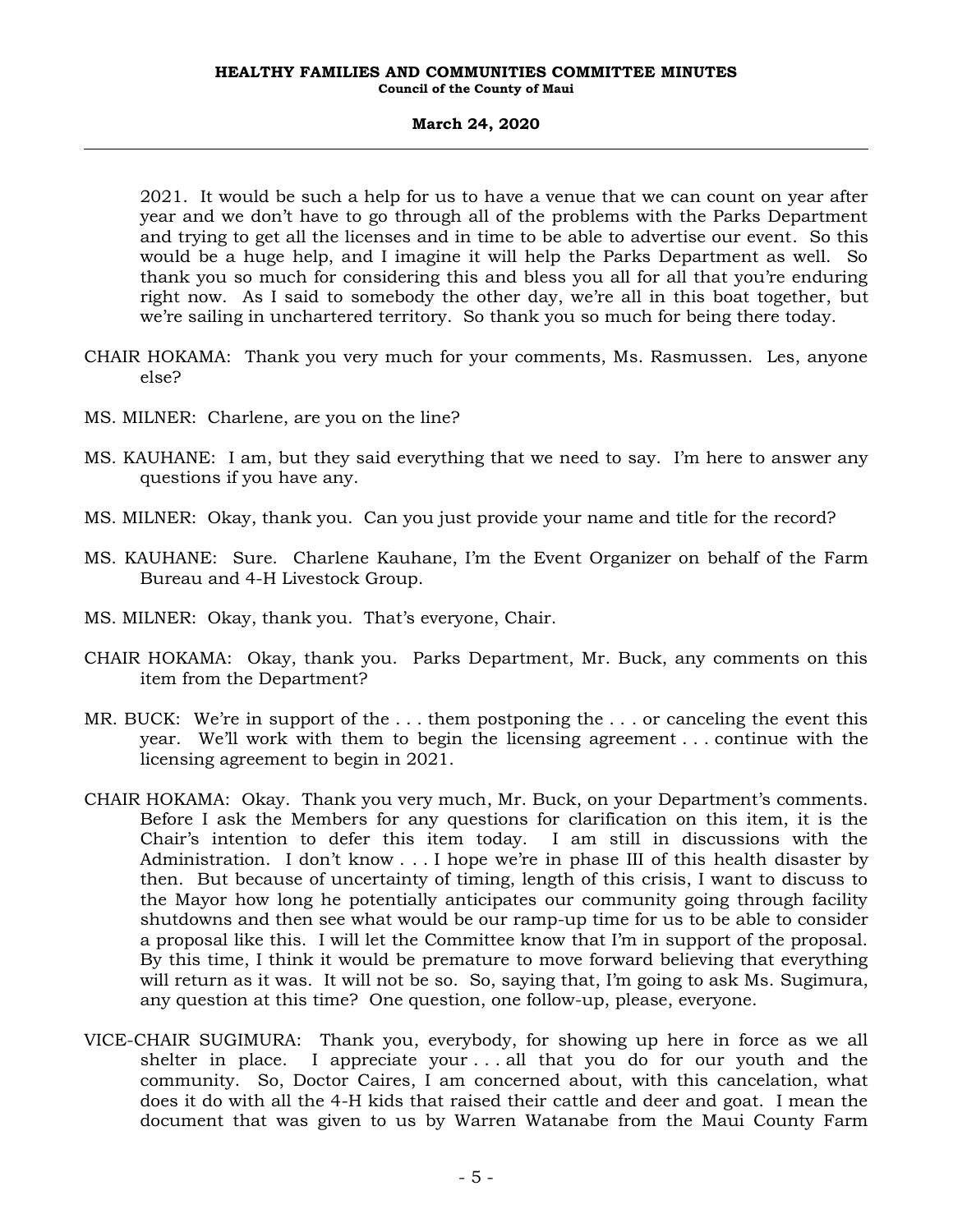2021. It would be such a help for us to have a venue that we can count on year after year and we don't have to go through all of the problems with the Parks Department and trying to get all the licenses and in time to be able to advertise our event. So this would be a huge help, and I imagine it will help the Parks Department as well. So thank you so much for considering this and bless you all for all that you're enduring right now. As I said to somebody the other day, we're all in this boat together, but we're sailing in unchartered territory. So thank you so much for being there today.

CHAIR HOKAMA: Thank you very much for your comments, Ms. Rasmussen. Les, anyone else?

MS. MILNER: Charlene, are you on the line?

MS. KAUHANE: I am, but they said everything that we need to say. I'm here to answer any questions if you have any.

MS. MILNER: Okay, thank you. Can you just provide your name and title for the record?

MS. KAUHANE: Sure. Charlene Kauhane, I'm the Event Organizer on behalf of the Farm Bureau and 4-H Livestock Group.

MS. MILNER: Okay, thank you. That's everyone, Chair.

CHAIR HOKAMA: Okay, thank you. Parks Department, Mr. Buck, any comments on this item from the Department?

MR. BUCK: We're in support of the . . . them postponing the . . . or canceling the event this year. We'll work with them to begin the licensing agreement . . . continue with the licensing agreement to begin in 2021.

CHAIR HOKAMA: Okay. Thank you very much, Mr. Buck, on your Department's comments. Before I ask the Members for any questions for clarification on this item, it is the Chair's intention to defer this item today. I am still in discussions with the Administration. I don't know . . . I hope we're in phase III of this health disaster by then. But because of uncertainty of timing, length of this crisis, I want to discuss to the Mayor how long he potentially anticipates our community going through facility shutdowns and then see what would be our ramp-up time for us to be able to consider a proposal like this. I will let the Committee know that I'm in support of the proposal. By this time, I think it would be premature to move forward believing that everything will return as it was. It will not be so. So, saying that, I'm going to ask Ms. Sugimura, any question at this time? One question, one follow-up, please, everyone.

VICE-CHAIR SUGIMURA: Thank you, everybody, for showing up here in force as we all shelter in place. I appreciate your . . . all that you do for our youth and the community. So, Doctor Caires, I am concerned about, with this cancelation, what does it do with all the 4-H kids that raised their cattle and deer and goat. I mean the document that was given to us by Warren Watanabe from the Maui County Farm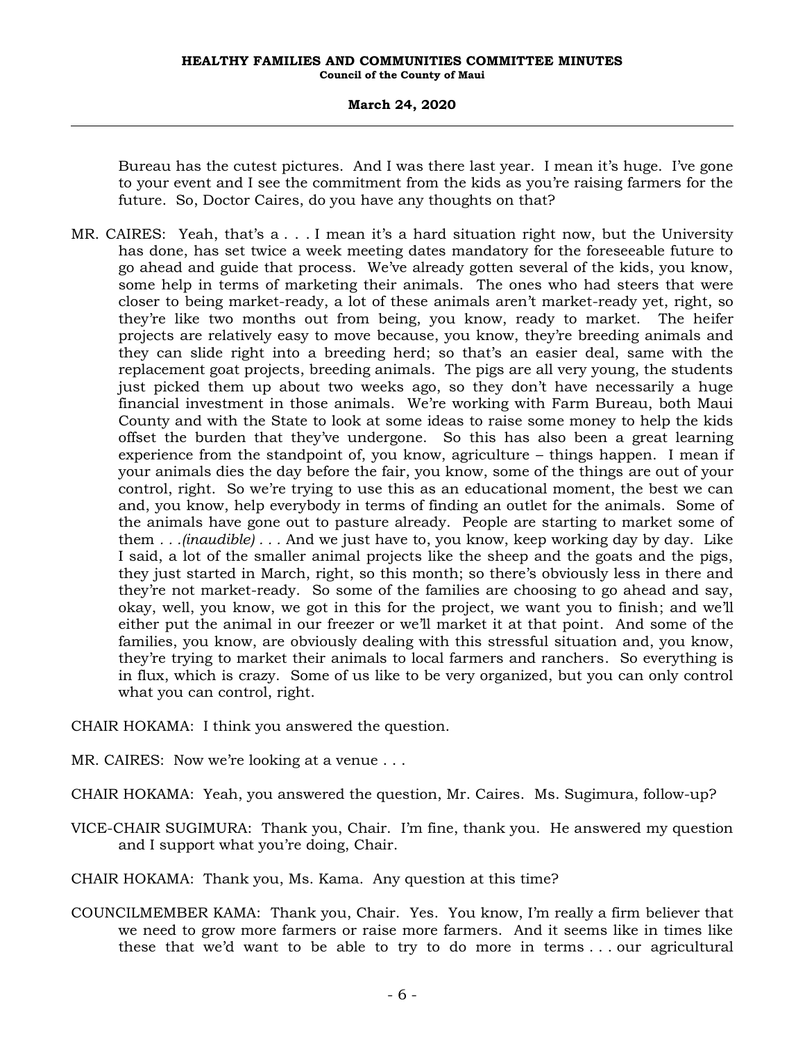Bureau has the cutest pictures. And I was there last year. I mean it's huge. I've gone to your event and I see the commitment from the kids as you're raising farmers for the future. So, Doctor Caires, do you have any thoughts on that?

MR. CAIRES: Yeah, that's a . . . I mean it's a hard situation right now, but the University has done, has set twice a week meeting dates mandatory for the foreseeable future to go ahead and guide that process. We've already gotten several of the kids, you know, some help in terms of marketing their animals. The ones who had steers that were closer to being market-ready, a lot of these animals aren't market-ready yet, right, so they're like two months out from being, you know, ready to market. The heifer projects are relatively easy to move because, you know, they're breeding animals and they can slide right into a breeding herd; so that's an easier deal, same with the replacement goat projects, breeding animals. The pigs are all very young, the students just picked them up about two weeks ago, so they don't have necessarily a huge financial investment in those animals. We're working with Farm Bureau, both Maui County and with the State to look at some ideas to raise some money to help the kids offset the burden that they've undergone. So this has also been a great learning experience from the standpoint of, you know, agriculture – things happen. I mean if your animals dies the day before the fair, you know, some of the things are out of your control, right. So we're trying to use this as an educational moment, the best we can and, you know, help everybody in terms of finding an outlet for the animals. Some of the animals have gone out to pasture already. People are starting to market some of them . . .*(inaudible)* . . . And we just have to, you know, keep working day by day. Like I said, a lot of the smaller animal projects like the sheep and the goats and the pigs, they just started in March, right, so this month; so there's obviously less in there and they're not market-ready. So some of the families are choosing to go ahead and say, okay, well, you know, we got in this for the project, we want you to finish; and we'll either put the animal in our freezer or we'll market it at that point. And some of the families, you know, are obviously dealing with this stressful situation and, you know, they're trying to market their animals to local farmers and ranchers. So everything is in flux, which is crazy. Some of us like to be very organized, but you can only control what you can control, right.

CHAIR HOKAMA: I think you answered the question.

MR. CAIRES: Now we're looking at a venue . . .

CHAIR HOKAMA: Yeah, you answered the question, Mr. Caires. Ms. Sugimura, follow-up?

VICE-CHAIR SUGIMURA: Thank you, Chair. I'm fine, thank you. He answered my question and I support what you're doing, Chair.

CHAIR HOKAMA: Thank you, Ms. Kama. Any question at this time?

COUNCILMEMBER KAMA: Thank you, Chair. Yes. You know, I'm really a firm believer that we need to grow more farmers or raise more farmers. And it seems like in times like these that we'd want to be able to try to do more in terms . . . our agricultural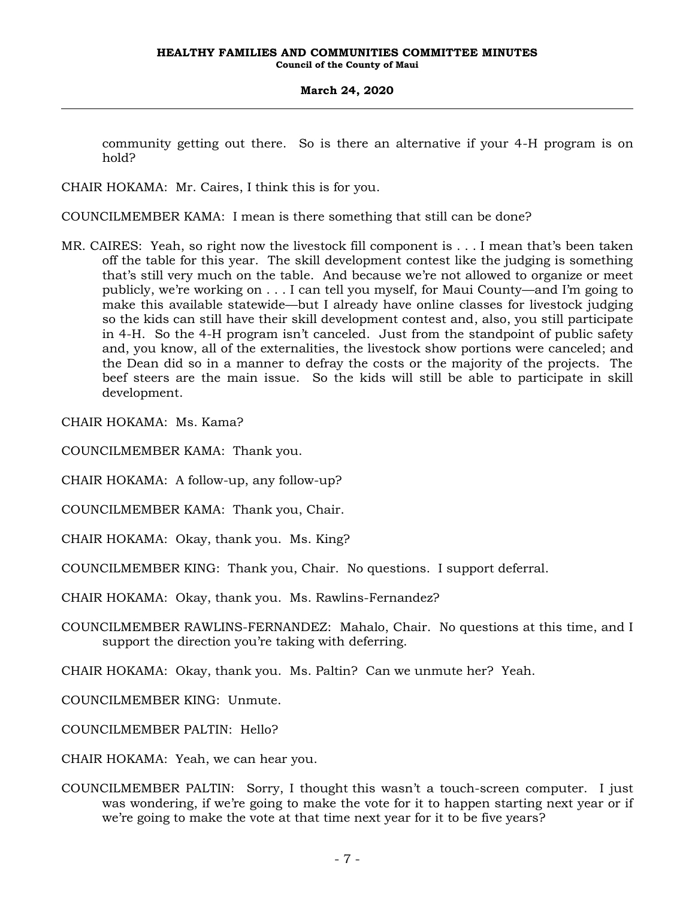community getting out there. So is there an alternative if your 4-H program is on hold?

CHAIR HOKAMA: Mr. Caires, I think this is for you.

COUNCILMEMBER KAMA: I mean is there something that still can be done?

MR. CAIRES: Yeah, so right now the livestock fill component is . . . I mean that's been taken off the table for this year. The skill development contest like the judging is something that's still very much on the table. And because we're not allowed to organize or meet publicly, we're working on . . . I can tell you myself, for Maui County—and I'm going to make this available statewide—but I already have online classes for livestock judging so the kids can still have their skill development contest and, also, you still participate in 4-H. So the 4-H program isn't canceled. Just from the standpoint of public safety and, you know, all of the externalities, the livestock show portions were canceled; and the Dean did so in a manner to defray the costs or the majority of the projects. The beef steers are the main issue. So the kids will still be able to participate in skill development.

CHAIR HOKAMA: Ms. Kama?

COUNCILMEMBER KAMA: Thank you.

CHAIR HOKAMA: A follow-up, any follow-up?

COUNCILMEMBER KAMA: Thank you, Chair.

CHAIR HOKAMA: Okay, thank you. Ms. King?

COUNCILMEMBER KING: Thank you, Chair. No questions. I support deferral.

CHAIR HOKAMA: Okay, thank you. Ms. Rawlins-Fernandez?

COUNCILMEMBER RAWLINS-FERNANDEZ: Mahalo, Chair. No questions at this time, and I support the direction you're taking with deferring.

CHAIR HOKAMA: Okay, thank you. Ms. Paltin? Can we unmute her? Yeah.

COUNCILMEMBER KING: Unmute.

COUNCILMEMBER PALTIN: Hello?

CHAIR HOKAMA: Yeah, we can hear you.

COUNCILMEMBER PALTIN: Sorry, I thought this wasn't a touch-screen computer. I just was wondering, if we're going to make the vote for it to happen starting next year or if we're going to make the vote at that time next year for it to be five years?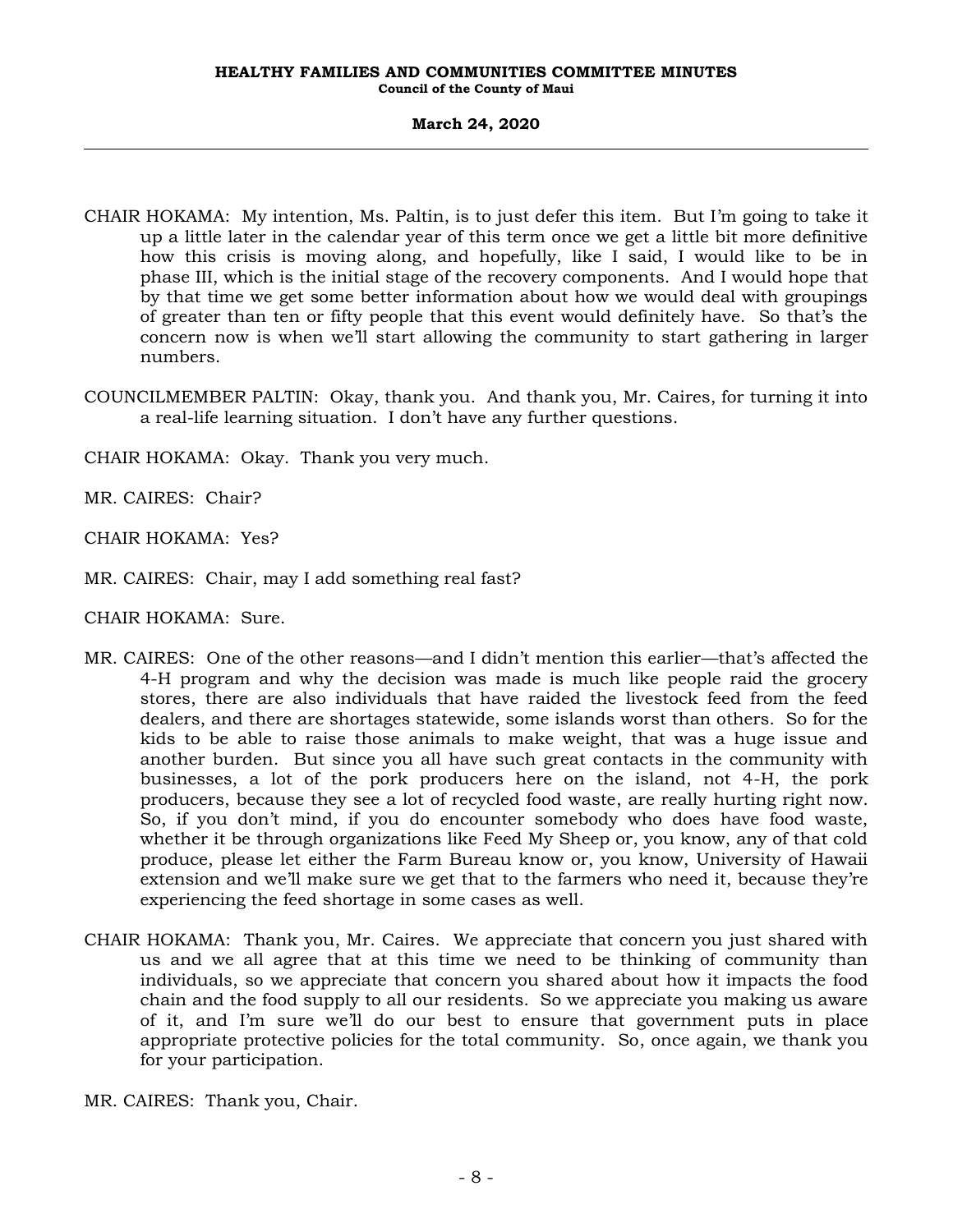CHAIR HOKAMA: My intention, Ms. Paltin, is to just defer this item. But I'm going to take it up a little later in the calendar year of this term once we get a little bit more definitive how this crisis is moving along, and hopefully, like I said, I would like to be in phase III, which is the initial stage of the recovery components. And I would hope that by that time we get some better information about how we would deal with groupings of greater than ten or fifty people that this event would definitely have. So that's the concern now is when we'll start allowing the community to start gathering in larger numbers.

COUNCILMEMBER PALTIN: Okay, thank you. And thank you, Mr. Caires, for turning it into a real-life learning situation. I don't have any further questions.

CHAIR HOKAMA: Okay. Thank you very much.

MR. CAIRES: Chair?

CHAIR HOKAMA: Yes?

MR. CAIRES: Chair, may I add something real fast?

CHAIR HOKAMA: Sure.

MR. CAIRES: One of the other reasons—and I didn't mention this earlier—that's affected the 4-H program and why the decision was made is much like people raid the grocery stores, there are also individuals that have raided the livestock feed from the feed dealers, and there are shortages statewide, some islands worst than others. So for the kids to be able to raise those animals to make weight, that was a huge issue and another burden. But since you all have such great contacts in the community with businesses, a lot of the pork producers here on the island, not 4-H, the pork producers, because they see a lot of recycled food waste, are really hurting right now. So, if you don't mind, if you do encounter somebody who does have food waste, whether it be through organizations like Feed My Sheep or, you know, any of that cold produce, please let either the Farm Bureau know or, you know, University of Hawaii extension and we'll make sure we get that to the farmers who need it, because they're experiencing the feed shortage in some cases as well.

CHAIR HOKAMA: Thank you, Mr. Caires. We appreciate that concern you just shared with us and we all agree that at this time we need to be thinking of community than individuals, so we appreciate that concern you shared about how it impacts the food chain and the food supply to all our residents. So we appreciate you making us aware of it, and I'm sure we'll do our best to ensure that government puts in place appropriate protective policies for the total community. So, once again, we thank you for your participation.

MR. CAIRES: Thank you, Chair.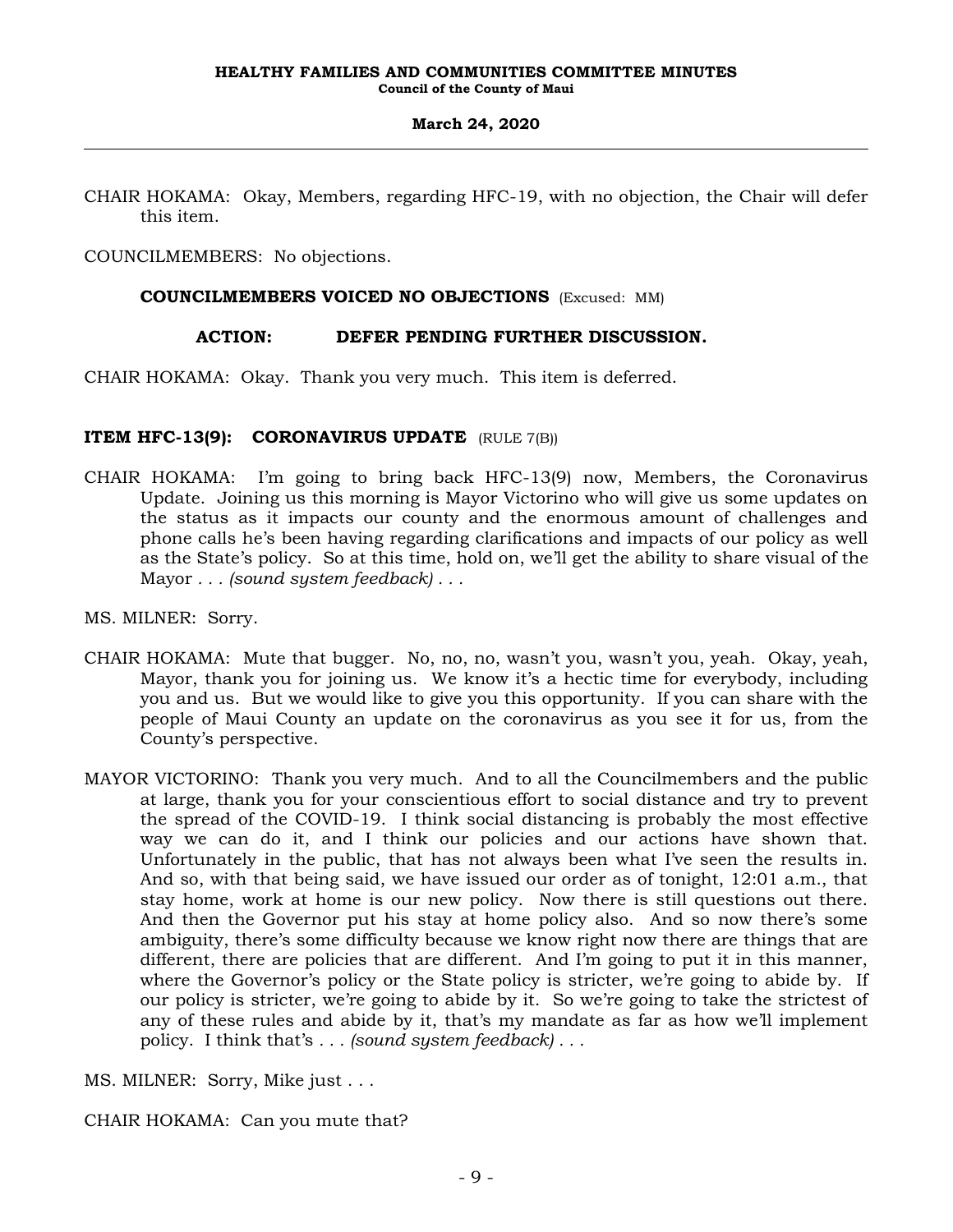CHAIR HOKAMA: Okay, Members, regarding HFC-19, with no objection, the Chair will defer this item.

COUNCILMEMBERS: No objections.

**COUNCILMEMBERS VOICED NO OBJECTIONS** (Excused: MM)

**ACTION: DEFER PENDING FURTHER DISCUSSION.**

CHAIR HOKAMA: Okay. Thank you very much. This item is deferred.

**ITEM HFC-13(9): CORONAVIRUS UPDATE** (RULE 7(B))

CHAIR HOKAMA: I'm going to bring back HFC-13(9) now, Members, the Coronavirus Update. Joining us this morning is Mayor Victorino who will give us some updates on the status as it impacts our county and the enormous amount of challenges and phone calls he's been having regarding clarifications and impacts of our policy as well as the State's policy. So at this time, hold on, we'll get the ability to share visual of the Mayor *. . . (sound system feedback) . . .*

MS. MILNER: Sorry.

CHAIR HOKAMA: Mute that bugger. No, no, no, wasn't you, wasn't you, yeah. Okay, yeah, Mayor, thank you for joining us. We know it's a hectic time for everybody, including you and us. But we would like to give you this opportunity. If you can share with the people of Maui County an update on the coronavirus as you see it for us, from the County's perspective.

MAYOR VICTORINO: Thank you very much. And to all the Councilmembers and the public at large, thank you for your conscientious effort to social distance and try to prevent the spread of the COVID-19. I think social distancing is probably the most effective way we can do it, and I think our policies and our actions have shown that. Unfortunately in the public, that has not always been what I've seen the results in. And so, with that being said, we have issued our order as of tonight, 12:01 a.m., that stay home, work at home is our new policy. Now there is still questions out there. And then the Governor put his stay at home policy also. And so now there's some ambiguity, there's some difficulty because we know right now there are things that are different, there are policies that are different. And I'm going to put it in this manner, where the Governor's policy or the State policy is stricter, we're going to abide by. If our policy is stricter, we're going to abide by it. So we're going to take the strictest of any of these rules and abide by it, that's my mandate as far as how we'll implement policy. I think that's *. . . (sound system feedback) . . .*

MS. MILNER: Sorry, Mike just . . .

CHAIR HOKAMA: Can you mute that?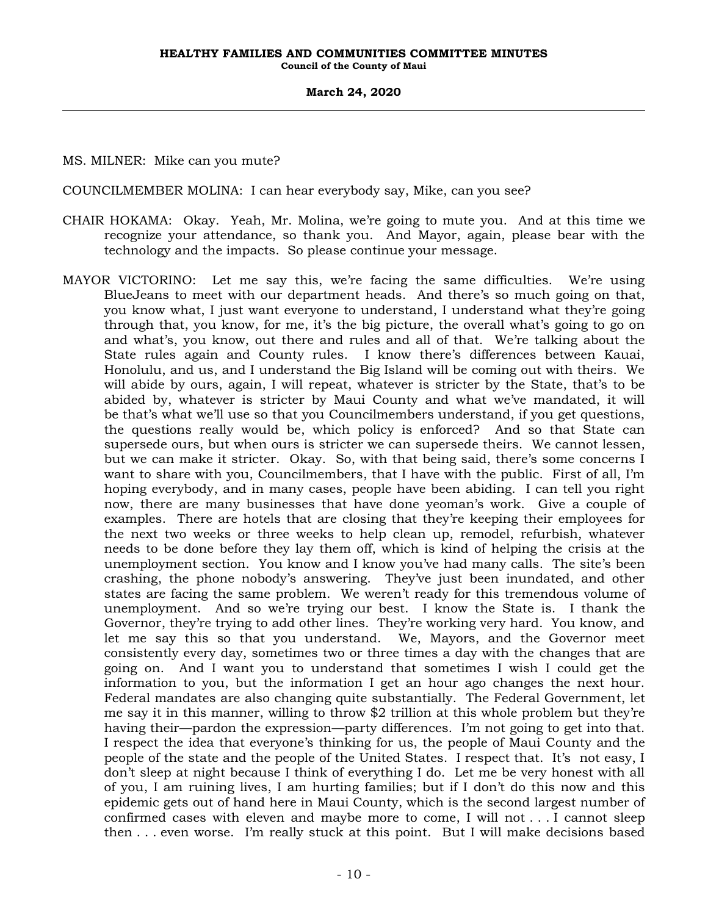MS. MILNER: Mike can you mute?

COUNCILMEMBER MOLINA: I can hear everybody say, Mike, can you see?

CHAIR HOKAMA: Okay. Yeah, Mr. Molina, we're going to mute you. And at this time we recognize your attendance, so thank you. And Mayor, again, please bear with the technology and the impacts. So please continue your message.

MAYOR VICTORINO: Let me say this, we're facing the same difficulties. We're using BlueJeans to meet with our department heads. And there's so much going on that, you know what, I just want everyone to understand, I understand what they're going through that, you know, for me, it's the big picture, the overall what's going to go on and what's, you know, out there and rules and all of that. We're talking about the State rules again and County rules. I know there's differences between Kauai, Honolulu, and us, and I understand the Big Island will be coming out with theirs. We will abide by ours, again, I will repeat, whatever is stricter by the State, that's to be abided by, whatever is stricter by Maui County and what we've mandated, it will be that's what we'll use so that you Councilmembers understand, if you get questions, the questions really would be, which policy is enforced? And so that State can supersede ours, but when ours is stricter we can supersede theirs. We cannot lessen, but we can make it stricter. Okay. So, with that being said, there's some concerns I want to share with you, Councilmembers, that I have with the public. First of all, I'm hoping everybody, and in many cases, people have been abiding. I can tell you right now, there are many businesses that have done yeoman's work. Give a couple of examples. There are hotels that are closing that they're keeping their employees for the next two weeks or three weeks to help clean up, remodel, refurbish, whatever needs to be done before they lay them off, which is kind of helping the crisis at the unemployment section. You know and I know you've had many calls. The site's been crashing, the phone nobody's answering. They've just been inundated, and other states are facing the same problem. We weren't ready for this tremendous volume of unemployment. And so we're trying our best. I know the State is. I thank the Governor, they're trying to add other lines. They're working very hard. You know, and let me say this so that you understand. We, Mayors, and the Governor meet consistently every day, sometimes two or three times a day with the changes that are going on. And I want you to understand that sometimes I wish I could get the information to you, but the information I get an hour ago changes the next hour. Federal mandates are also changing quite substantially. The Federal Government, let me say it in this manner, willing to throw $2 trillion at this whole problem but they're having their—pardon the expression—party differences. I'm not going to get into that. I respect the idea that everyone's thinking for us, the people of Maui County and the people of the state and the people of the United States. I respect that. It's not easy, I don't sleep at night because I think of everything I do. Let me be very honest with all of you, I am ruining lives, I am hurting families; but if I don't do this now and this epidemic gets out of hand here in Maui County, which is the second largest number of confirmed cases with eleven and maybe more to come, I will not . . . I cannot sleep then . . . even worse. I'm really stuck at this point. But I will make decisions based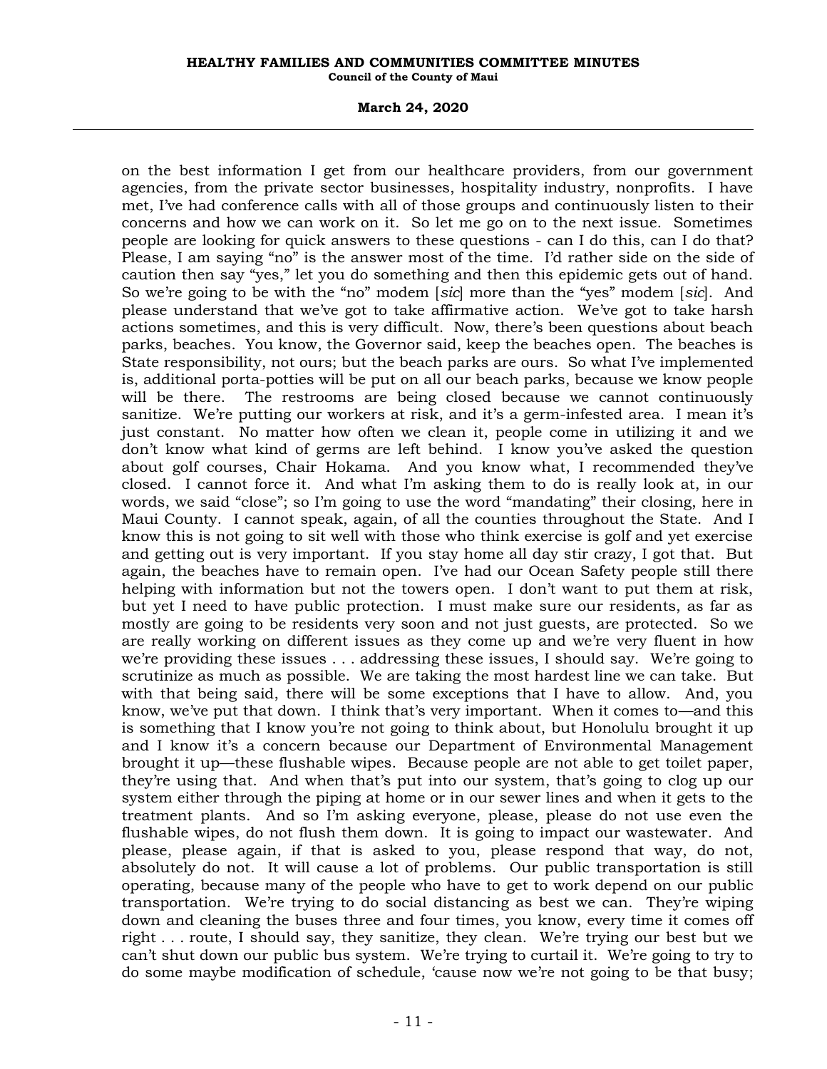on the best information I get from our healthcare providers, from our government agencies, from the private sector businesses, hospitality industry, nonprofits. I have met, I've had conference calls with all of those groups and continuously listen to their concerns and how we can work on it. So let me go on to the next issue. Sometimes people are looking for quick answers to these questions - can I do this, can I do that? Please, I am saying "no" is the answer most of the time. I'd rather side on the side of caution then say "yes," let you do something and then this epidemic gets out of hand. So we're going to be with the "no" modem [*sic*] more than the "yes" modem [*sic*]. And please understand that we've got to take affirmative action. We've got to take harsh actions sometimes, and this is very difficult. Now, there's been questions about beach parks, beaches. You know, the Governor said, keep the beaches open. The beaches is State responsibility, not ours; but the beach parks are ours. So what I've implemented is, additional porta-potties will be put on all our beach parks, because we know people will be there. The restrooms are being closed because we cannot continuously sanitize. We're putting our workers at risk, and it's a germ-infested area. I mean it's just constant. No matter how often we clean it, people come in utilizing it and we don't know what kind of germs are left behind. I know you've asked the question about golf courses, Chair Hokama. And you know what, I recommended they've closed. I cannot force it. And what I'm asking them to do is really look at, in our words, we said "close"; so I'm going to use the word "mandating" their closing, here in Maui County. I cannot speak, again, of all the counties throughout the State. And I know this is not going to sit well with those who think exercise is golf and yet exercise and getting out is very important. If you stay home all day stir crazy, I got that. But again, the beaches have to remain open. I've had our Ocean Safety people still there helping with information but not the towers open. I don't want to put them at risk, but yet I need to have public protection. I must make sure our residents, as far as mostly are going to be residents very soon and not just guests, are protected. So we are really working on different issues as they come up and we're very fluent in how we're providing these issues . . . addressing these issues, I should say. We're going to scrutinize as much as possible. We are taking the most hardest line we can take. But with that being said, there will be some exceptions that I have to allow. And, you know, we've put that down. I think that's very important. When it comes to—and this is something that I know you're not going to think about, but Honolulu brought it up and I know it's a concern because our Department of Environmental Management brought it up—these flushable wipes. Because people are not able to get toilet paper, they're using that. And when that's put into our system, that's going to clog up our system either through the piping at home or in our sewer lines and when it gets to the treatment plants. And so I'm asking everyone, please, please do not use even the flushable wipes, do not flush them down. It is going to impact our wastewater. And please, please again, if that is asked to you, please respond that way, do not, absolutely do not. It will cause a lot of problems. Our public transportation is still operating, because many of the people who have to get to work depend on our public transportation. We're trying to do social distancing as best we can. They're wiping down and cleaning the buses three and four times, you know, every time it comes off right . . . route, I should say, they sanitize, they clean. We're trying our best but we can't shut down our public bus system. We're trying to curtail it. We're going to try to do some maybe modification of schedule, 'cause now we're not going to be that busy;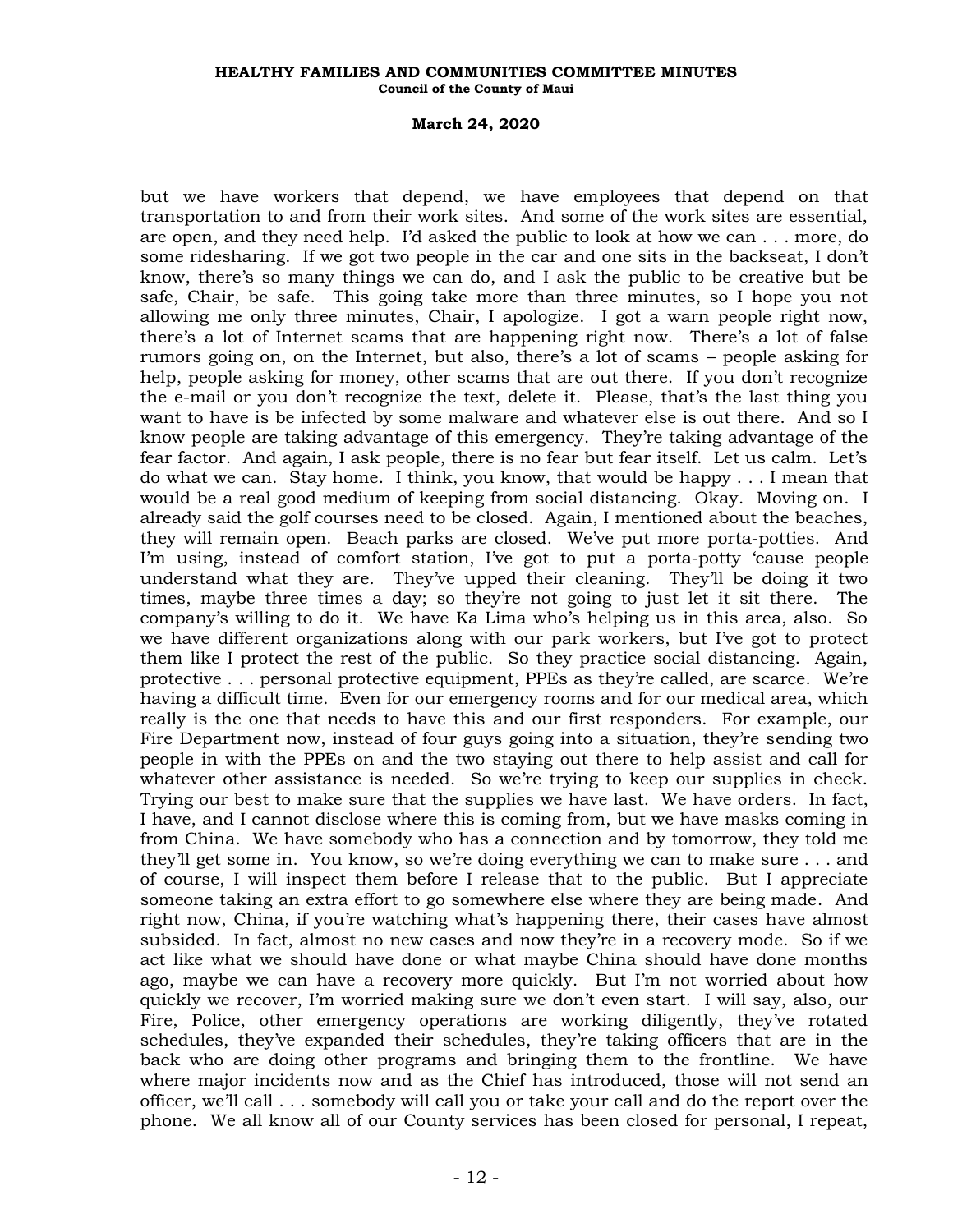but we have workers that depend, we have employees that depend on that transportation to and from their work sites. And some of the work sites are essential, are open, and they need help. I'd asked the public to look at how we can . . . more, do some ridesharing. If we got two people in the car and one sits in the backseat, I don't know, there's so many things we can do, and I ask the public to be creative but be safe, Chair, be safe. This going take more than three minutes, so I hope you not allowing me only three minutes, Chair, I apologize. I got a warn people right now, there's a lot of Internet scams that are happening right now. There's a lot of false rumors going on, on the Internet, but also, there's a lot of scams – people asking for help, people asking for money, other scams that are out there. If you don't recognize the e-mail or you don't recognize the text, delete it. Please, that's the last thing you want to have is be infected by some malware and whatever else is out there. And so I know people are taking advantage of this emergency. They're taking advantage of the fear factor. And again, I ask people, there is no fear but fear itself. Let us calm. Let's do what we can. Stay home. I think, you know, that would be happy . . . I mean that would be a real good medium of keeping from social distancing. Okay. Moving on. I already said the golf courses need to be closed. Again, I mentioned about the beaches, they will remain open. Beach parks are closed. We've put more porta-potties. And I'm using, instead of comfort station, I've got to put a porta-potty 'cause people understand what they are. They've upped their cleaning. They'll be doing it two times, maybe three times a day; so they're not going to just let it sit there. The company's willing to do it. We have Ka Lima who's helping us in this area, also. So we have different organizations along with our park workers, but I've got to protect them like I protect the rest of the public. So they practice social distancing. Again, protective . . . personal protective equipment, PPEs as they're called, are scarce. We're having a difficult time. Even for our emergency rooms and for our medical area, which really is the one that needs to have this and our first responders. For example, our Fire Department now, instead of four guys going into a situation, they're sending two people in with the PPEs on and the two staying out there to help assist and call for whatever other assistance is needed. So we're trying to keep our supplies in check. Trying our best to make sure that the supplies we have last. We have orders. In fact, I have, and I cannot disclose where this is coming from, but we have masks coming in from China. We have somebody who has a connection and by tomorrow, they told me they'll get some in. You know, so we're doing everything we can to make sure . . . and of course, I will inspect them before I release that to the public. But I appreciate someone taking an extra effort to go somewhere else where they are being made. And right now, China, if you're watching what's happening there, their cases have almost subsided. In fact, almost no new cases and now they're in a recovery mode. So if we act like what we should have done or what maybe China should have done months ago, maybe we can have a recovery more quickly. But I'm not worried about how quickly we recover, I'm worried making sure we don't even start. I will say, also, our Fire, Police, other emergency operations are working diligently, they've rotated schedules, they've expanded their schedules, they're taking officers that are in the back who are doing other programs and bringing them to the frontline. We have where major incidents now and as the Chief has introduced, those will not send an officer, we'll call . . . somebody will call you or take your call and do the report over the phone. We all know all of our County services has been closed for personal, I repeat,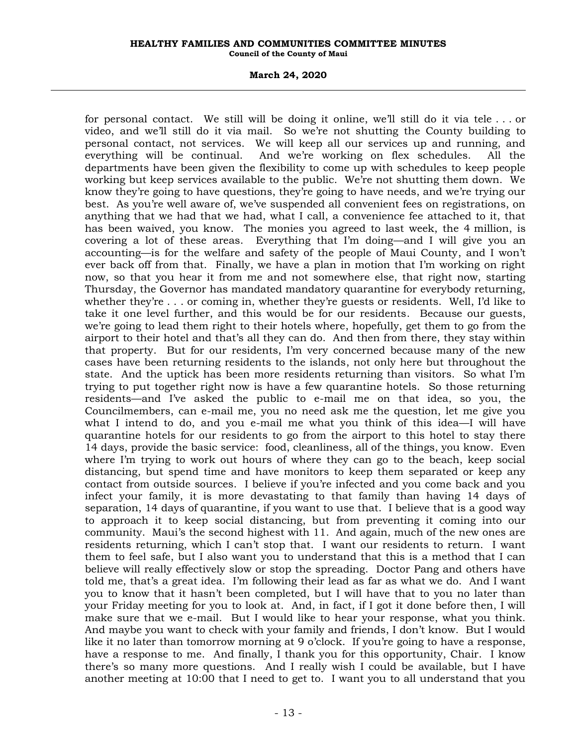for personal contact. We still will be doing it online, we'll still do it via tele . . . or video, and we'll still do it via mail. So we're not shutting the County building to personal contact, not services. We will keep all our services up and running, and everything will be continual. And we're working on flex schedules. All the departments have been given the flexibility to come up with schedules to keep people working but keep services available to the public. We're not shutting them down. We know they're going to have questions, they're going to have needs, and we're trying our best. As you're well aware of, we've suspended all convenient fees on registrations, on anything that we had that we had, what I call, a convenience fee attached to it, that has been waived, you know. The monies you agreed to last week, the 4 million, is covering a lot of these areas. Everything that I'm doing—and I will give you an accounting—is for the welfare and safety of the people of Maui County, and I won't ever back off from that. Finally, we have a plan in motion that I'm working on right now, so that you hear it from me and not somewhere else, that right now, starting Thursday, the Governor has mandated mandatory quarantine for everybody returning, whether they're . . . or coming in, whether they're guests or residents. Well, I'd like to take it one level further, and this would be for our residents. Because our guests, we're going to lead them right to their hotels where, hopefully, get them to go from the airport to their hotel and that's all they can do. And then from there, they stay within that property. But for our residents, I'm very concerned because many of the new cases have been returning residents to the islands, not only here but throughout the state. And the uptick has been more residents returning than visitors. So what I'm trying to put together right now is have a few quarantine hotels. So those returning residents—and I've asked the public to e-mail me on that idea, so you, the Councilmembers, can e-mail me, you no need ask me the question, let me give you what I intend to do, and you e-mail me what you think of this idea—I will have quarantine hotels for our residents to go from the airport to this hotel to stay there 14 days, provide the basic service: food, cleanliness, all of the things, you know. Even where I'm trying to work out hours of where they can go to the beach, keep social distancing, but spend time and have monitors to keep them separated or keep any contact from outside sources. I believe if you're infected and you come back and you infect your family, it is more devastating to that family than having 14 days of separation, 14 days of quarantine, if you want to use that. I believe that is a good way to approach it to keep social distancing, but from preventing it coming into our community. Maui's the second highest with 11. And again, much of the new ones are residents returning, which I can't stop that. I want our residents to return. I want them to feel safe, but I also want you to understand that this is a method that I can believe will really effectively slow or stop the spreading. Doctor Pang and others have told me, that's a great idea. I'm following their lead as far as what we do. And I want you to know that it hasn't been completed, but I will have that to you no later than your Friday meeting for you to look at. And, in fact, if I got it done before then, I will make sure that we e-mail. But I would like to hear your response, what you think. And maybe you want to check with your family and friends, I don't know. But I would like it no later than tomorrow morning at 9 o'clock. If you're going to have a response, have a response to me. And finally, I thank you for this opportunity, Chair. I know there's so many more questions. And I really wish I could be available, but I have another meeting at 10:00 that I need to get to. I want you to all understand that you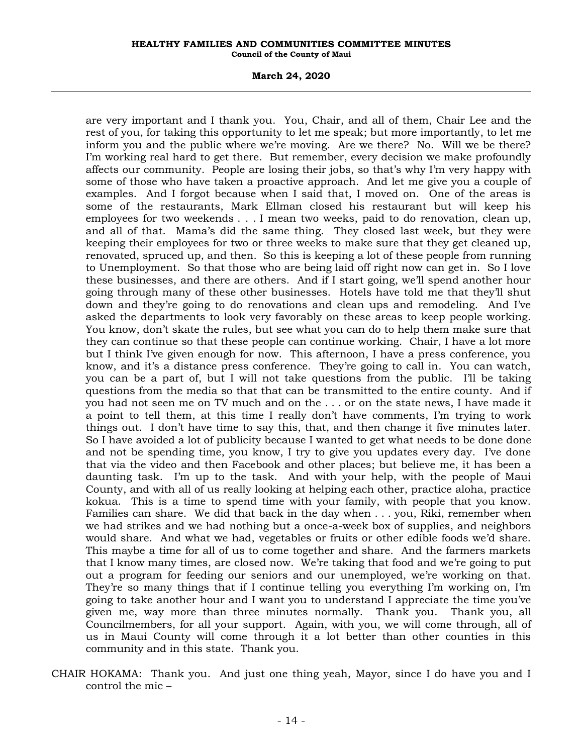are very important and I thank you. You, Chair, and all of them, Chair Lee and the rest of you, for taking this opportunity to let me speak; but more importantly, to let me inform you and the public where we're moving. Are we there? No. Will we be there? I'm working real hard to get there. But remember, every decision we make profoundly affects our community. People are losing their jobs, so that's why I'm very happy with some of those who have taken a proactive approach. And let me give you a couple of examples. And I forgot because when I said that, I moved on. One of the areas is some of the restaurants, Mark Ellman closed his restaurant but will keep his employees for two weekends . . . I mean two weeks, paid to do renovation, clean up, and all of that. Mama's did the same thing. They closed last week, but they were keeping their employees for two or three weeks to make sure that they get cleaned up, renovated, spruced up, and then. So this is keeping a lot of these people from running to Unemployment. So that those who are being laid off right now can get in. So I love these businesses, and there are others. And if I start going, we'll spend another hour going through many of these other businesses. Hotels have told me that they'll shut down and they're going to do renovations and clean ups and remodeling. And I've asked the departments to look very favorably on these areas to keep people working. You know, don't skate the rules, but see what you can do to help them make sure that they can continue so that these people can continue working. Chair, I have a lot more but I think I've given enough for now. This afternoon, I have a press conference, you know, and it's a distance press conference. They're going to call in. You can watch, you can be a part of, but I will not take questions from the public. I'll be taking questions from the media so that that can be transmitted to the entire county. And if you had not seen me on TV much and on the . . . or on the state news, I have made it a point to tell them, at this time I really don't have comments, I'm trying to work things out. I don't have time to say this, that, and then change it five minutes later. So I have avoided a lot of publicity because I wanted to get what needs to be done done and not be spending time, you know, I try to give you updates every day. I've done that via the video and then Facebook and other places; but believe me, it has been a daunting task. I'm up to the task. And with your help, with the people of Maui County, and with all of us really looking at helping each other, practice aloha, practice kokua. This is a time to spend time with your family, with people that you know. Families can share. We did that back in the day when . . . you, Riki, remember when we had strikes and we had nothing but a once-a-week box of supplies, and neighbors would share. And what we had, vegetables or fruits or other edible foods we'd share. This maybe a time for all of us to come together and share. And the farmers markets that I know many times, are closed now. We're taking that food and we're going to put out a program for feeding our seniors and our unemployed, we're working on that. They're so many things that if I continue telling you everything I'm working on, I'm going to take another hour and I want you to understand I appreciate the time you've given me, way more than three minutes normally. Thank you. Thank you, all Councilmembers, for all your support. Again, with you, we will come through, all of us in Maui County will come through it a lot better than other counties in this community and in this state. Thank you.

CHAIR HOKAMA: Thank you. And just one thing yeah, Mayor, since I do have you and I control the mic –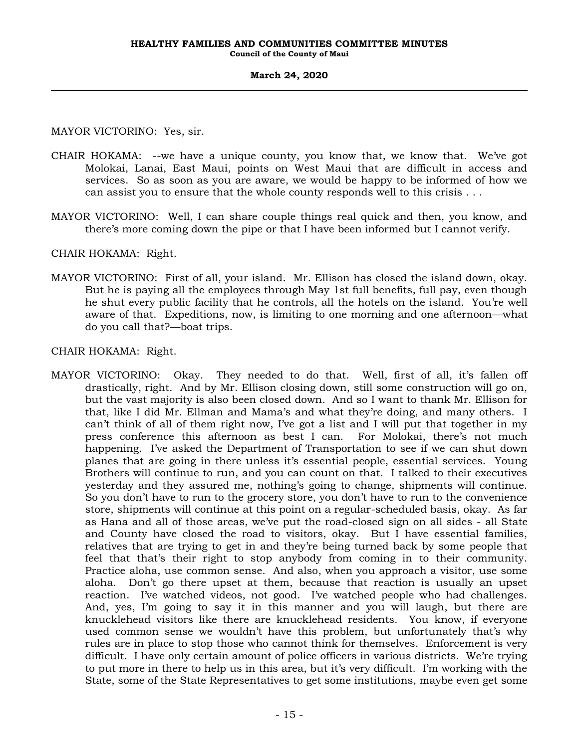MAYOR VICTORINO: Yes, sir.

CHAIR HOKAMA: --we have a unique county, you know that, we know that. We've got Molokai, Lanai, East Maui, points on West Maui that are difficult in access and services. So as soon as you are aware, we would be happy to be informed of how we can assist you to ensure that the whole county responds well to this crisis . . .

MAYOR VICTORINO: Well, I can share couple things real quick and then, you know, and there's more coming down the pipe or that I have been informed but I cannot verify.

CHAIR HOKAMA: Right.

MAYOR VICTORINO: First of all, your island. Mr. Ellison has closed the island down, okay. But he is paying all the employees through May 1st full benefits, full pay, even though he shut every public facility that he controls, all the hotels on the island. You're well aware of that. Expeditions, now, is limiting to one morning and one afternoon—what do you call that?—boat trips.

CHAIR HOKAMA: Right.

MAYOR VICTORINO: Okay. They needed to do that. Well, first of all, it's fallen off drastically, right. And by Mr. Ellison closing down, still some construction will go on, but the vast majority is also been closed down. And so I want to thank Mr. Ellison for that, like I did Mr. Ellman and Mama's and what they're doing, and many others. I can't think of all of them right now, I've got a list and I will put that together in my press conference this afternoon as best I can. For Molokai, there's not much happening. I've asked the Department of Transportation to see if we can shut down planes that are going in there unless it's essential people, essential services. Young Brothers will continue to run, and you can count on that. I talked to their executives yesterday and they assured me, nothing's going to change, shipments will continue. So you don't have to run to the grocery store, you don't have to run to the convenience store, shipments will continue at this point on a regular-scheduled basis, okay. As far as Hana and all of those areas, we've put the road-closed sign on all sides - all State and County have closed the road to visitors, okay. But I have essential families, relatives that are trying to get in and they're being turned back by some people that feel that that's their right to stop anybody from coming in to their community. Practice aloha, use common sense. And also, when you approach a visitor, use some aloha. Don't go there upset at them, because that reaction is usually an upset reaction. I've watched videos, not good. I've watched people who had challenges. And, yes, I'm going to say it in this manner and you will laugh, but there are knucklehead visitors like there are knucklehead residents. You know, if everyone used common sense we wouldn't have this problem, but unfortunately that's why rules are in place to stop those who cannot think for themselves. Enforcement is very difficult. I have only certain amount of police officers in various districts. We're trying to put more in there to help us in this area, but it's very difficult. I'm working with the State, some of the State Representatives to get some institutions, maybe even get some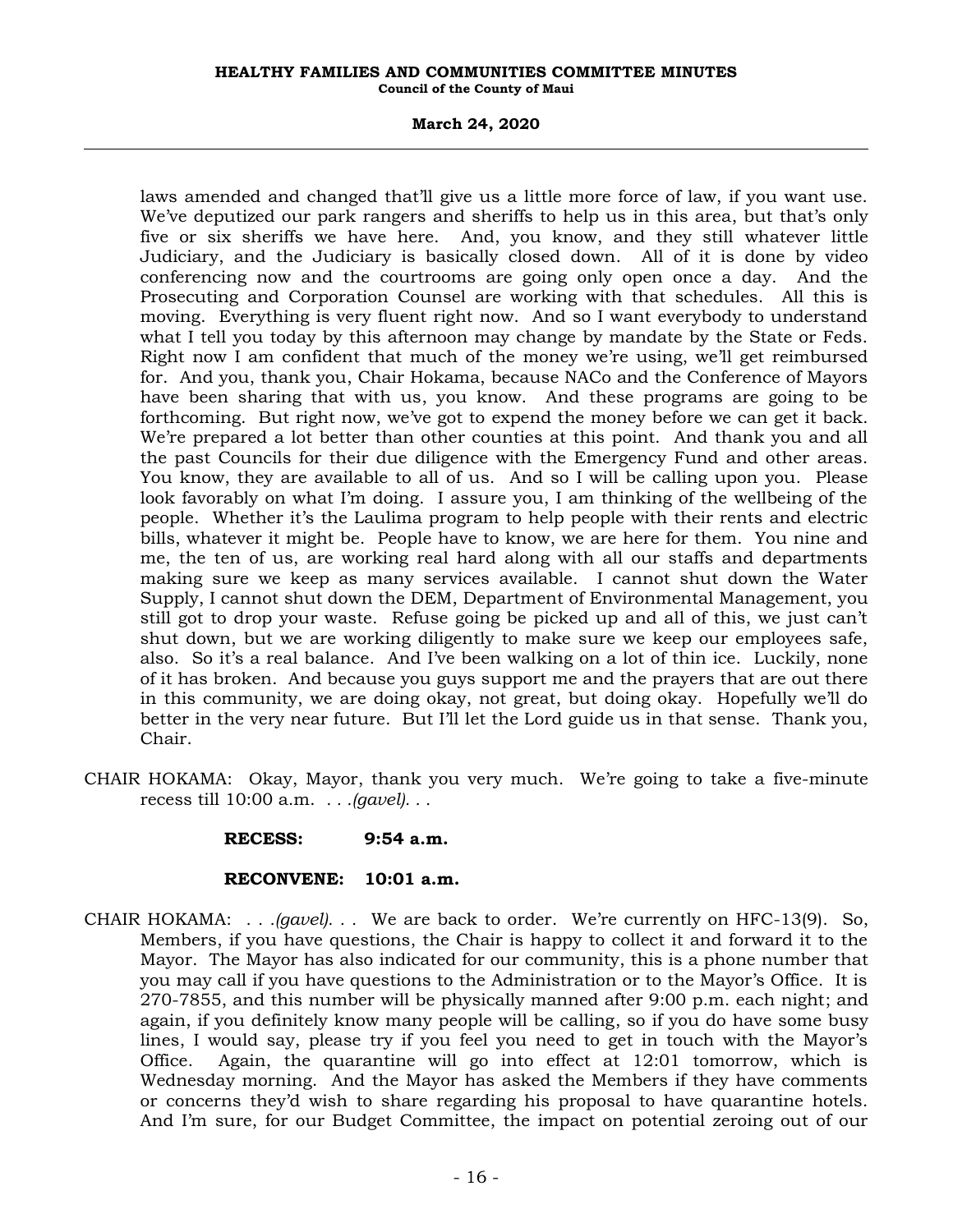laws amended and changed that'll give us a little more force of law, if you want use. We've deputized our park rangers and sheriffs to help us in this area, but that's only five or six sheriffs we have here. And, you know, and they still whatever little Judiciary, and the Judiciary is basically closed down. All of it is done by video conferencing now and the courtrooms are going only open once a day. And the Prosecuting and Corporation Counsel are working with that schedules. All this is moving. Everything is very fluent right now. And so I want everybody to understand what I tell you today by this afternoon may change by mandate by the State or Feds. Right now I am confident that much of the money we're using, we'll get reimbursed for. And you, thank you, Chair Hokama, because NACo and the Conference of Mayors have been sharing that with us, you know. And these programs are going to be forthcoming. But right now, we've got to expend the money before we can get it back. We're prepared a lot better than other counties at this point. And thank you and all the past Councils for their due diligence with the Emergency Fund and other areas. You know, they are available to all of us. And so I will be calling upon you. Please look favorably on what I'm doing. I assure you, I am thinking of the wellbeing of the people. Whether it's the Laulima program to help people with their rents and electric bills, whatever it might be. People have to know, we are here for them. You nine and me, the ten of us, are working real hard along with all our staffs and departments making sure we keep as many services available. I cannot shut down the Water Supply, I cannot shut down the DEM, Department of Environmental Management, you still got to drop your waste. Refuse going be picked up and all of this, we just can't shut down, but we are working diligently to make sure we keep our employees safe, also. So it's a real balance. And I've been walking on a lot of thin ice. Luckily, none of it has broken. And because you guys support me and the prayers that are out there in this community, we are doing okay, not great, but doing okay. Hopefully we'll do better in the very near future. But I'll let the Lord guide us in that sense. Thank you, Chair.

CHAIR HOKAMA: Okay, Mayor, thank you very much. We're going to take a five-minute recess till 10:00 a.m. *. . .(gavel). . .*

**RECESS: 9:54 a.m.**

**RECONVENE: 10:01 a.m.**

CHAIR HOKAMA: *. . .(gavel). . .* We are back to order. We're currently on HFC-13(9). So, Members, if you have questions, the Chair is happy to collect it and forward it to the Mayor. The Mayor has also indicated for our community, this is a phone number that you may call if you have questions to the Administration or to the Mayor's Office. It is 270-7855, and this number will be physically manned after 9:00 p.m. each night; and again, if you definitely know many people will be calling, so if you do have some busy lines, I would say, please try if you feel you need to get in touch with the Mayor's Office. Again, the quarantine will go into effect at 12:01 tomorrow, which is Wednesday morning. And the Mayor has asked the Members if they have comments or concerns they'd wish to share regarding his proposal to have quarantine hotels. And I'm sure, for our Budget Committee, the impact on potential zeroing out of our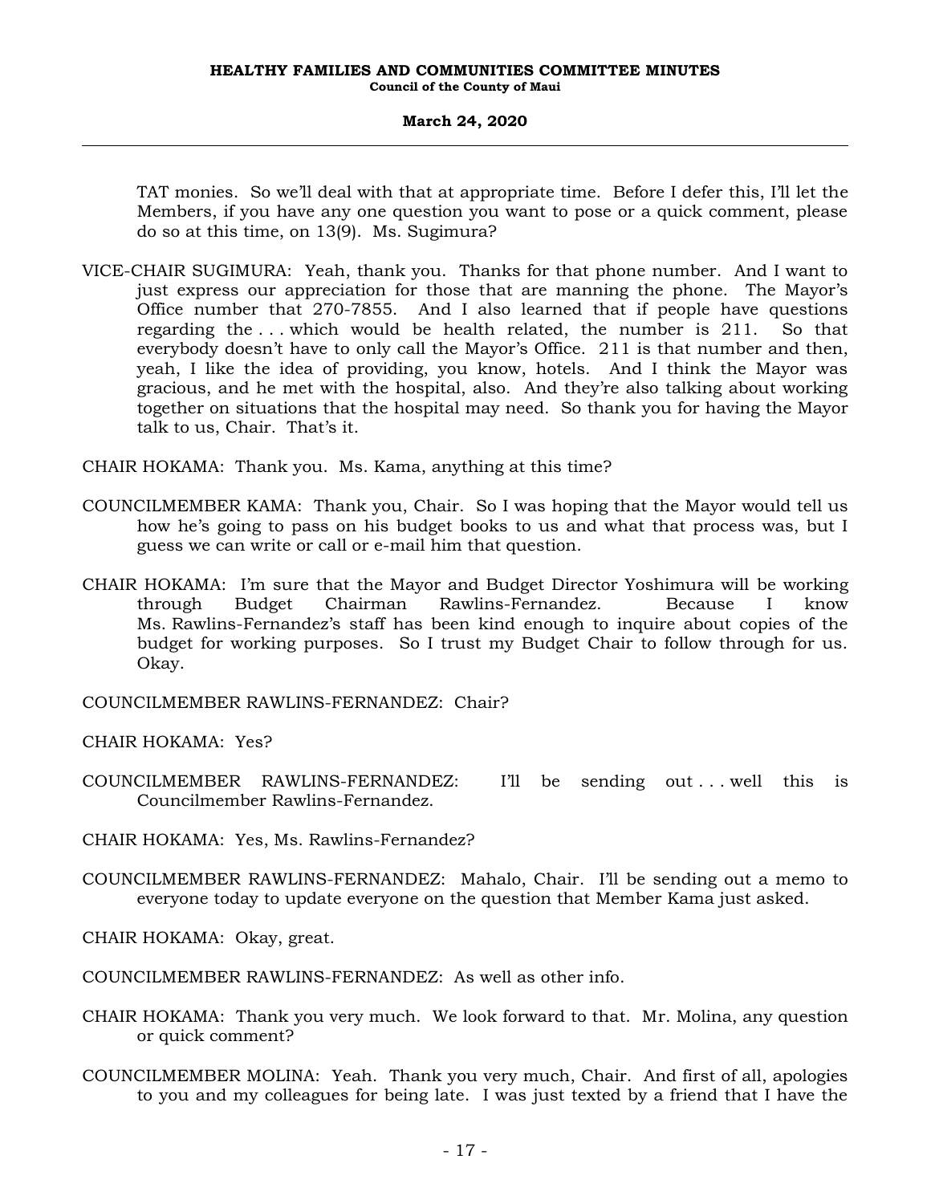TAT monies. So we'll deal with that at appropriate time. Before I defer this, I'll let the Members, if you have any one question you want to pose or a quick comment, please do so at this time, on 13(9). Ms. Sugimura?

VICE-CHAIR SUGIMURA: Yeah, thank you. Thanks for that phone number. And I want to just express our appreciation for those that are manning the phone. The Mayor's Office number that 270-7855. And I also learned that if people have questions regarding the . . . which would be health related, the number is 211. So that everybody doesn't have to only call the Mayor's Office. 211 is that number and then, yeah, I like the idea of providing, you know, hotels. And I think the Mayor was gracious, and he met with the hospital, also. And they're also talking about working together on situations that the hospital may need. So thank you for having the Mayor talk to us, Chair. That's it.

CHAIR HOKAMA: Thank you. Ms. Kama, anything at this time?

COUNCILMEMBER KAMA: Thank you, Chair. So I was hoping that the Mayor would tell us how he's going to pass on his budget books to us and what that process was, but I guess we can write or call or e-mail him that question.

CHAIR HOKAMA: I'm sure that the Mayor and Budget Director Yoshimura will be working through Budget Chairman Rawlins-Fernandez. Because I know Ms. Rawlins-Fernandez's staff has been kind enough to inquire about copies of the budget for working purposes. So I trust my Budget Chair to follow through for us. Okay.

COUNCILMEMBER RAWLINS-FERNANDEZ: Chair?

CHAIR HOKAMA: Yes?

COUNCILMEMBER RAWLINS-FERNANDEZ: I'll be sending out . . . well this is Councilmember Rawlins-Fernandez.

CHAIR HOKAMA: Yes, Ms. Rawlins-Fernandez?

COUNCILMEMBER RAWLINS-FERNANDEZ: Mahalo, Chair. I'll be sending out a memo to everyone today to update everyone on the question that Member Kama just asked.

CHAIR HOKAMA: Okay, great.

COUNCILMEMBER RAWLINS-FERNANDEZ: As well as other info.

CHAIR HOKAMA: Thank you very much. We look forward to that. Mr. Molina, any question or quick comment?

COUNCILMEMBER MOLINA: Yeah. Thank you very much, Chair. And first of all, apologies to you and my colleagues for being late. I was just texted by a friend that I have the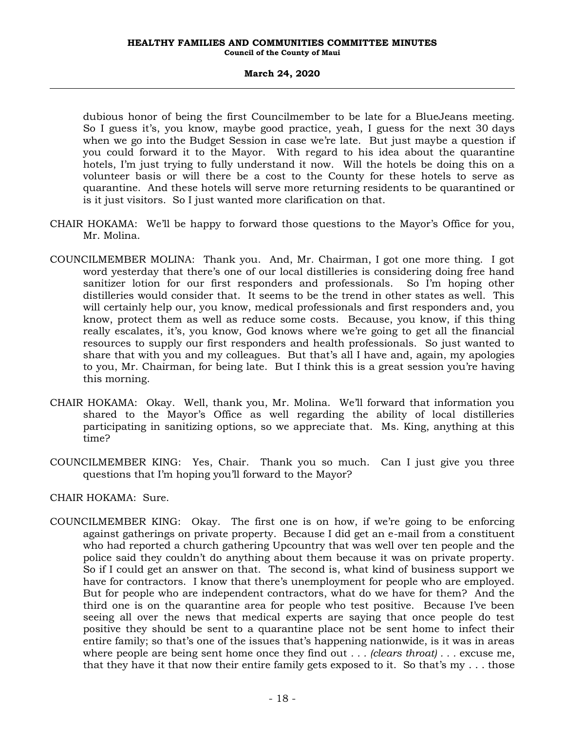dubious honor of being the first Councilmember to be late for a BlueJeans meeting. So I guess it's, you know, maybe good practice, yeah, I guess for the next 30 days when we go into the Budget Session in case we're late. But just maybe a question if you could forward it to the Mayor. With regard to his idea about the quarantine hotels, I'm just trying to fully understand it now. Will the hotels be doing this on a volunteer basis or will there be a cost to the County for these hotels to serve as quarantine. And these hotels will serve more returning residents to be quarantined or is it just visitors. So I just wanted more clarification on that.

CHAIR HOKAMA: We'll be happy to forward those questions to the Mayor's Office for you, Mr. Molina.

COUNCILMEMBER MOLINA: Thank you. And, Mr. Chairman, I got one more thing. I got word yesterday that there's one of our local distilleries is considering doing free hand sanitizer lotion for our first responders and professionals. So I'm hoping other distilleries would consider that. It seems to be the trend in other states as well. This will certainly help our, you know, medical professionals and first responders and, you know, protect them as well as reduce some costs. Because, you know, if this thing really escalates, it's, you know, God knows where we're going to get all the financial resources to supply our first responders and health professionals. So just wanted to share that with you and my colleagues. But that's all I have and, again, my apologies to you, Mr. Chairman, for being late. But I think this is a great session you're having this morning.

CHAIR HOKAMA: Okay. Well, thank you, Mr. Molina. We'll forward that information you shared to the Mayor's Office as well regarding the ability of local distilleries participating in sanitizing options, so we appreciate that. Ms. King, anything at this time?

COUNCILMEMBER KING: Yes, Chair. Thank you so much. Can I just give you three questions that I'm hoping you'll forward to the Mayor?

CHAIR HOKAMA: Sure.

COUNCILMEMBER KING: Okay. The first one is on how, if we're going to be enforcing against gatherings on private property. Because I did get an e-mail from a constituent who had reported a church gathering Upcountry that was well over ten people and the police said they couldn't do anything about them because it was on private property. So if I could get an answer on that. The second is, what kind of business support we have for contractors. I know that there's unemployment for people who are employed. But for people who are independent contractors, what do we have for them? And the third one is on the quarantine area for people who test positive. Because I've been seeing all over the news that medical experts are saying that once people do test positive they should be sent to a quarantine place not be sent home to infect their entire family; so that's one of the issues that's happening nationwide, is it was in areas where people are being sent home once they find out . . . *(clears throat)* . . . excuse me, that they have it that now their entire family gets exposed to it. So that's my . . . those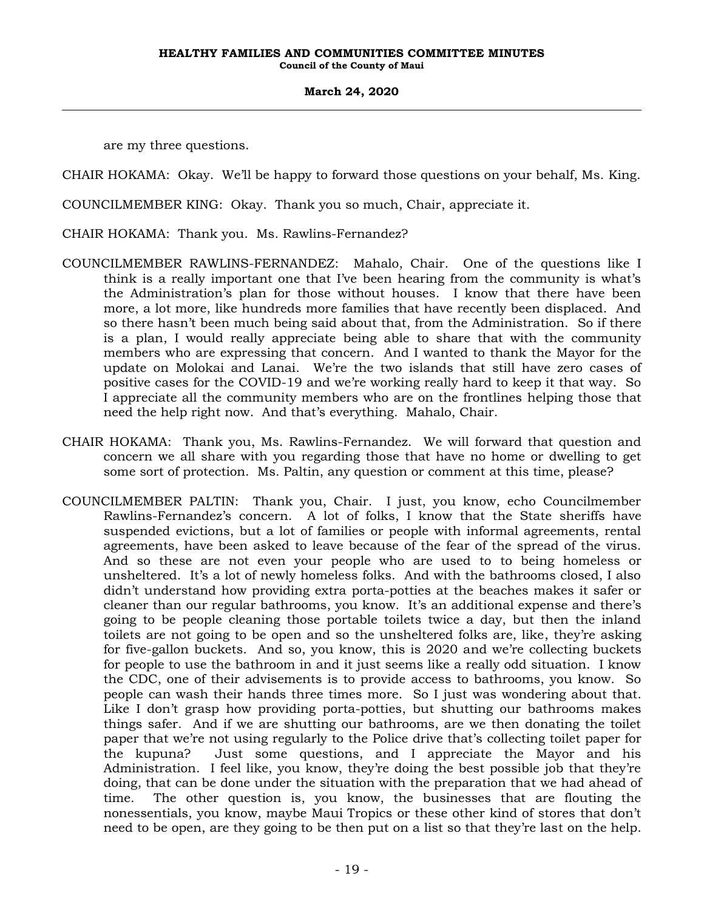are my three questions.

CHAIR HOKAMA: Okay. We'll be happy to forward those questions on your behalf, Ms. King.

COUNCILMEMBER KING: Okay. Thank you so much, Chair, appreciate it.

CHAIR HOKAMA: Thank you. Ms. Rawlins-Fernandez?

COUNCILMEMBER RAWLINS-FERNANDEZ: Mahalo, Chair. One of the questions like I think is a really important one that I've been hearing from the community is what's the Administration's plan for those without houses. I know that there have been more, a lot more, like hundreds more families that have recently been displaced. And so there hasn't been much being said about that, from the Administration. So if there is a plan, I would really appreciate being able to share that with the community members who are expressing that concern. And I wanted to thank the Mayor for the update on Molokai and Lanai. We're the two islands that still have zero cases of positive cases for the COVID-19 and we're working really hard to keep it that way. So I appreciate all the community members who are on the frontlines helping those that need the help right now. And that's everything. Mahalo, Chair.

CHAIR HOKAMA: Thank you, Ms. Rawlins-Fernandez. We will forward that question and concern we all share with you regarding those that have no home or dwelling to get some sort of protection. Ms. Paltin, any question or comment at this time, please?

COUNCILMEMBER PALTIN: Thank you, Chair. I just, you know, echo Councilmember Rawlins-Fernandez's concern. A lot of folks, I know that the State sheriffs have suspended evictions, but a lot of families or people with informal agreements, rental agreements, have been asked to leave because of the fear of the spread of the virus. And so these are not even your people who are used to to being homeless or unsheltered. It's a lot of newly homeless folks. And with the bathrooms closed, I also didn't understand how providing extra porta-potties at the beaches makes it safer or cleaner than our regular bathrooms, you know. It's an additional expense and there's going to be people cleaning those portable toilets twice a day, but then the inland toilets are not going to be open and so the unsheltered folks are, like, they're asking for five-gallon buckets. And so, you know, this is 2020 and we're collecting buckets for people to use the bathroom in and it just seems like a really odd situation. I know the CDC, one of their advisements is to provide access to bathrooms, you know. So people can wash their hands three times more. So I just was wondering about that. Like I don't grasp how providing porta-potties, but shutting our bathrooms makes things safer. And if we are shutting our bathrooms, are we then donating the toilet paper that we're not using regularly to the Police drive that's collecting toilet paper for the kupuna? Just some questions, and I appreciate the Mayor and his Administration. I feel like, you know, they're doing the best possible job that they're doing, that can be done under the situation with the preparation that we had ahead of time. The other question is, you know, the businesses that are flouting the nonessentials, you know, maybe Maui Tropics or these other kind of stores that don't need to be open, are they going to be then put on a list so that they're last on the help.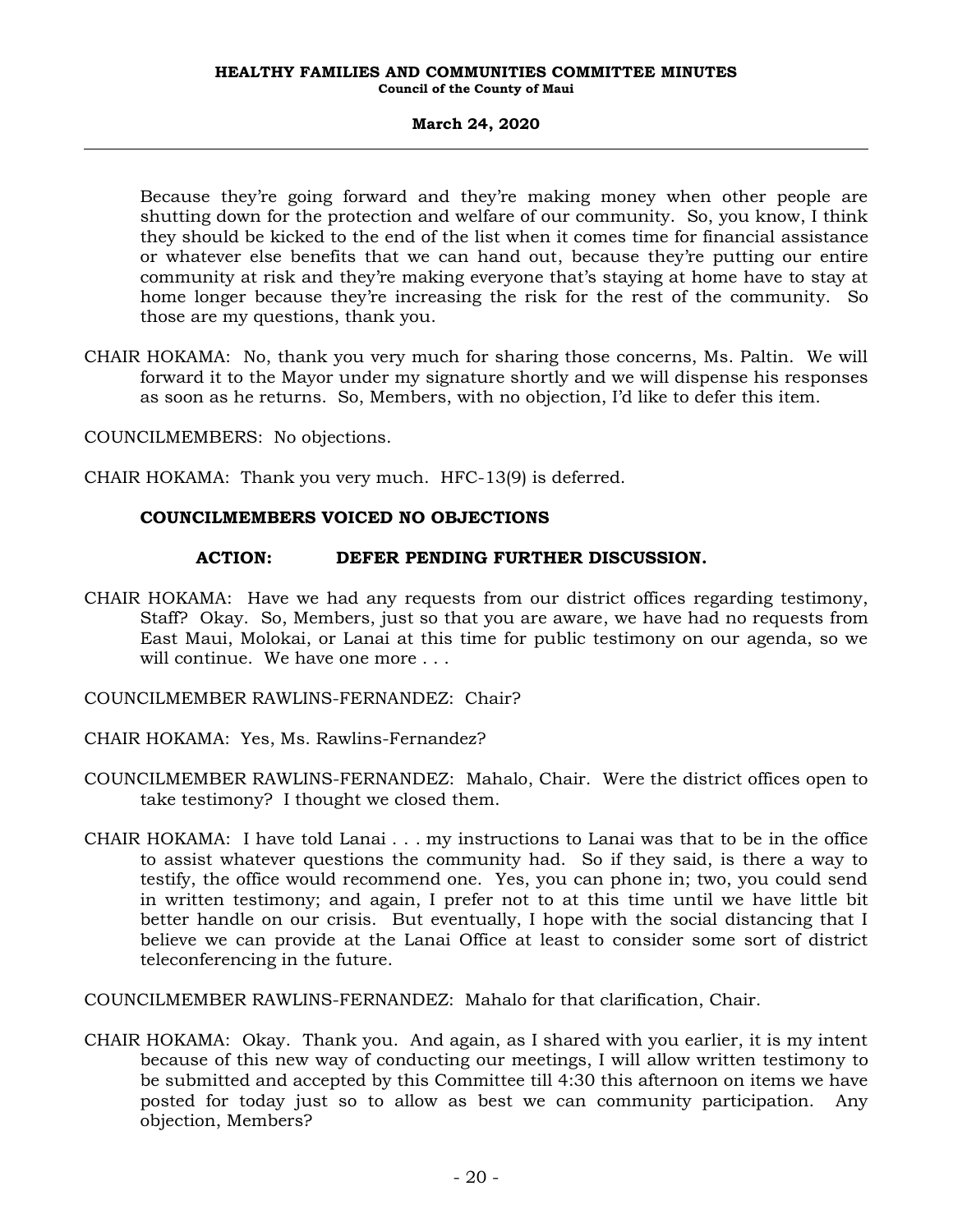Because they're going forward and they're making money when other people are shutting down for the protection and welfare of our community. So, you know, I think they should be kicked to the end of the list when it comes time for financial assistance or whatever else benefits that we can hand out, because they're putting our entire community at risk and they're making everyone that's staying at home have to stay at home longer because they're increasing the risk for the rest of the community. So those are my questions, thank you.

CHAIR HOKAMA: No, thank you very much for sharing those concerns, Ms. Paltin. We will forward it to the Mayor under my signature shortly and we will dispense his responses as soon as he returns. So, Members, with no objection, I'd like to defer this item.

COUNCILMEMBERS: No objections.

CHAIR HOKAMA: Thank you very much. HFC-13(9) is deferred.

**COUNCILMEMBERS VOICED NO OBJECTIONS**

**ACTION: DEFER PENDING FURTHER DISCUSSION.**

CHAIR HOKAMA: Have we had any requests from our district offices regarding testimony, Staff? Okay. So, Members, just so that you are aware, we have had no requests from East Maui, Molokai, or Lanai at this time for public testimony on our agenda, so we will continue. We have one more . . .

COUNCILMEMBER RAWLINS-FERNANDEZ: Chair?

CHAIR HOKAMA: Yes, Ms. Rawlins-Fernandez?

COUNCILMEMBER RAWLINS-FERNANDEZ: Mahalo, Chair. Were the district offices open to take testimony? I thought we closed them.

CHAIR HOKAMA: I have told Lanai . . . my instructions to Lanai was that to be in the office to assist whatever questions the community had. So if they said, is there a way to testify, the office would recommend one. Yes, you can phone in; two, you could send in written testimony; and again, I prefer not to at this time until we have little bit better handle on our crisis. But eventually, I hope with the social distancing that I believe we can provide at the Lanai Office at least to consider some sort of district teleconferencing in the future.

COUNCILMEMBER RAWLINS-FERNANDEZ: Mahalo for that clarification, Chair.

CHAIR HOKAMA: Okay. Thank you. And again, as I shared with you earlier, it is my intent because of this new way of conducting our meetings, I will allow written testimony to be submitted and accepted by this Committee till 4:30 this afternoon on items we have posted for today just so to allow as best we can community participation. Any objection, Members?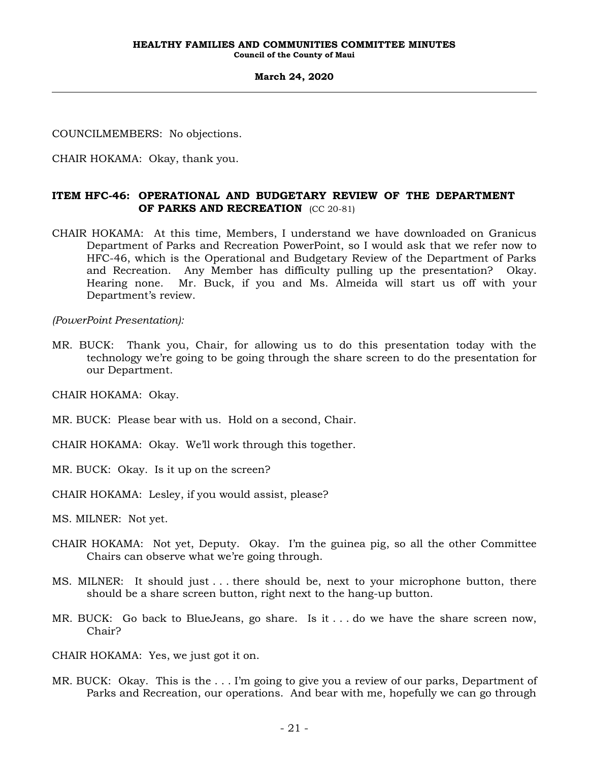COUNCILMEMBERS: No objections.

CHAIR HOKAMA: Okay, thank you.

**ITEM HFC-46: OPERATIONAL AND BUDGETARY REVIEW OF THE DEPARTMENT OF PARKS AND RECREATION** (CC 20-81)

CHAIR HOKAMA: At this time, Members, I understand we have downloaded on Granicus Department of Parks and Recreation PowerPoint, so I would ask that we refer now to HFC-46, which is the Operational and Budgetary Review of the Department of Parks and Recreation. Any Member has difficulty pulling up the presentation? Okay. Hearing none. Mr. Buck, if you and Ms. Almeida will start us off with your Department's review.

*(PowerPoint Presentation):*

MR. BUCK: Thank you, Chair, for allowing us to do this presentation today with the technology we're going to be going through the share screen to do the presentation for our Department.

CHAIR HOKAMA: Okay.

MR. BUCK: Please bear with us. Hold on a second, Chair.

CHAIR HOKAMA: Okay. We'll work through this together.

MR. BUCK: Okay. Is it up on the screen?

CHAIR HOKAMA: Lesley, if you would assist, please?

MS. MILNER: Not yet.

CHAIR HOKAMA: Not yet, Deputy. Okay. I'm the guinea pig, so all the other Committee Chairs can observe what we're going through.

MS. MILNER: It should just . . . there should be, next to your microphone button, there should be a share screen button, right next to the hang-up button.

MR. BUCK: Go back to BlueJeans, go share. Is it . . . do we have the share screen now, Chair?

CHAIR HOKAMA: Yes, we just got it on.

MR. BUCK: Okay. This is the . . . I'm going to give you a review of our parks, Department of Parks and Recreation, our operations. And bear with me, hopefully we can go through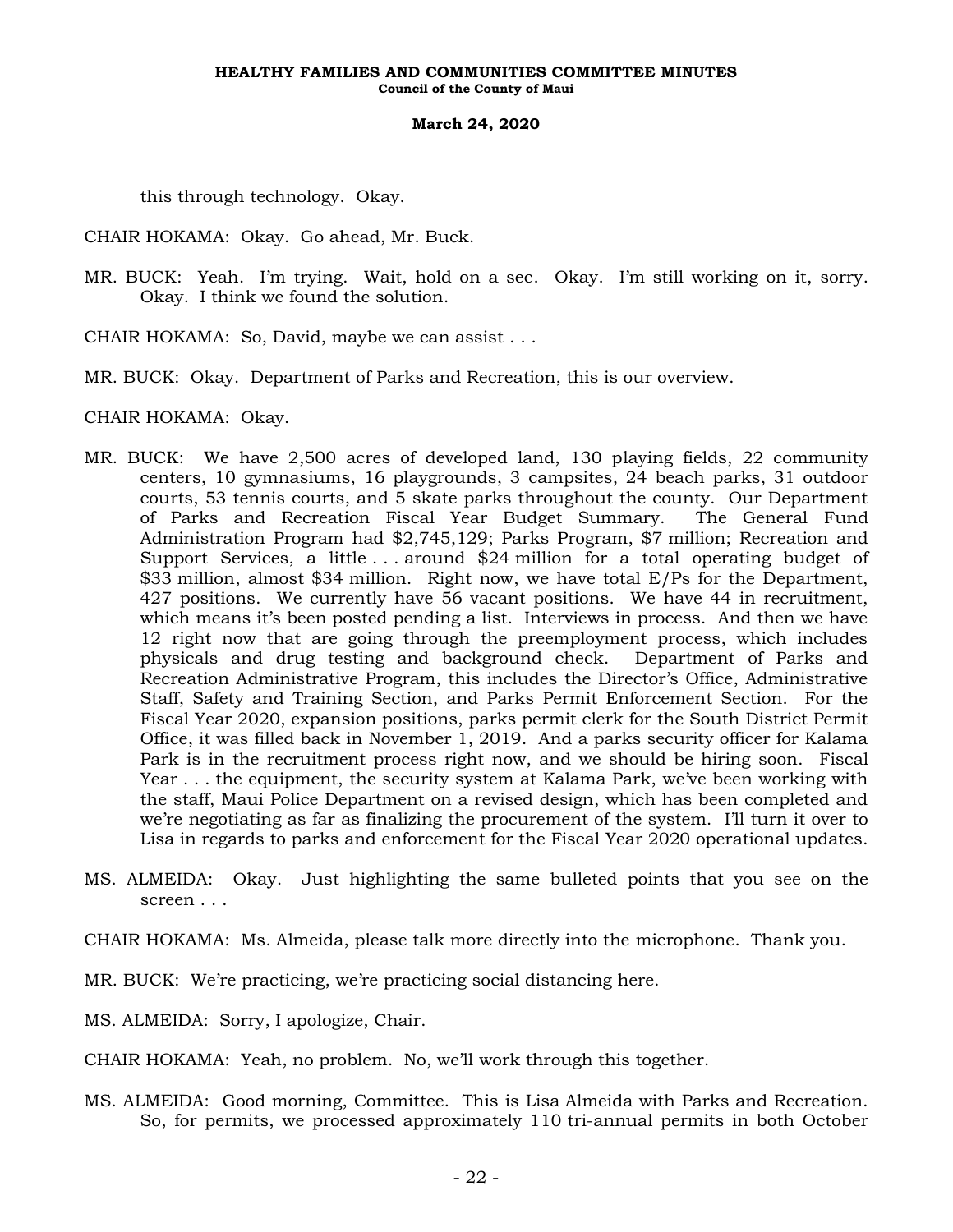this through technology. Okay.

CHAIR HOKAMA: Okay. Go ahead, Mr. Buck.

MR. BUCK: Yeah. I'm trying. Wait, hold on a sec. Okay. I'm still working on it, sorry. Okay. I think we found the solution.

CHAIR HOKAMA: So, David, maybe we can assist . . .

MR. BUCK: Okay. Department of Parks and Recreation, this is our overview.

CHAIR HOKAMA: Okay.

MR. BUCK: We have 2,500 acres of developed land, 130 playing fields, 22 community centers, 10 gymnasiums, 16 playgrounds, 3 campsites, 24 beach parks, 31 outdoor courts, 53 tennis courts, and 5 skate parks throughout the county. Our Department of Parks and Recreation Fiscal Year Budget Summary. The General Fund Administration Program had $2,745,129; Parks Program, $7 million; Recreation and Support Services, a little . . . around $24 million for a total operating budget of $33 million, almost $34 million. Right now, we have total E/Ps for the Department, 427 positions. We currently have 56 vacant positions. We have 44 in recruitment, which means it's been posted pending a list. Interviews in process. And then we have 12 right now that are going through the preemployment process, which includes physicals and drug testing and background check. Department of Parks and Recreation Administrative Program, this includes the Director's Office, Administrative Staff, Safety and Training Section, and Parks Permit Enforcement Section. For the Fiscal Year 2020, expansion positions, parks permit clerk for the South District Permit Office, it was filled back in November 1, 2019. And a parks security officer for Kalama Park is in the recruitment process right now, and we should be hiring soon. Fiscal Year . . . the equipment, the security system at Kalama Park, we've been working with the staff, Maui Police Department on a revised design, which has been completed and we're negotiating as far as finalizing the procurement of the system. I'll turn it over to Lisa in regards to parks and enforcement for the Fiscal Year 2020 operational updates.

MS. ALMEIDA: Okay. Just highlighting the same bulleted points that you see on the screen . . .

CHAIR HOKAMA: Ms. Almeida, please talk more directly into the microphone. Thank you.

MR. BUCK: We're practicing, we're practicing social distancing here.

MS. ALMEIDA: Sorry, I apologize, Chair.

CHAIR HOKAMA: Yeah, no problem. No, we'll work through this together.

MS. ALMEIDA: Good morning, Committee. This is Lisa Almeida with Parks and Recreation. So, for permits, we processed approximately 110 tri-annual permits in both October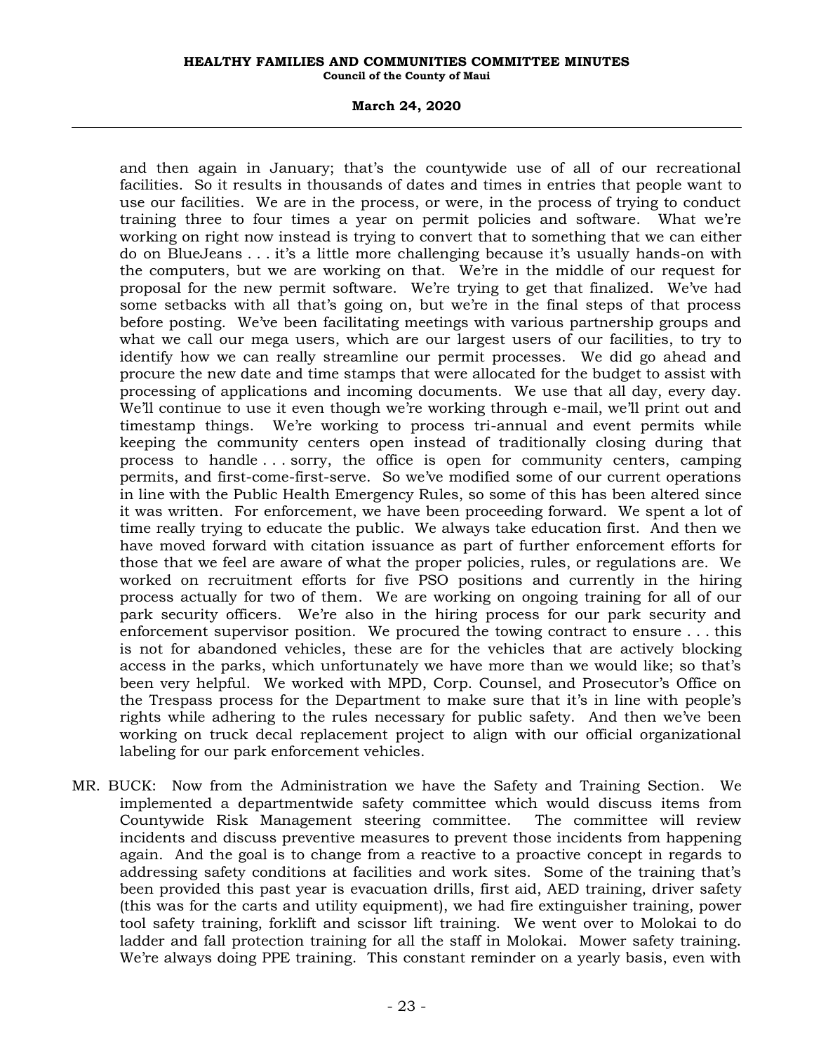and then again in January; that's the countywide use of all of our recreational facilities. So it results in thousands of dates and times in entries that people want to use our facilities. We are in the process, or were, in the process of trying to conduct training three to four times a year on permit policies and software. What we're working on right now instead is trying to convert that to something that we can either do on BlueJeans . . . it's a little more challenging because it's usually hands-on with the computers, but we are working on that. We're in the middle of our request for proposal for the new permit software. We're trying to get that finalized. We've had some setbacks with all that's going on, but we're in the final steps of that process before posting. We've been facilitating meetings with various partnership groups and what we call our mega users, which are our largest users of our facilities, to try to identify how we can really streamline our permit processes. We did go ahead and procure the new date and time stamps that were allocated for the budget to assist with processing of applications and incoming documents. We use that all day, every day. We'll continue to use it even though we're working through e-mail, we'll print out and timestamp things. We're working to process tri-annual and event permits while keeping the community centers open instead of traditionally closing during that process to handle . . . sorry, the office is open for community centers, camping permits, and first-come-first-serve. So we've modified some of our current operations in line with the Public Health Emergency Rules, so some of this has been altered since it was written. For enforcement, we have been proceeding forward. We spent a lot of time really trying to educate the public. We always take education first. And then we have moved forward with citation issuance as part of further enforcement efforts for those that we feel are aware of what the proper policies, rules, or regulations are. We worked on recruitment efforts for five PSO positions and currently in the hiring process actually for two of them. We are working on ongoing training for all of our park security officers. We're also in the hiring process for our park security and enforcement supervisor position. We procured the towing contract to ensure . . . this is not for abandoned vehicles, these are for the vehicles that are actively blocking access in the parks, which unfortunately we have more than we would like; so that's been very helpful. We worked with MPD, Corp. Counsel, and Prosecutor's Office on the Trespass process for the Department to make sure that it's in line with people's rights while adhering to the rules necessary for public safety. And then we've been working on truck decal replacement project to align with our official organizational labeling for our park enforcement vehicles.

MR. BUCK: Now from the Administration we have the Safety and Training Section. We implemented a departmentwide safety committee which would discuss items from Countywide Risk Management steering committee. The committee will review incidents and discuss preventive measures to prevent those incidents from happening again. And the goal is to change from a reactive to a proactive concept in regards to addressing safety conditions at facilities and work sites. Some of the training that's been provided this past year is evacuation drills, first aid, AED training, driver safety (this was for the carts and utility equipment), we had fire extinguisher training, power tool safety training, forklift and scissor lift training. We went over to Molokai to do ladder and fall protection training for all the staff in Molokai. Mower safety training. We're always doing PPE training. This constant reminder on a yearly basis, even with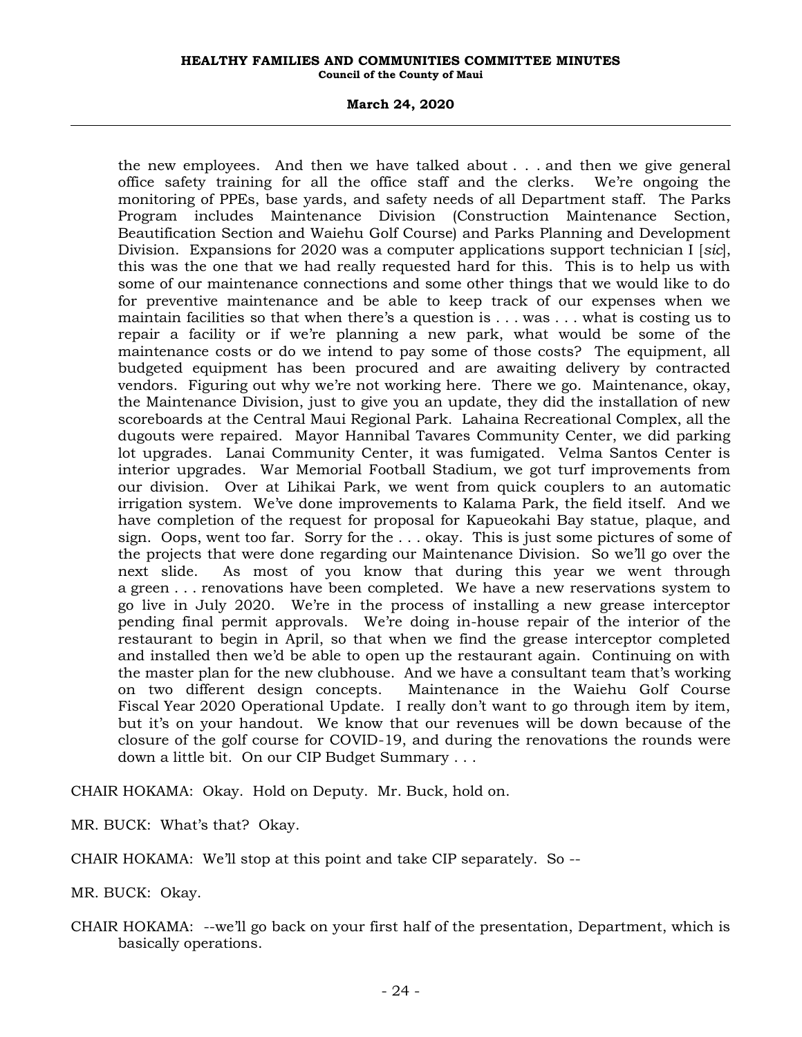the new employees. And then we have talked about . . . and then we give general office safety training for all the office staff and the clerks. We're ongoing the monitoring of PPEs, base yards, and safety needs of all Department staff. The Parks Program includes Maintenance Division (Construction Maintenance Section, Beautification Section and Waiehu Golf Course) and Parks Planning and Development Division. Expansions for 2020 was a computer applications support technician I [*sic*], this was the one that we had really requested hard for this. This is to help us with some of our maintenance connections and some other things that we would like to do for preventive maintenance and be able to keep track of our expenses when we maintain facilities so that when there's a question is . . . was . . . what is costing us to repair a facility or if we're planning a new park, what would be some of the maintenance costs or do we intend to pay some of those costs? The equipment, all budgeted equipment has been procured and are awaiting delivery by contracted vendors. Figuring out why we're not working here. There we go. Maintenance, okay, the Maintenance Division, just to give you an update, they did the installation of new scoreboards at the Central Maui Regional Park. Lahaina Recreational Complex, all the dugouts were repaired. Mayor Hannibal Tavares Community Center, we did parking lot upgrades. Lanai Community Center, it was fumigated. Velma Santos Center is interior upgrades. War Memorial Football Stadium, we got turf improvements from our division. Over at Lihikai Park, we went from quick couplers to an automatic irrigation system. We've done improvements to Kalama Park, the field itself. And we have completion of the request for proposal for Kapueokahi Bay statue, plaque, and sign. Oops, went too far. Sorry for the . . . okay. This is just some pictures of some of the projects that were done regarding our Maintenance Division. So we'll go over the next slide. As most of you know that during this year we went through a green . . . renovations have been completed. We have a new reservations system to go live in July 2020. We're in the process of installing a new grease interceptor pending final permit approvals. We're doing in-house repair of the interior of the restaurant to begin in April, so that when we find the grease interceptor completed and installed then we'd be able to open up the restaurant again. Continuing on with the master plan for the new clubhouse. And we have a consultant team that's working on two different design concepts. Maintenance in the Waiehu Golf Course Fiscal Year 2020 Operational Update. I really don't want to go through item by item, but it's on your handout. We know that our revenues will be down because of the closure of the golf course for COVID-19, and during the renovations the rounds were down a little bit. On our CIP Budget Summary . . .

CHAIR HOKAMA: Okay. Hold on Deputy. Mr. Buck, hold on.

MR. BUCK: What's that? Okay.

CHAIR HOKAMA: We'll stop at this point and take CIP separately. So --

MR. BUCK: Okay.

CHAIR HOKAMA: --we'll go back on your first half of the presentation, Department, which is basically operations.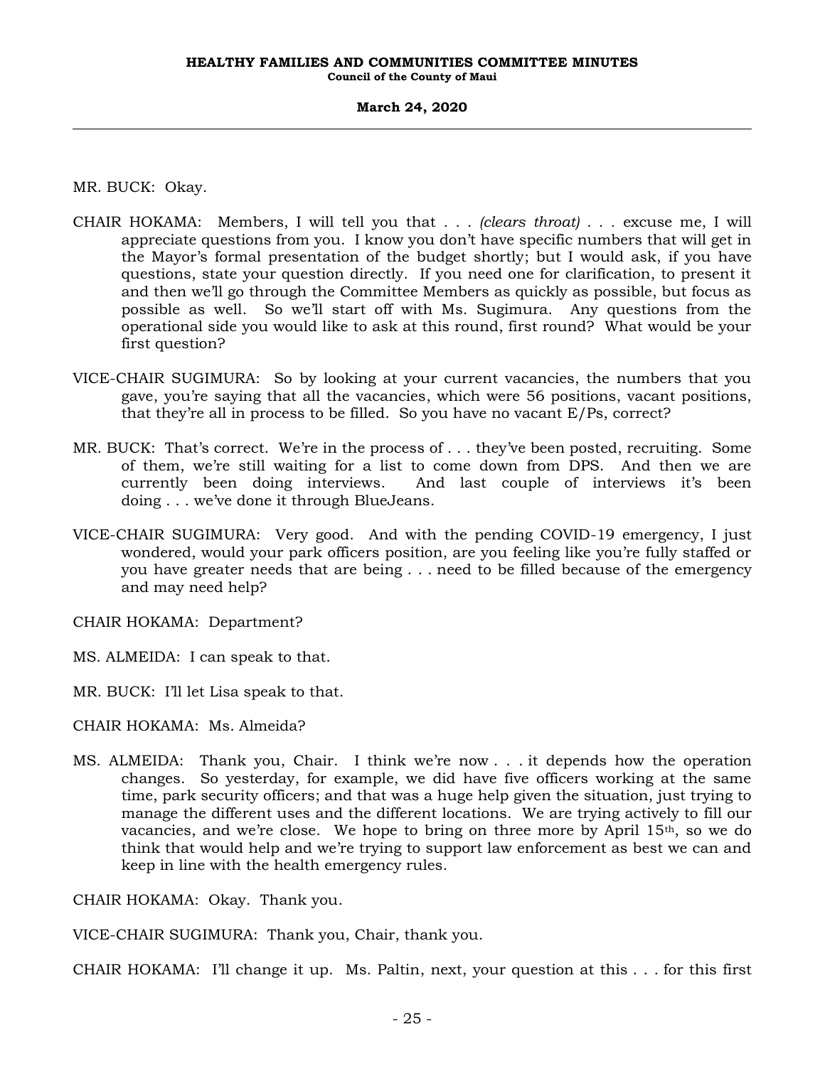MR. BUCK: Okay.

CHAIR HOKAMA: Members, I will tell you that . . . *(clears throat)* . . . excuse me, I will appreciate questions from you. I know you don't have specific numbers that will get in the Mayor's formal presentation of the budget shortly; but I would ask, if you have questions, state your question directly. If you need one for clarification, to present it and then we'll go through the Committee Members as quickly as possible, but focus as possible as well. So we'll start off with Ms. Sugimura. Any questions from the operational side you would like to ask at this round, first round? What would be your first question?

VICE-CHAIR SUGIMURA: So by looking at your current vacancies, the numbers that you gave, you're saying that all the vacancies, which were 56 positions, vacant positions, that they're all in process to be filled. So you have no vacant E/Ps, correct?

MR. BUCK: That's correct. We're in the process of . . . they've been posted, recruiting. Some of them, we're still waiting for a list to come down from DPS. And then we are currently been doing interviews. And last couple of interviews it's been doing . . . we've done it through BlueJeans.

VICE-CHAIR SUGIMURA: Very good. And with the pending COVID-19 emergency, I just wondered, would your park officers position, are you feeling like you're fully staffed or you have greater needs that are being . . . need to be filled because of the emergency and may need help?

CHAIR HOKAMA: Department?

MS. ALMEIDA: I can speak to that.

MR. BUCK: I'll let Lisa speak to that.

CHAIR HOKAMA: Ms. Almeida?

MS. ALMEIDA: Thank you, Chair. I think we're now . . . it depends how the operation changes. So yesterday, for example, we did have five officers working at the same time, park security officers; and that was a huge help given the situation, just trying to manage the different uses and the different locations. We are trying actively to fill our vacancies, and we're close. We hope to bring on three more by April 15th, so we do think that would help and we're trying to support law enforcement as best we can and keep in line with the health emergency rules.

CHAIR HOKAMA: Okay. Thank you.

VICE-CHAIR SUGIMURA: Thank you, Chair, thank you.

CHAIR HOKAMA: I'll change it up. Ms. Paltin, next, your question at this . . . for this first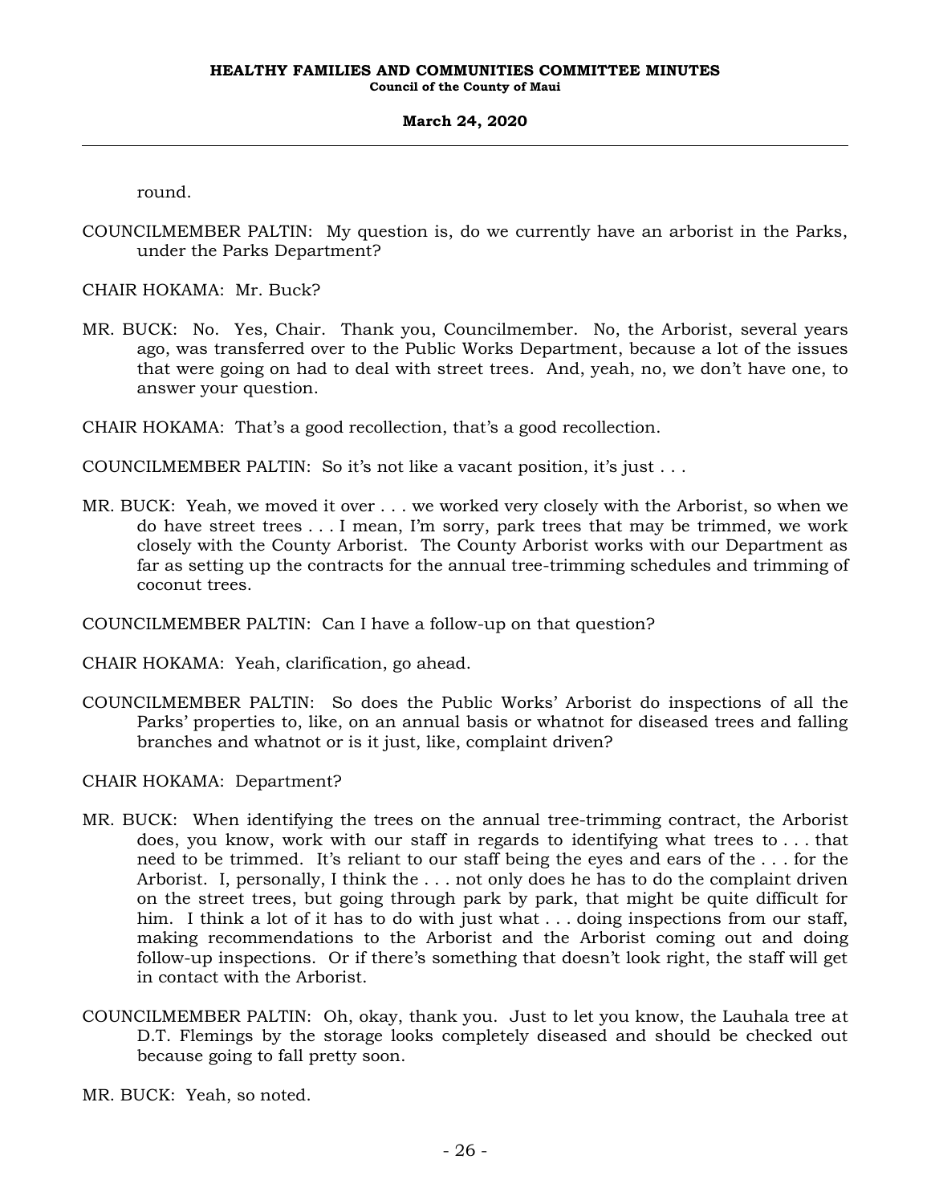round.

COUNCILMEMBER PALTIN: My question is, do we currently have an arborist in the Parks, under the Parks Department?

CHAIR HOKAMA: Mr. Buck?

MR. BUCK: No. Yes, Chair. Thank you, Councilmember. No, the Arborist, several years ago, was transferred over to the Public Works Department, because a lot of the issues that were going on had to deal with street trees. And, yeah, no, we don't have one, to answer your question.

CHAIR HOKAMA: That's a good recollection, that's a good recollection.

COUNCILMEMBER PALTIN: So it's not like a vacant position, it's just . . .

MR. BUCK: Yeah, we moved it over . . . we worked very closely with the Arborist, so when we do have street trees . . . I mean, I'm sorry, park trees that may be trimmed, we work closely with the County Arborist. The County Arborist works with our Department as far as setting up the contracts for the annual tree-trimming schedules and trimming of coconut trees.

COUNCILMEMBER PALTIN: Can I have a follow-up on that question?

CHAIR HOKAMA: Yeah, clarification, go ahead.

COUNCILMEMBER PALTIN: So does the Public Works' Arborist do inspections of all the Parks' properties to, like, on an annual basis or whatnot for diseased trees and falling branches and whatnot or is it just, like, complaint driven?

CHAIR HOKAMA: Department?

MR. BUCK: When identifying the trees on the annual tree-trimming contract, the Arborist does, you know, work with our staff in regards to identifying what trees to . . . that need to be trimmed. It's reliant to our staff being the eyes and ears of the . . . for the Arborist. I, personally, I think the . . . not only does he has to do the complaint driven on the street trees, but going through park by park, that might be quite difficult for him. I think a lot of it has to do with just what . . . doing inspections from our staff, making recommendations to the Arborist and the Arborist coming out and doing follow-up inspections. Or if there's something that doesn't look right, the staff will get in contact with the Arborist.

COUNCILMEMBER PALTIN: Oh, okay, thank you. Just to let you know, the Lauhala tree at D.T. Flemings by the storage looks completely diseased and should be checked out because going to fall pretty soon.

MR. BUCK: Yeah, so noted.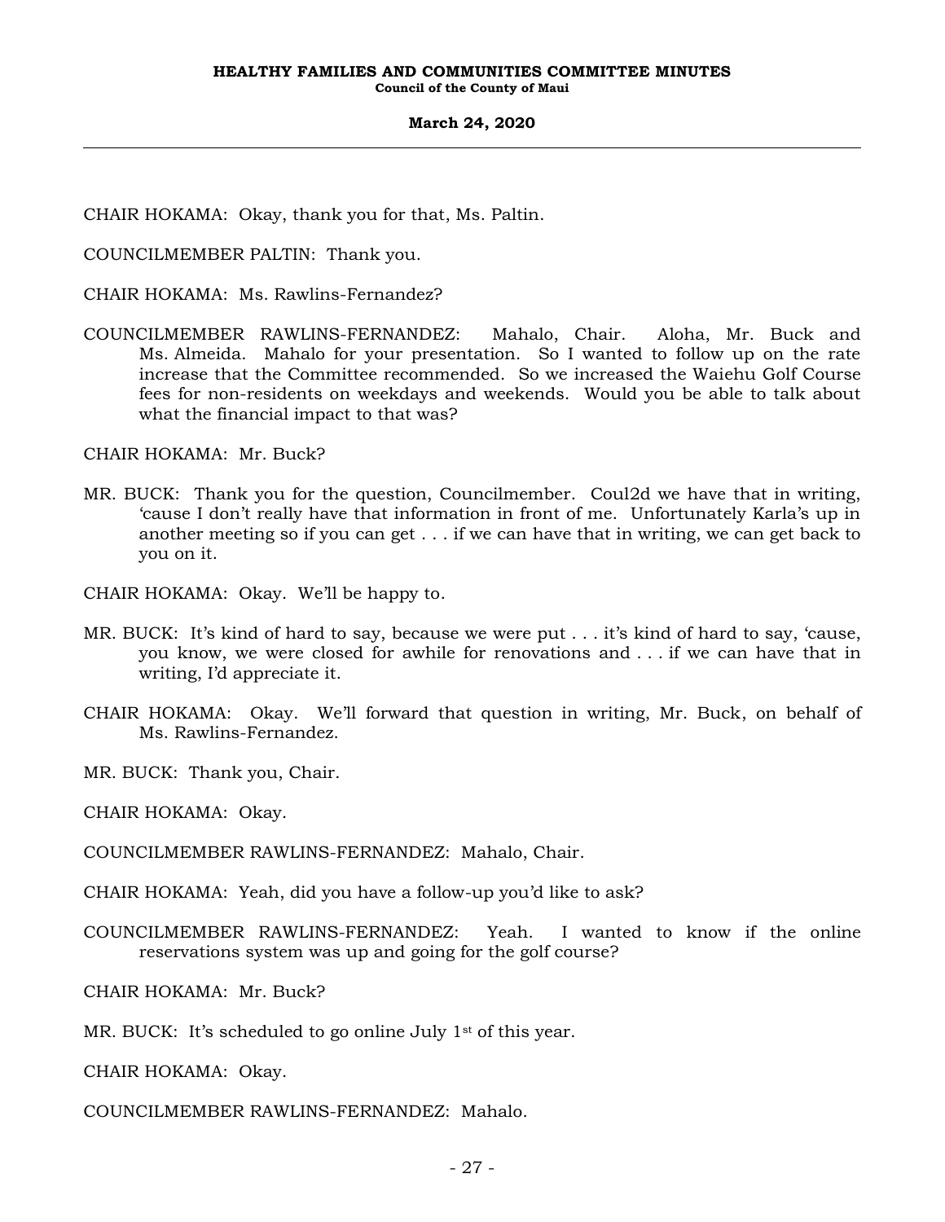CHAIR HOKAMA: Okay, thank you for that, Ms. Paltin.

COUNCILMEMBER PALTIN: Thank you.

CHAIR HOKAMA: Ms. Rawlins-Fernandez?

COUNCILMEMBER RAWLINS-FERNANDEZ: Mahalo, Chair. Aloha, Mr. Buck and Ms. Almeida. Mahalo for your presentation. So I wanted to follow up on the rate increase that the Committee recommended. So we increased the Waiehu Golf Course fees for non-residents on weekdays and weekends. Would you be able to talk about what the financial impact to that was?

CHAIR HOKAMA: Mr. Buck?

MR. BUCK: Thank you for the question, Councilmember. Coul2d we have that in writing, 'cause I don't really have that information in front of me. Unfortunately Karla's up in another meeting so if you can get . . . if we can have that in writing, we can get back to you on it.

CHAIR HOKAMA: Okay. We'll be happy to.

MR. BUCK: It's kind of hard to say, because we were put . . . it's kind of hard to say, 'cause, you know, we were closed for awhile for renovations and . . . if we can have that in writing, I'd appreciate it.

CHAIR HOKAMA: Okay. We'll forward that question in writing, Mr. Buck, on behalf of Ms. Rawlins-Fernandez.

MR. BUCK: Thank you, Chair.

CHAIR HOKAMA: Okay.

COUNCILMEMBER RAWLINS-FERNANDEZ: Mahalo, Chair.

CHAIR HOKAMA: Yeah, did you have a follow-up you'd like to ask?

COUNCILMEMBER RAWLINS-FERNANDEZ: Yeah. I wanted to know if the online reservations system was up and going for the golf course?

CHAIR HOKAMA: Mr. Buck?

MR. BUCK: It's scheduled to go online July 1st of this year.

CHAIR HOKAMA: Okay.

COUNCILMEMBER RAWLINS-FERNANDEZ: Mahalo.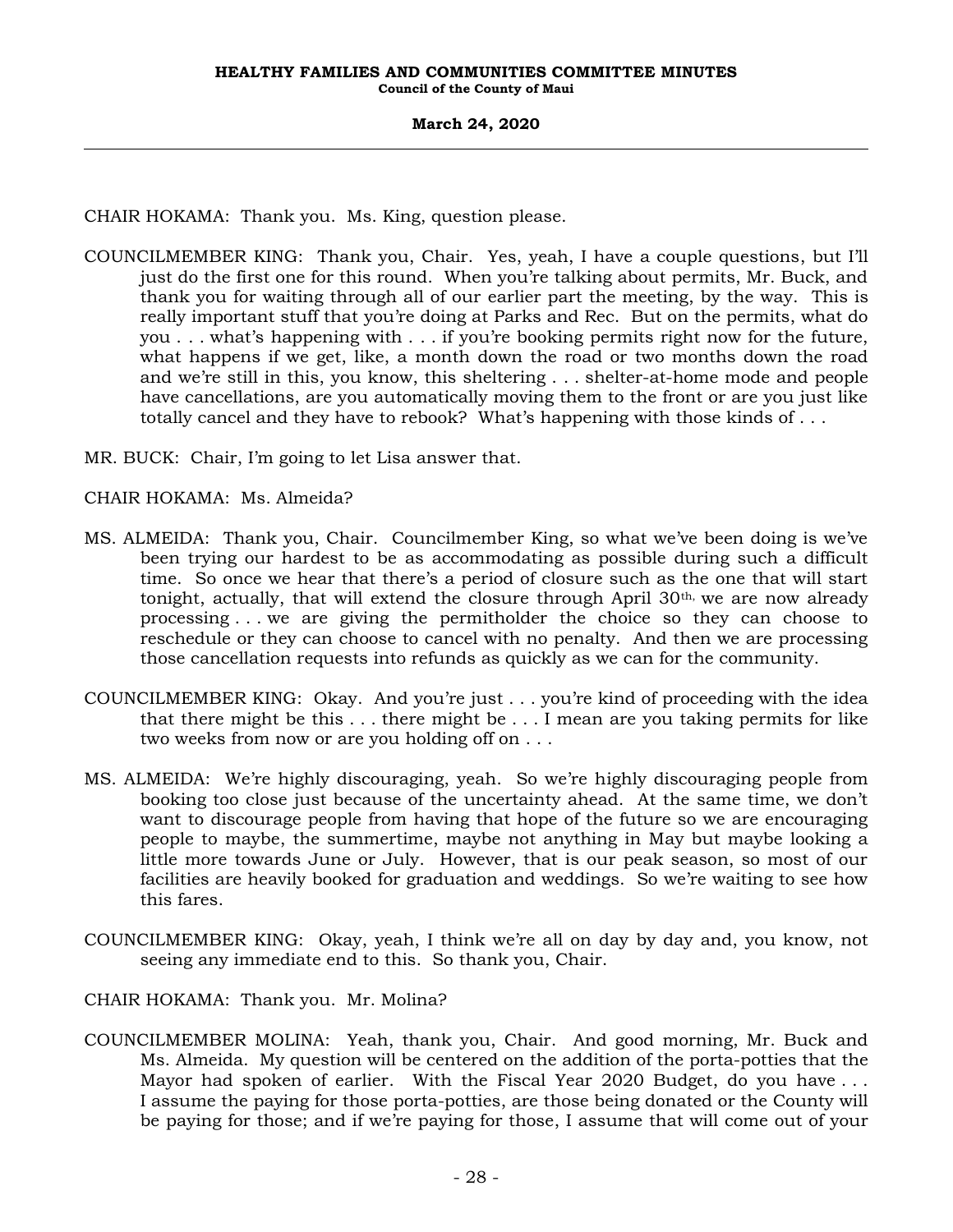CHAIR HOKAMA: Thank you. Ms. King, question please.

COUNCILMEMBER KING: Thank you, Chair. Yes, yeah, I have a couple questions, but I'll just do the first one for this round. When you're talking about permits, Mr. Buck, and thank you for waiting through all of our earlier part the meeting, by the way. This is really important stuff that you're doing at Parks and Rec. But on the permits, what do you . . . what's happening with . . . if you're booking permits right now for the future, what happens if we get, like, a month down the road or two months down the road and we're still in this, you know, this sheltering . . . shelter-at-home mode and people have cancellations, are you automatically moving them to the front or are you just like totally cancel and they have to rebook? What's happening with those kinds of . . .

MR. BUCK: Chair, I'm going to let Lisa answer that.

CHAIR HOKAMA: Ms. Almeida?

MS. ALMEIDA: Thank you, Chair. Councilmember King, so what we've been doing is we've been trying our hardest to be as accommodating as possible during such a difficult time. So once we hear that there's a period of closure such as the one that will start tonight, actually, that will extend the closure through April 30th, we are now already processing . . . we are giving the permitholder the choice so they can choose to reschedule or they can choose to cancel with no penalty. And then we are processing those cancellation requests into refunds as quickly as we can for the community.

COUNCILMEMBER KING: Okay. And you're just . . . you're kind of proceeding with the idea that there might be this . . . there might be . . . I mean are you taking permits for like two weeks from now or are you holding off on . . .

MS. ALMEIDA: We're highly discouraging, yeah. So we're highly discouraging people from booking too close just because of the uncertainty ahead. At the same time, we don't want to discourage people from having that hope of the future so we are encouraging people to maybe, the summertime, maybe not anything in May but maybe looking a little more towards June or July. However, that is our peak season, so most of our facilities are heavily booked for graduation and weddings. So we're waiting to see how this fares.

COUNCILMEMBER KING: Okay, yeah, I think we're all on day by day and, you know, not seeing any immediate end to this. So thank you, Chair.

CHAIR HOKAMA: Thank you. Mr. Molina?

COUNCILMEMBER MOLINA: Yeah, thank you, Chair. And good morning, Mr. Buck and Ms. Almeida. My question will be centered on the addition of the porta-potties that the Mayor had spoken of earlier. With the Fiscal Year 2020 Budget, do you have . . . I assume the paying for those porta-potties, are those being donated or the County will be paying for those; and if we're paying for those, I assume that will come out of your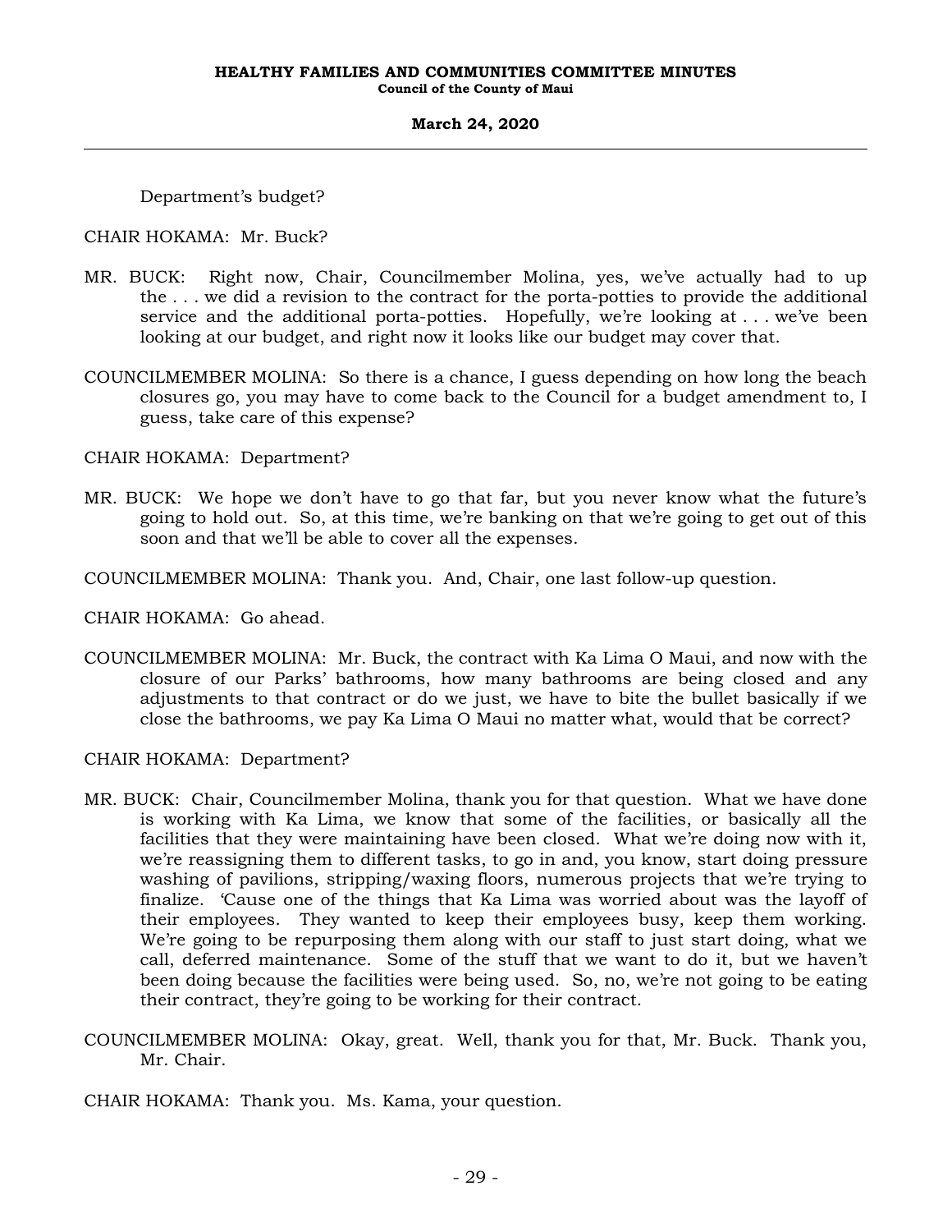Department's budget?

CHAIR HOKAMA: Mr. Buck?

MR. BUCK: Right now, Chair, Councilmember Molina, yes, we've actually had to up the . . . we did a revision to the contract for the porta-potties to provide the additional service and the additional porta-potties. Hopefully, we're looking at . . . we've been looking at our budget, and right now it looks like our budget may cover that.

COUNCILMEMBER MOLINA: So there is a chance, I guess depending on how long the beach closures go, you may have to come back to the Council for a budget amendment to, I guess, take care of this expense?

CHAIR HOKAMA: Department?

MR. BUCK: We hope we don't have to go that far, but you never know what the future's going to hold out. So, at this time, we're banking on that we're going to get out of this soon and that we'll be able to cover all the expenses.

COUNCILMEMBER MOLINA: Thank you. And, Chair, one last follow-up question.

CHAIR HOKAMA: Go ahead.

COUNCILMEMBER MOLINA: Mr. Buck, the contract with Ka Lima O Maui, and now with the closure of our Parks' bathrooms, how many bathrooms are being closed and any adjustments to that contract or do we just, we have to bite the bullet basically if we close the bathrooms, we pay Ka Lima O Maui no matter what, would that be correct?

CHAIR HOKAMA: Department?

MR. BUCK: Chair, Councilmember Molina, thank you for that question. What we have done is working with Ka Lima, we know that some of the facilities, or basically all the facilities that they were maintaining have been closed. What we're doing now with it, we're reassigning them to different tasks, to go in and, you know, start doing pressure washing of pavilions, stripping/waxing floors, numerous projects that we're trying to finalize. 'Cause one of the things that Ka Lima was worried about was the layoff of their employees. They wanted to keep their employees busy, keep them working. We're going to be repurposing them along with our staff to just start doing, what we call, deferred maintenance. Some of the stuff that we want to do it, but we haven't been doing because the facilities were being used. So, no, we're not going to be eating their contract, they're going to be working for their contract.

COUNCILMEMBER MOLINA: Okay, great. Well, thank you for that, Mr. Buck. Thank you, Mr. Chair.

CHAIR HOKAMA: Thank you. Ms. Kama, your question.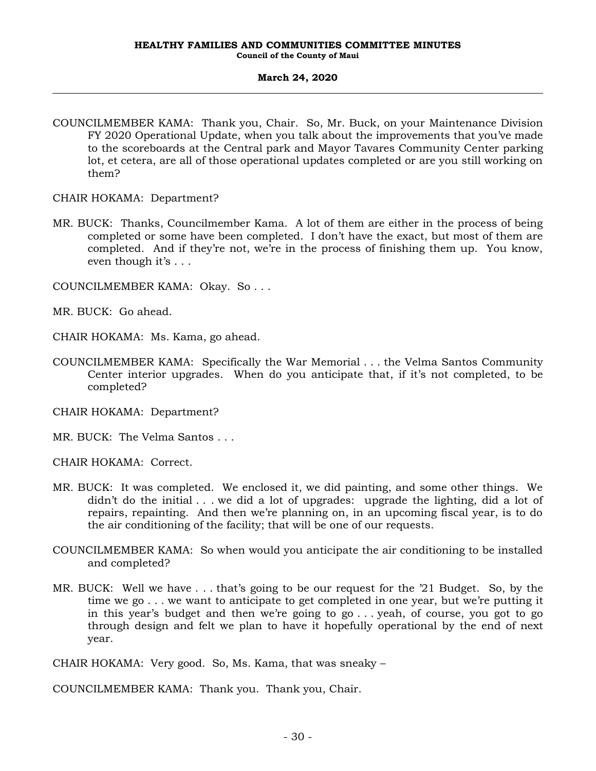COUNCILMEMBER KAMA: Thank you, Chair. So, Mr. Buck, on your Maintenance Division FY 2020 Operational Update, when you talk about the improvements that you've made to the scoreboards at the Central park and Mayor Tavares Community Center parking lot, et cetera, are all of those operational updates completed or are you still working on them?

CHAIR HOKAMA: Department?

MR. BUCK: Thanks, Councilmember Kama. A lot of them are either in the process of being completed or some have been completed. I don't have the exact, but most of them are completed. And if they're not, we're in the process of finishing them up. You know, even though it's . . .

COUNCILMEMBER KAMA: Okay. So . . .

MR. BUCK: Go ahead.

CHAIR HOKAMA: Ms. Kama, go ahead.

COUNCILMEMBER KAMA: Specifically the War Memorial . . . the Velma Santos Community Center interior upgrades. When do you anticipate that, if it's not completed, to be completed?

CHAIR HOKAMA: Department?

MR. BUCK: The Velma Santos . . .

CHAIR HOKAMA: Correct.

MR. BUCK: It was completed. We enclosed it, we did painting, and some other things. We didn't do the initial . . . we did a lot of upgrades: upgrade the lighting, did a lot of repairs, repainting. And then we're planning on, in an upcoming fiscal year, is to do the air conditioning of the facility; that will be one of our requests.

COUNCILMEMBER KAMA: So when would you anticipate the air conditioning to be installed and completed?

MR. BUCK: Well we have . . . that's going to be our request for the '21 Budget. So, by the time we go . . . we want to anticipate to get completed in one year, but we're putting it in this year's budget and then we're going to go . . . yeah, of course, you got to go through design and felt we plan to have it hopefully operational by the end of next year.

CHAIR HOKAMA: Very good. So, Ms. Kama, that was sneaky –

COUNCILMEMBER KAMA: Thank you. Thank you, Chair.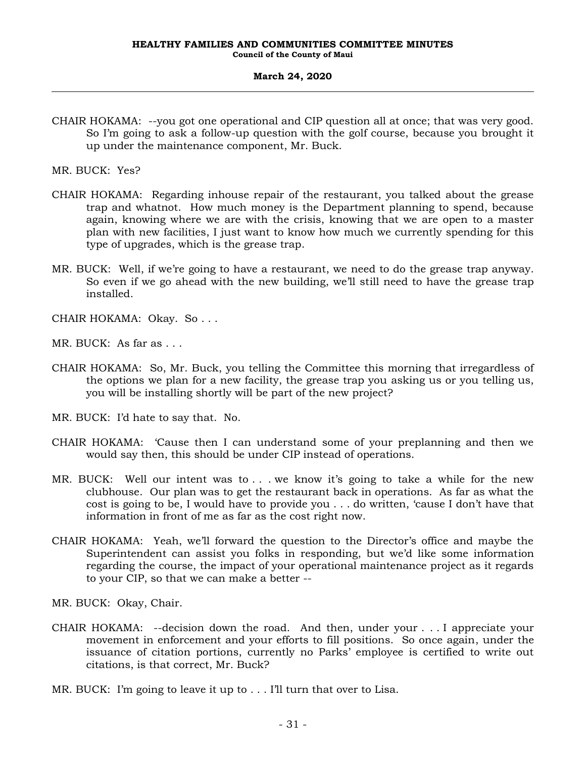CHAIR HOKAMA: --you got one operational and CIP question all at once; that was very good. So I'm going to ask a follow-up question with the golf course, because you brought it up under the maintenance component, Mr. Buck.

MR. BUCK: Yes?

CHAIR HOKAMA: Regarding inhouse repair of the restaurant, you talked about the grease trap and whatnot. How much money is the Department planning to spend, because again, knowing where we are with the crisis, knowing that we are open to a master plan with new facilities, I just want to know how much we currently spending for this type of upgrades, which is the grease trap.

MR. BUCK: Well, if we're going to have a restaurant, we need to do the grease trap anyway. So even if we go ahead with the new building, we'll still need to have the grease trap installed.

CHAIR HOKAMA: Okay. So . . .

MR. BUCK: As far as . . .

CHAIR HOKAMA: So, Mr. Buck, you telling the Committee this morning that irregardless of the options we plan for a new facility, the grease trap you asking us or you telling us, you will be installing shortly will be part of the new project?

MR. BUCK: I'd hate to say that. No.

CHAIR HOKAMA: 'Cause then I can understand some of your preplanning and then we would say then, this should be under CIP instead of operations.

MR. BUCK: Well our intent was to . . . we know it's going to take a while for the new clubhouse. Our plan was to get the restaurant back in operations. As far as what the cost is going to be, I would have to provide you . . . do written, 'cause I don't have that information in front of me as far as the cost right now.

CHAIR HOKAMA: Yeah, we'll forward the question to the Director's office and maybe the Superintendent can assist you folks in responding, but we'd like some information regarding the course, the impact of your operational maintenance project as it regards to your CIP, so that we can make a better --

MR. BUCK: Okay, Chair.

CHAIR HOKAMA: --decision down the road. And then, under your . . . I appreciate your movement in enforcement and your efforts to fill positions. So once again, under the issuance of citation portions, currently no Parks' employee is certified to write out citations, is that correct, Mr. Buck?

MR. BUCK: I'm going to leave it up to . . . I'll turn that over to Lisa.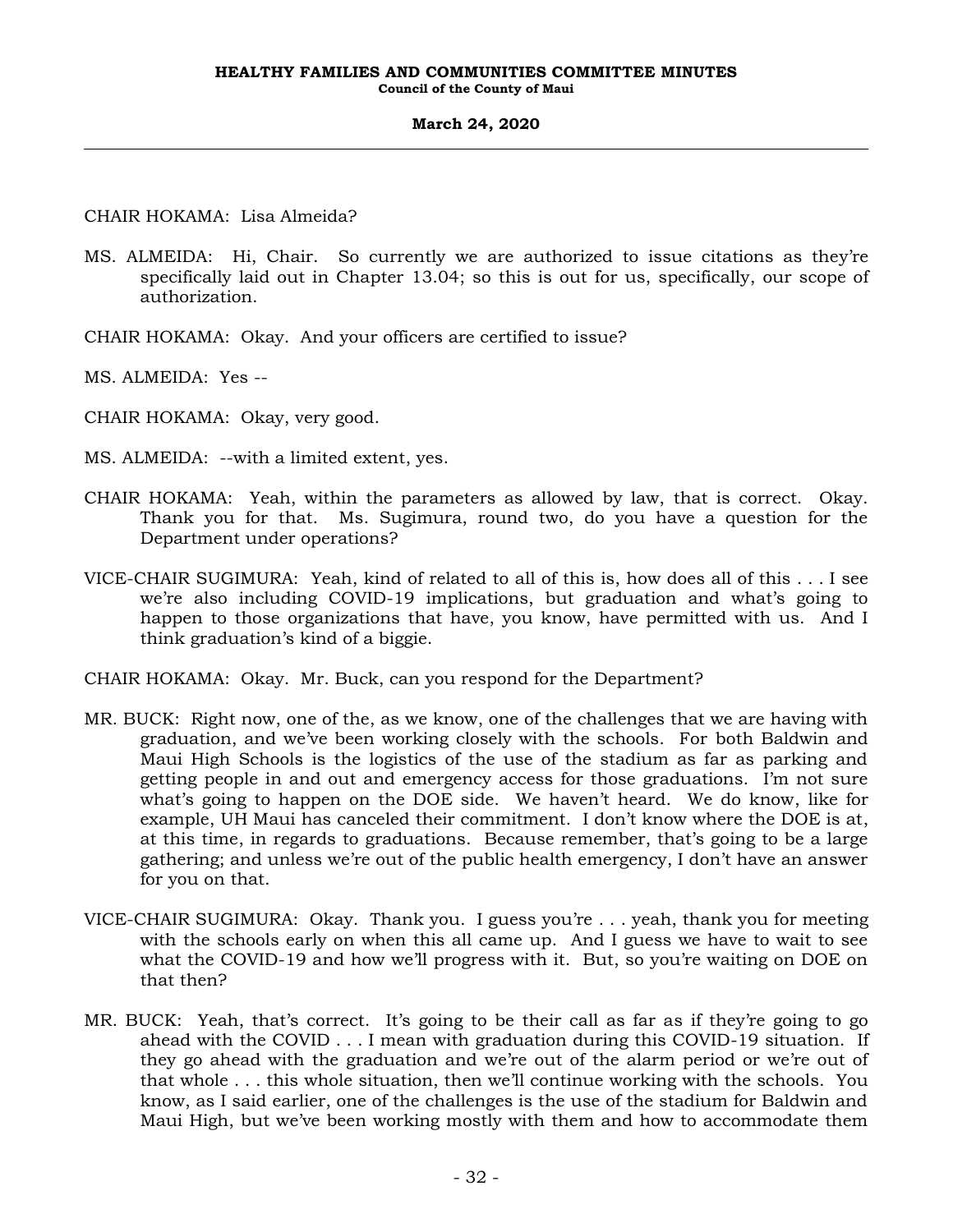CHAIR HOKAMA: Lisa Almeida?

MS. ALMEIDA: Hi, Chair. So currently we are authorized to issue citations as they're specifically laid out in Chapter 13.04; so this is out for us, specifically, our scope of authorization.

CHAIR HOKAMA: Okay. And your officers are certified to issue?

MS. ALMEIDA: Yes --

CHAIR HOKAMA: Okay, very good.

MS. ALMEIDA: --with a limited extent, yes.

CHAIR HOKAMA: Yeah, within the parameters as allowed by law, that is correct. Okay. Thank you for that. Ms. Sugimura, round two, do you have a question for the Department under operations?

VICE-CHAIR SUGIMURA: Yeah, kind of related to all of this is, how does all of this . . . I see we're also including COVID-19 implications, but graduation and what's going to happen to those organizations that have, you know, have permitted with us. And I think graduation's kind of a biggie.

CHAIR HOKAMA: Okay. Mr. Buck, can you respond for the Department?

MR. BUCK: Right now, one of the, as we know, one of the challenges that we are having with graduation, and we've been working closely with the schools. For both Baldwin and Maui High Schools is the logistics of the use of the stadium as far as parking and getting people in and out and emergency access for those graduations. I'm not sure what's going to happen on the DOE side. We haven't heard. We do know, like for example, UH Maui has canceled their commitment. I don't know where the DOE is at, at this time, in regards to graduations. Because remember, that's going to be a large gathering; and unless we're out of the public health emergency, I don't have an answer for you on that.

VICE-CHAIR SUGIMURA: Okay. Thank you. I guess you're . . . yeah, thank you for meeting with the schools early on when this all came up. And I guess we have to wait to see what the COVID-19 and how we'll progress with it. But, so you're waiting on DOE on that then?

MR. BUCK: Yeah, that's correct. It's going to be their call as far as if they're going to go ahead with the COVID . . . I mean with graduation during this COVID-19 situation. If they go ahead with the graduation and we're out of the alarm period or we're out of that whole . . . this whole situation, then we'll continue working with the schools. You know, as I said earlier, one of the challenges is the use of the stadium for Baldwin and Maui High, but we've been working mostly with them and how to accommodate them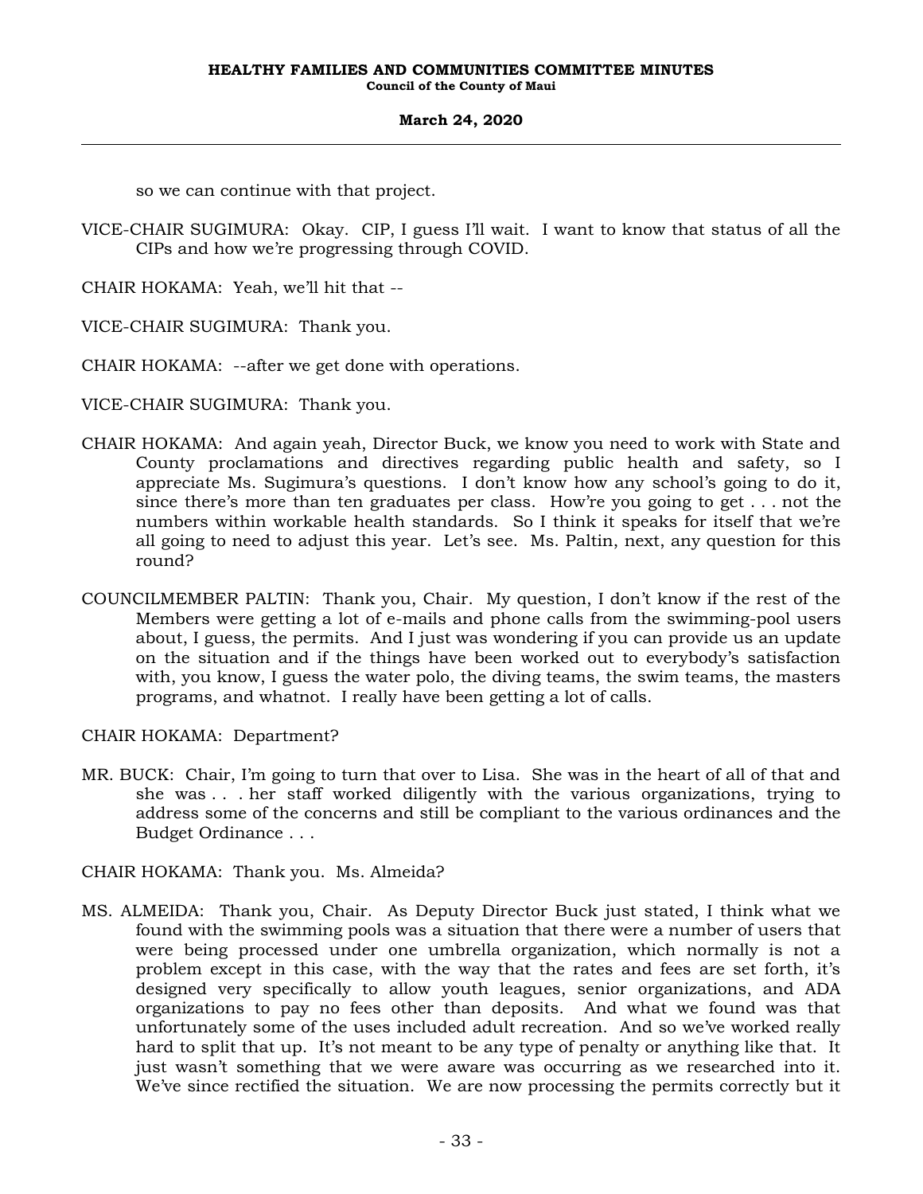so we can continue with that project.

VICE-CHAIR SUGIMURA: Okay. CIP, I guess I'll wait. I want to know that status of all the CIPs and how we're progressing through COVID.

CHAIR HOKAMA: Yeah, we'll hit that --

VICE-CHAIR SUGIMURA: Thank you.

CHAIR HOKAMA: --after we get done with operations.

VICE-CHAIR SUGIMURA: Thank you.

CHAIR HOKAMA: And again yeah, Director Buck, we know you need to work with State and County proclamations and directives regarding public health and safety, so I appreciate Ms. Sugimura's questions. I don't know how any school's going to do it, since there's more than ten graduates per class. How're you going to get . . . not the numbers within workable health standards. So I think it speaks for itself that we're all going to need to adjust this year. Let's see. Ms. Paltin, next, any question for this round?

COUNCILMEMBER PALTIN: Thank you, Chair. My question, I don't know if the rest of the Members were getting a lot of e-mails and phone calls from the swimming-pool users about, I guess, the permits. And I just was wondering if you can provide us an update on the situation and if the things have been worked out to everybody's satisfaction with, you know, I guess the water polo, the diving teams, the swim teams, the masters programs, and whatnot. I really have been getting a lot of calls.

CHAIR HOKAMA: Department?

MR. BUCK: Chair, I'm going to turn that over to Lisa. She was in the heart of all of that and she was . . . her staff worked diligently with the various organizations, trying to address some of the concerns and still be compliant to the various ordinances and the Budget Ordinance . . .

CHAIR HOKAMA: Thank you. Ms. Almeida?

MS. ALMEIDA: Thank you, Chair. As Deputy Director Buck just stated, I think what we found with the swimming pools was a situation that there were a number of users that were being processed under one umbrella organization, which normally is not a problem except in this case, with the way that the rates and fees are set forth, it's designed very specifically to allow youth leagues, senior organizations, and ADA organizations to pay no fees other than deposits. And what we found was that unfortunately some of the uses included adult recreation. And so we've worked really hard to split that up. It's not meant to be any type of penalty or anything like that. It just wasn't something that we were aware was occurring as we researched into it. We've since rectified the situation. We are now processing the permits correctly but it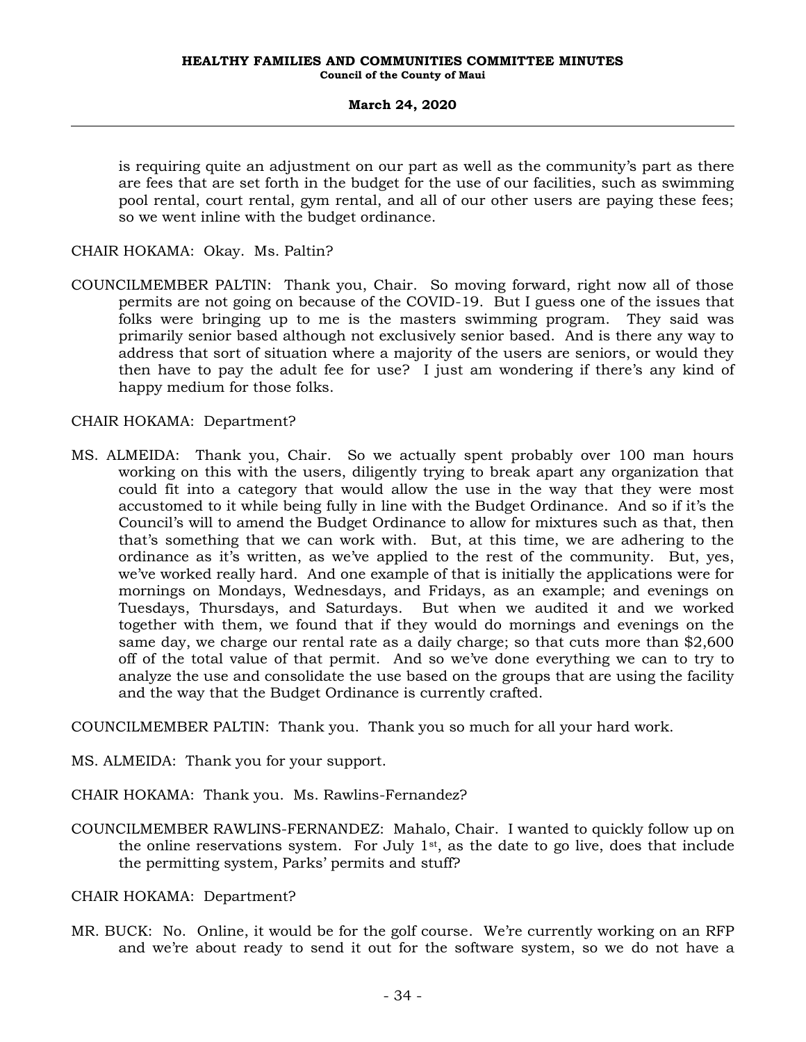is requiring quite an adjustment on our part as well as the community's part as there are fees that are set forth in the budget for the use of our facilities, such as swimming pool rental, court rental, gym rental, and all of our other users are paying these fees; so we went inline with the budget ordinance.

CHAIR HOKAMA: Okay. Ms. Paltin?

COUNCILMEMBER PALTIN: Thank you, Chair. So moving forward, right now all of those permits are not going on because of the COVID-19. But I guess one of the issues that folks were bringing up to me is the masters swimming program. They said was primarily senior based although not exclusively senior based. And is there any way to address that sort of situation where a majority of the users are seniors, or would they then have to pay the adult fee for use? I just am wondering if there's any kind of happy medium for those folks.

CHAIR HOKAMA: Department?

MS. ALMEIDA: Thank you, Chair. So we actually spent probably over 100 man hours working on this with the users, diligently trying to break apart any organization that could fit into a category that would allow the use in the way that they were most accustomed to it while being fully in line with the Budget Ordinance. And so if it's the Council's will to amend the Budget Ordinance to allow for mixtures such as that, then that's something that we can work with. But, at this time, we are adhering to the ordinance as it's written, as we've applied to the rest of the community. But, yes, we've worked really hard. And one example of that is initially the applications were for mornings on Mondays, Wednesdays, and Fridays, as an example; and evenings on Tuesdays, Thursdays, and Saturdays. But when we audited it and we worked together with them, we found that if they would do mornings and evenings on the same day, we charge our rental rate as a daily charge; so that cuts more than $2,600 off of the total value of that permit. And so we've done everything we can to try to analyze the use and consolidate the use based on the groups that are using the facility and the way that the Budget Ordinance is currently crafted.

COUNCILMEMBER PALTIN: Thank you. Thank you so much for all your hard work.

MS. ALMEIDA: Thank you for your support.

CHAIR HOKAMA: Thank you. Ms. Rawlins-Fernandez?

COUNCILMEMBER RAWLINS-FERNANDEZ: Mahalo, Chair. I wanted to quickly follow up on the online reservations system. For July 1st, as the date to go live, does that include the permitting system, Parks' permits and stuff?

CHAIR HOKAMA: Department?

MR. BUCK: No. Online, it would be for the golf course. We're currently working on an RFP and we're about ready to send it out for the software system, so we do not have a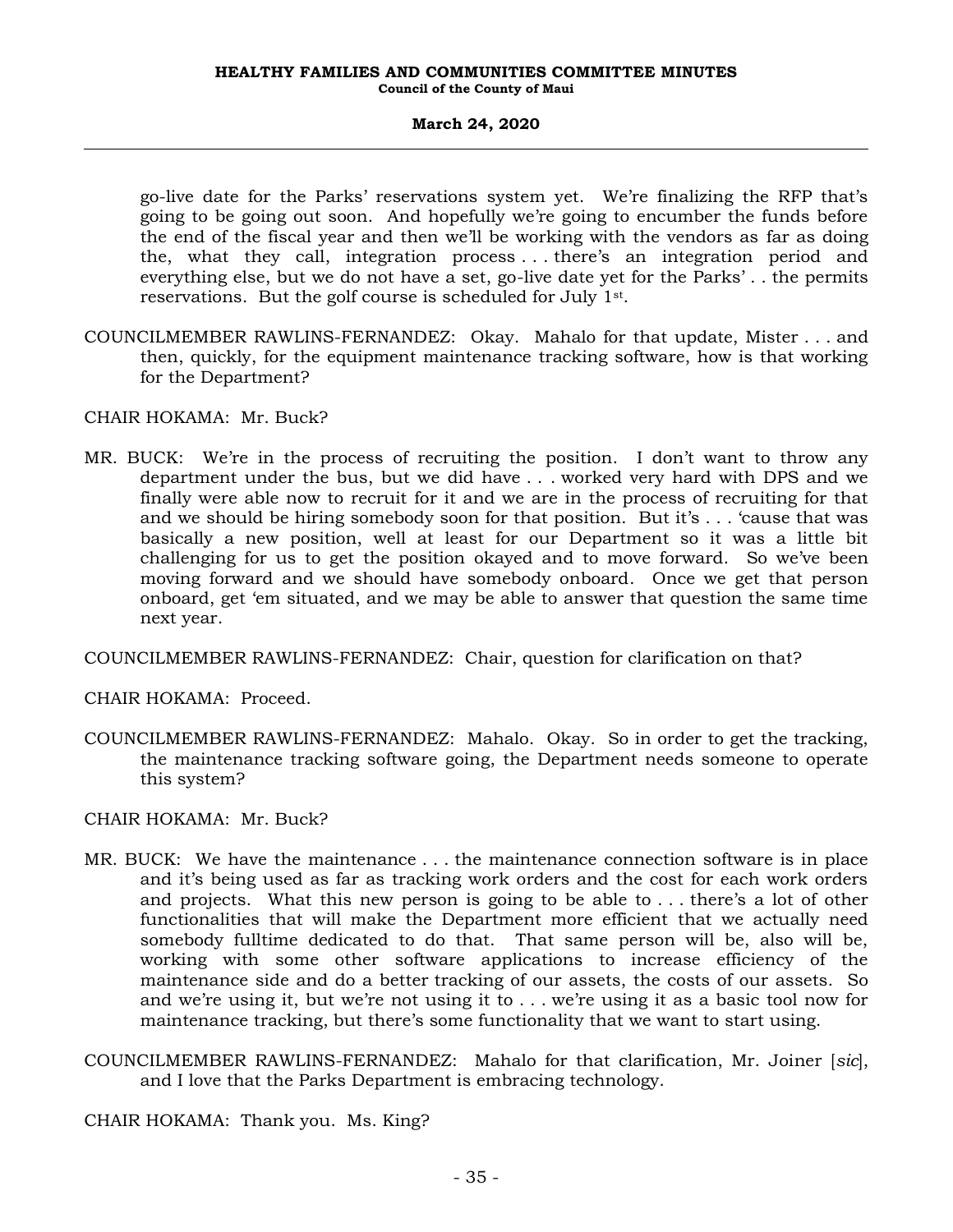go-live date for the Parks' reservations system yet. We're finalizing the RFP that's going to be going out soon. And hopefully we're going to encumber the funds before the end of the fiscal year and then we'll be working with the vendors as far as doing the, what they call, integration process . . . there's an integration period and everything else, but we do not have a set, go-live date yet for the Parks' . . the permits reservations. But the golf course is scheduled for July 1st.

COUNCILMEMBER RAWLINS-FERNANDEZ: Okay. Mahalo for that update, Mister . . . and then, quickly, for the equipment maintenance tracking software, how is that working for the Department?

CHAIR HOKAMA: Mr. Buck?

MR. BUCK: We're in the process of recruiting the position. I don't want to throw any department under the bus, but we did have . . . worked very hard with DPS and we finally were able now to recruit for it and we are in the process of recruiting for that and we should be hiring somebody soon for that position. But it's . . . 'cause that was basically a new position, well at least for our Department so it was a little bit challenging for us to get the position okayed and to move forward. So we've been moving forward and we should have somebody onboard. Once we get that person onboard, get 'em situated, and we may be able to answer that question the same time next year.

COUNCILMEMBER RAWLINS-FERNANDEZ: Chair, question for clarification on that?

CHAIR HOKAMA: Proceed.

COUNCILMEMBER RAWLINS-FERNANDEZ: Mahalo. Okay. So in order to get the tracking, the maintenance tracking software going, the Department needs someone to operate this system?

CHAIR HOKAMA: Mr. Buck?

MR. BUCK: We have the maintenance . . . the maintenance connection software is in place and it's being used as far as tracking work orders and the cost for each work orders and projects. What this new person is going to be able to . . . there's a lot of other functionalities that will make the Department more efficient that we actually need somebody fulltime dedicated to do that. That same person will be, also will be, working with some other software applications to increase efficiency of the maintenance side and do a better tracking of our assets, the costs of our assets. So and we're using it, but we're not using it to . . . we're using it as a basic tool now for maintenance tracking, but there's some functionality that we want to start using.

COUNCILMEMBER RAWLINS-FERNANDEZ: Mahalo for that clarification, Mr. Joiner [*sic*], and I love that the Parks Department is embracing technology.

CHAIR HOKAMA: Thank you. Ms. King?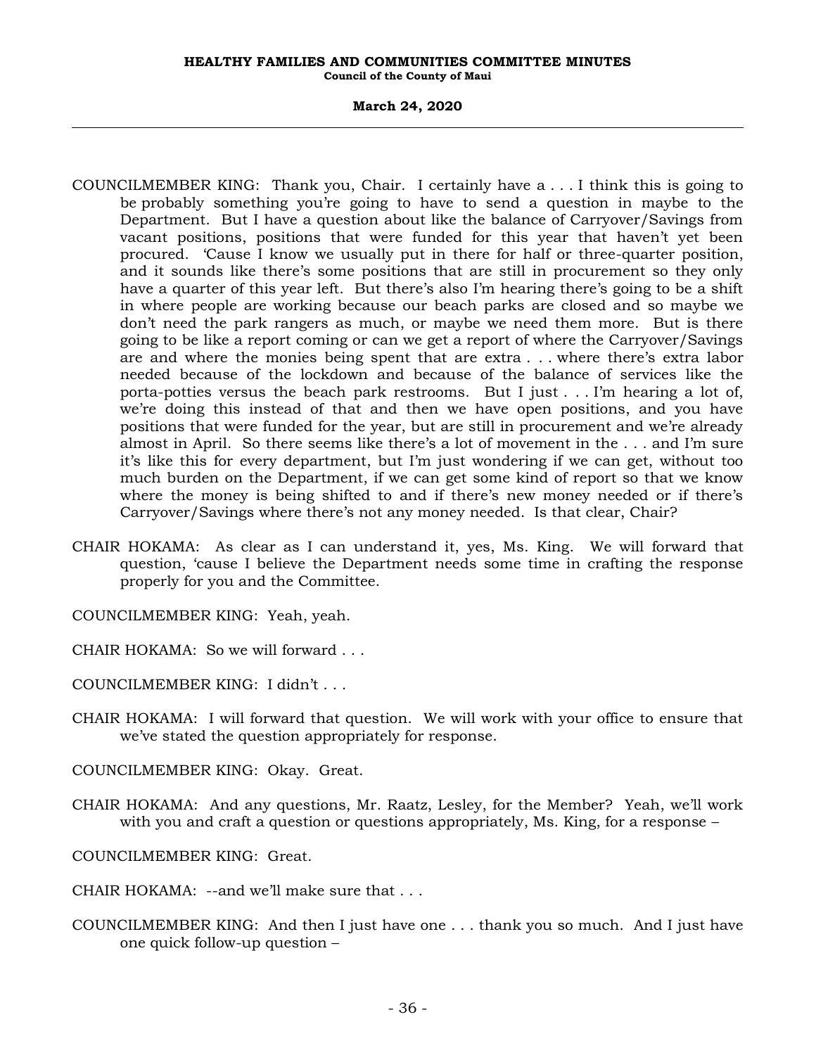COUNCILMEMBER KING: Thank you, Chair. I certainly have a . . . I think this is going to be probably something you're going to have to send a question in maybe to the Department. But I have a question about like the balance of Carryover/Savings from vacant positions, positions that were funded for this year that haven't yet been procured. 'Cause I know we usually put in there for half or three-quarter position, and it sounds like there's some positions that are still in procurement so they only have a quarter of this year left. But there's also I'm hearing there's going to be a shift in where people are working because our beach parks are closed and so maybe we don't need the park rangers as much, or maybe we need them more. But is there going to be like a report coming or can we get a report of where the Carryover/Savings are and where the monies being spent that are extra . . . where there's extra labor needed because of the lockdown and because of the balance of services like the porta-potties versus the beach park restrooms. But I just . . . I'm hearing a lot of, we're doing this instead of that and then we have open positions, and you have positions that were funded for the year, but are still in procurement and we're already almost in April. So there seems like there's a lot of movement in the . . . and I'm sure it's like this for every department, but I'm just wondering if we can get, without too much burden on the Department, if we can get some kind of report so that we know where the money is being shifted to and if there's new money needed or if there's Carryover/Savings where there's not any money needed. Is that clear, Chair?

CHAIR HOKAMA: As clear as I can understand it, yes, Ms. King. We will forward that question, 'cause I believe the Department needs some time in crafting the response properly for you and the Committee.

COUNCILMEMBER KING: Yeah, yeah.

CHAIR HOKAMA: So we will forward . . .

COUNCILMEMBER KING: I didn't . . .

CHAIR HOKAMA: I will forward that question. We will work with your office to ensure that we've stated the question appropriately for response.

COUNCILMEMBER KING: Okay. Great.

CHAIR HOKAMA: And any questions, Mr. Raatz, Lesley, for the Member? Yeah, we'll work with you and craft a question or questions appropriately, Ms. King, for a response –

COUNCILMEMBER KING: Great.

CHAIR HOKAMA: --and we'll make sure that . . .

COUNCILMEMBER KING: And then I just have one . . . thank you so much. And I just have one quick follow-up question –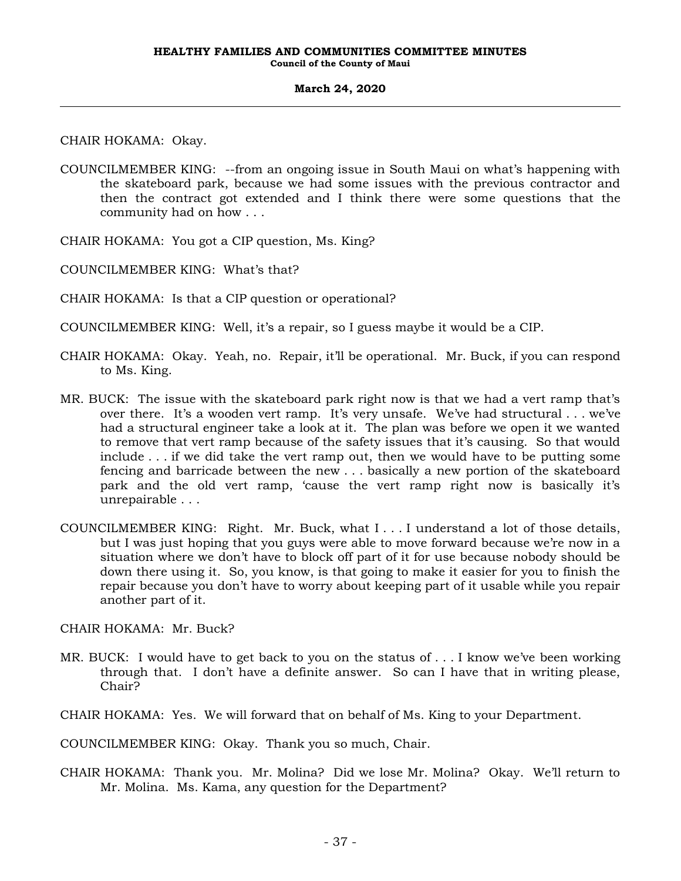CHAIR HOKAMA: Okay.

COUNCILMEMBER KING: --from an ongoing issue in South Maui on what's happening with the skateboard park, because we had some issues with the previous contractor and then the contract got extended and I think there were some questions that the community had on how . . .

CHAIR HOKAMA: You got a CIP question, Ms. King?

COUNCILMEMBER KING: What's that?

CHAIR HOKAMA: Is that a CIP question or operational?

COUNCILMEMBER KING: Well, it's a repair, so I guess maybe it would be a CIP.

CHAIR HOKAMA: Okay. Yeah, no. Repair, it'll be operational. Mr. Buck, if you can respond to Ms. King.

MR. BUCK: The issue with the skateboard park right now is that we had a vert ramp that's over there. It's a wooden vert ramp. It's very unsafe. We've had structural . . . we've had a structural engineer take a look at it. The plan was before we open it we wanted to remove that vert ramp because of the safety issues that it's causing. So that would include . . . if we did take the vert ramp out, then we would have to be putting some fencing and barricade between the new . . . basically a new portion of the skateboard park and the old vert ramp, 'cause the vert ramp right now is basically it's unrepairable . . .

COUNCILMEMBER KING: Right. Mr. Buck, what I . . . I understand a lot of those details, but I was just hoping that you guys were able to move forward because we're now in a situation where we don't have to block off part of it for use because nobody should be down there using it. So, you know, is that going to make it easier for you to finish the repair because you don't have to worry about keeping part of it usable while you repair another part of it.

CHAIR HOKAMA: Mr. Buck?

MR. BUCK: I would have to get back to you on the status of . . . I know we've been working through that. I don't have a definite answer. So can I have that in writing please, Chair?

CHAIR HOKAMA: Yes. We will forward that on behalf of Ms. King to your Department.

COUNCILMEMBER KING: Okay. Thank you so much, Chair.

CHAIR HOKAMA: Thank you. Mr. Molina? Did we lose Mr. Molina? Okay. We'll return to Mr. Molina. Ms. Kama, any question for the Department?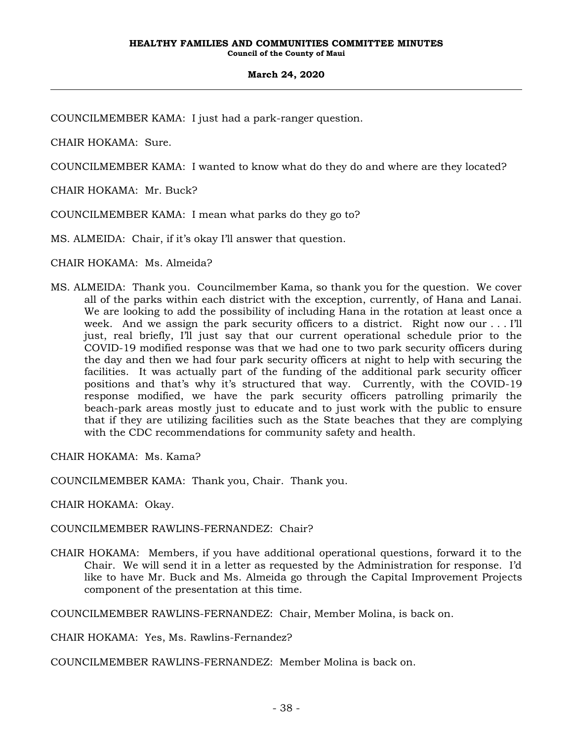COUNCILMEMBER KAMA: I just had a park-ranger question.

CHAIR HOKAMA: Sure.

COUNCILMEMBER KAMA: I wanted to know what do they do and where are they located?

CHAIR HOKAMA: Mr. Buck?

COUNCILMEMBER KAMA: I mean what parks do they go to?

MS. ALMEIDA: Chair, if it's okay I'll answer that question.

CHAIR HOKAMA: Ms. Almeida?

MS. ALMEIDA: Thank you. Councilmember Kama, so thank you for the question. We cover all of the parks within each district with the exception, currently, of Hana and Lanai. We are looking to add the possibility of including Hana in the rotation at least once a week. And we assign the park security officers to a district. Right now our . . . I'll just, real briefly, I'll just say that our current operational schedule prior to the COVID-19 modified response was that we had one to two park security officers during the day and then we had four park security officers at night to help with securing the facilities. It was actually part of the funding of the additional park security officer positions and that's why it's structured that way. Currently, with the COVID-19 response modified, we have the park security officers patrolling primarily the beach-park areas mostly just to educate and to just work with the public to ensure that if they are utilizing facilities such as the State beaches that they are complying with the CDC recommendations for community safety and health.

CHAIR HOKAMA: Ms. Kama?

COUNCILMEMBER KAMA: Thank you, Chair. Thank you.

CHAIR HOKAMA: Okay.

COUNCILMEMBER RAWLINS-FERNANDEZ: Chair?

CHAIR HOKAMA: Members, if you have additional operational questions, forward it to the Chair. We will send it in a letter as requested by the Administration for response. I'd like to have Mr. Buck and Ms. Almeida go through the Capital Improvement Projects component of the presentation at this time.

COUNCILMEMBER RAWLINS-FERNANDEZ: Chair, Member Molina, is back on.

CHAIR HOKAMA: Yes, Ms. Rawlins-Fernandez?

COUNCILMEMBER RAWLINS-FERNANDEZ: Member Molina is back on.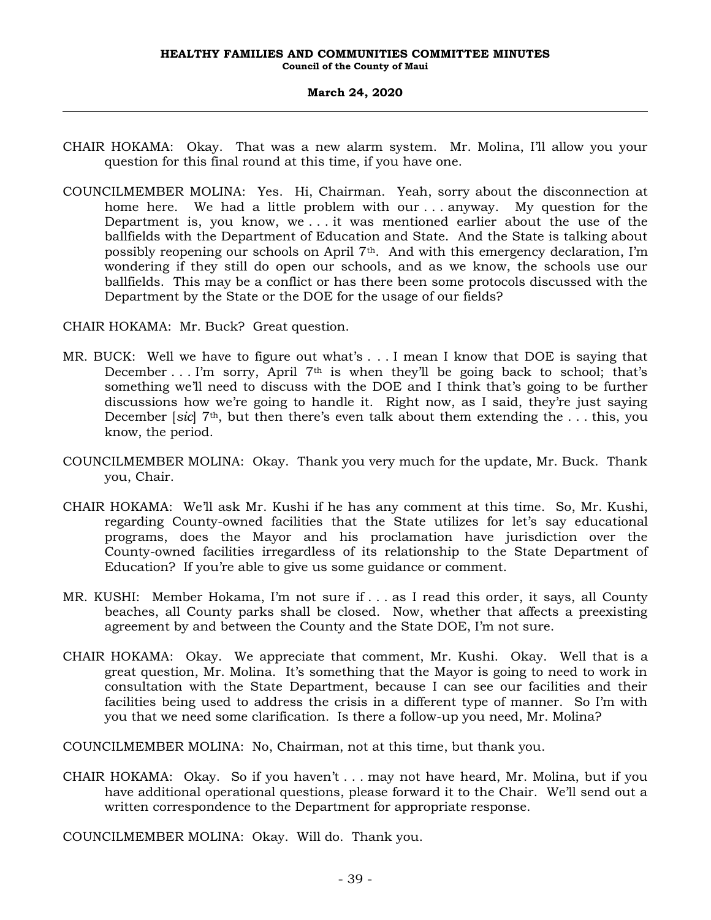CHAIR HOKAMA: Okay. That was a new alarm system. Mr. Molina, I'll allow you your question for this final round at this time, if you have one.

COUNCILMEMBER MOLINA: Yes. Hi, Chairman. Yeah, sorry about the disconnection at home here. We had a little problem with our . . . anyway. My question for the Department is, you know, we . . . it was mentioned earlier about the use of the ballfields with the Department of Education and State. And the State is talking about possibly reopening our schools on April 7th. And with this emergency declaration, I'm wondering if they still do open our schools, and as we know, the schools use our ballfields. This may be a conflict or has there been some protocols discussed with the Department by the State or the DOE for the usage of our fields?

CHAIR HOKAMA: Mr. Buck? Great question.

MR. BUCK: Well we have to figure out what's . . . I mean I know that DOE is saying that December . . . I'm sorry, April 7th is when they'll be going back to school; that's something we'll need to discuss with the DOE and I think that's going to be further discussions how we're going to handle it. Right now, as I said, they're just saying December [*sic*] 7th, but then there's even talk about them extending the . . . this, you know, the period.

COUNCILMEMBER MOLINA: Okay. Thank you very much for the update, Mr. Buck. Thank you, Chair.

CHAIR HOKAMA: We'll ask Mr. Kushi if he has any comment at this time. So, Mr. Kushi, regarding County-owned facilities that the State utilizes for let's say educational programs, does the Mayor and his proclamation have jurisdiction over the County-owned facilities irregardless of its relationship to the State Department of Education? If you're able to give us some guidance or comment.

MR. KUSHI: Member Hokama, I'm not sure if . . . as I read this order, it says, all County beaches, all County parks shall be closed. Now, whether that affects a preexisting agreement by and between the County and the State DOE, I'm not sure.

CHAIR HOKAMA: Okay. We appreciate that comment, Mr. Kushi. Okay. Well that is a great question, Mr. Molina. It's something that the Mayor is going to need to work in consultation with the State Department, because I can see our facilities and their facilities being used to address the crisis in a different type of manner. So I'm with you that we need some clarification. Is there a follow-up you need, Mr. Molina?

COUNCILMEMBER MOLINA: No, Chairman, not at this time, but thank you.

CHAIR HOKAMA: Okay. So if you haven't . . . may not have heard, Mr. Molina, but if you have additional operational questions, please forward it to the Chair. We'll send out a written correspondence to the Department for appropriate response.

COUNCILMEMBER MOLINA: Okay. Will do. Thank you.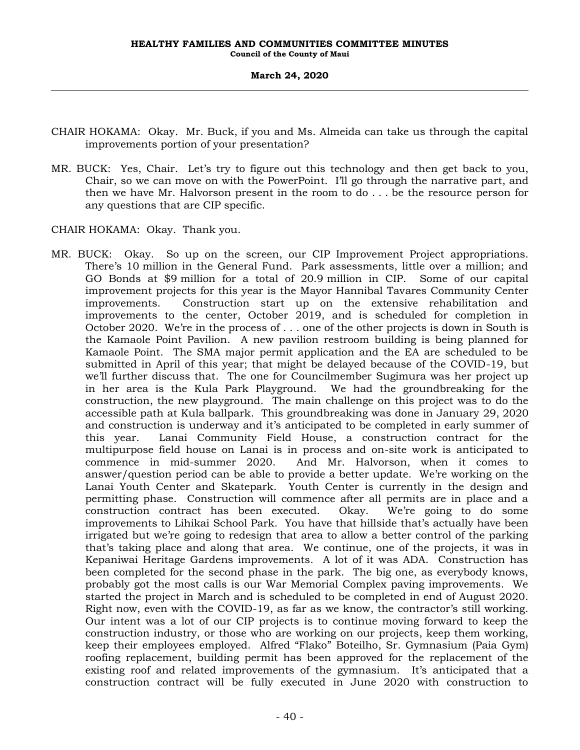CHAIR HOKAMA: Okay. Mr. Buck, if you and Ms. Almeida can take us through the capital improvements portion of your presentation?

MR. BUCK: Yes, Chair. Let's try to figure out this technology and then get back to you, Chair, so we can move on with the PowerPoint. I'll go through the narrative part, and then we have Mr. Halvorson present in the room to do . . . be the resource person for any questions that are CIP specific.

CHAIR HOKAMA: Okay. Thank you.

MR. BUCK: Okay. So up on the screen, our CIP Improvement Project appropriations. There's 10 million in the General Fund. Park assessments, little over a million; and GO Bonds at $9 million for a total of 20.9 million in CIP. Some of our capital improvement projects for this year is the Mayor Hannibal Tavares Community Center improvements. Construction start up on the extensive rehabilitation and improvements to the center, October 2019, and is scheduled for completion in October 2020. We're in the process of . . . one of the other projects is down in South is the Kamaole Point Pavilion. A new pavilion restroom building is being planned for Kamaole Point. The SMA major permit application and the EA are scheduled to be submitted in April of this year; that might be delayed because of the COVID-19, but we'll further discuss that. The one for Councilmember Sugimura was her project up in her area is the Kula Park Playground. We had the groundbreaking for the construction, the new playground. The main challenge on this project was to do the accessible path at Kula ballpark. This groundbreaking was done in January 29, 2020 and construction is underway and it's anticipated to be completed in early summer of this year. Lanai Community Field House, a construction contract for the multipurpose field house on Lanai is in process and on-site work is anticipated to commence in mid-summer 2020. And Mr. Halvorson, when it comes to answer/question period can be able to provide a better update. We're working on the Lanai Youth Center and Skatepark. Youth Center is currently in the design and permitting phase. Construction will commence after all permits are in place and a construction contract has been executed. Okay. We're going to do some improvements to Lihikai School Park. You have that hillside that's actually have been irrigated but we're going to redesign that area to allow a better control of the parking that's taking place and along that area. We continue, one of the projects, it was in Kepaniwai Heritage Gardens improvements. A lot of it was ADA. Construction has been completed for the second phase in the park. The big one, as everybody knows, probably got the most calls is our War Memorial Complex paving improvements. We started the project in March and is scheduled to be completed in end of August 2020. Right now, even with the COVID-19, as far as we know, the contractor's still working. Our intent was a lot of our CIP projects is to continue moving forward to keep the construction industry, or those who are working on our projects, keep them working, keep their employees employed. Alfred "Flako" Boteilho, Sr. Gymnasium (Paia Gym) roofing replacement, building permit has been approved for the replacement of the existing roof and related improvements of the gymnasium. It's anticipated that a construction contract will be fully executed in June 2020 with construction to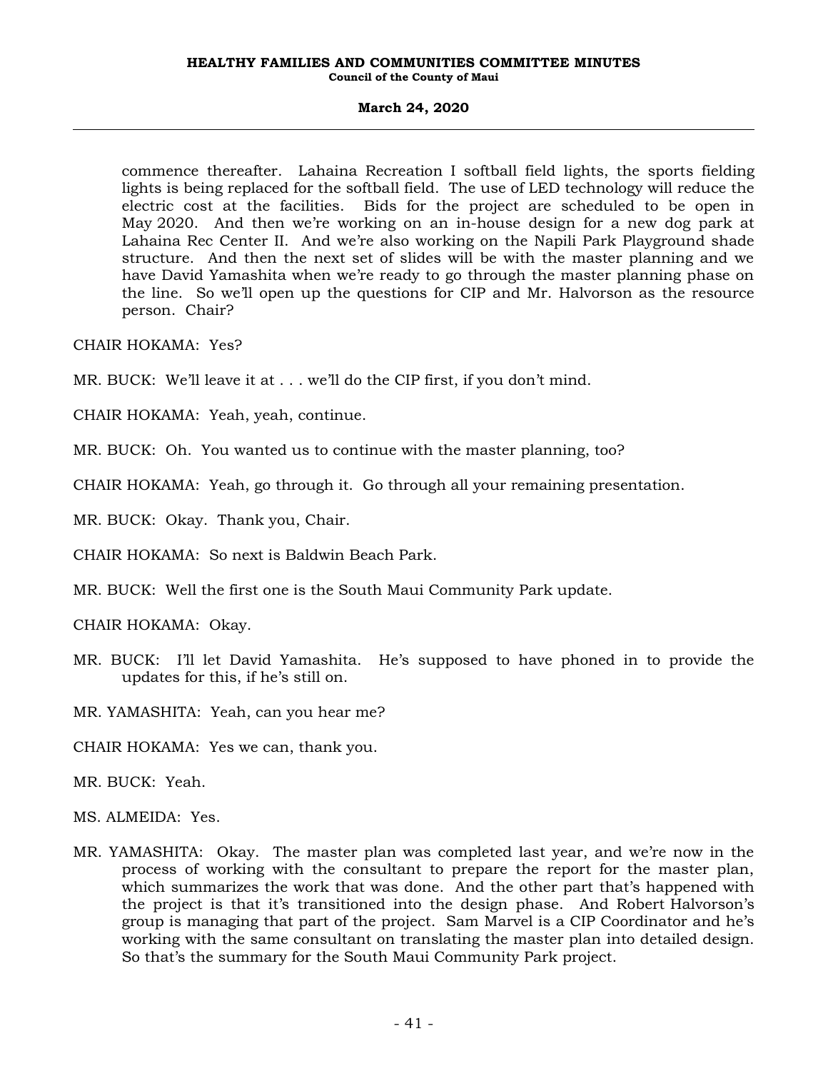commence thereafter. Lahaina Recreation I softball field lights, the sports fielding lights is being replaced for the softball field. The use of LED technology will reduce the electric cost at the facilities. Bids for the project are scheduled to be open in May 2020. And then we're working on an in-house design for a new dog park at Lahaina Rec Center II. And we're also working on the Napili Park Playground shade structure. And then the next set of slides will be with the master planning and we have David Yamashita when we're ready to go through the master planning phase on the line. So we'll open up the questions for CIP and Mr. Halvorson as the resource person. Chair?

CHAIR HOKAMA: Yes?

MR. BUCK: We'll leave it at . . . we'll do the CIP first, if you don't mind.

CHAIR HOKAMA: Yeah, yeah, continue.

MR. BUCK: Oh. You wanted us to continue with the master planning, too?

CHAIR HOKAMA: Yeah, go through it. Go through all your remaining presentation.

MR. BUCK: Okay. Thank you, Chair.

CHAIR HOKAMA: So next is Baldwin Beach Park.

MR. BUCK: Well the first one is the South Maui Community Park update.

CHAIR HOKAMA: Okay.

MR. BUCK: I'll let David Yamashita. He's supposed to have phoned in to provide the updates for this, if he's still on.

MR. YAMASHITA: Yeah, can you hear me?

CHAIR HOKAMA: Yes we can, thank you.

MR. BUCK: Yeah.

MS. ALMEIDA: Yes.

MR. YAMASHITA: Okay. The master plan was completed last year, and we're now in the process of working with the consultant to prepare the report for the master plan, which summarizes the work that was done. And the other part that's happened with the project is that it's transitioned into the design phase. And Robert Halvorson's group is managing that part of the project. Sam Marvel is a CIP Coordinator and he's working with the same consultant on translating the master plan into detailed design. So that's the summary for the South Maui Community Park project.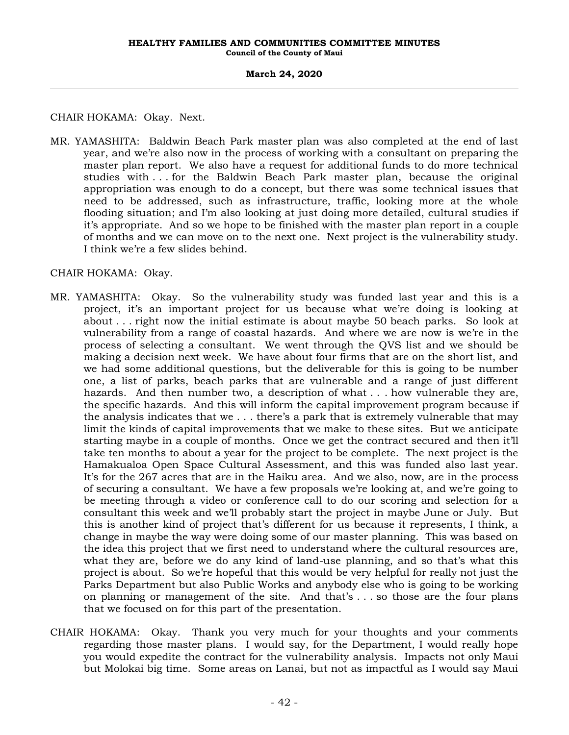CHAIR HOKAMA: Okay. Next.

MR. YAMASHITA: Baldwin Beach Park master plan was also completed at the end of last year, and we're also now in the process of working with a consultant on preparing the master plan report. We also have a request for additional funds to do more technical studies with . . . for the Baldwin Beach Park master plan, because the original appropriation was enough to do a concept, but there was some technical issues that need to be addressed, such as infrastructure, traffic, looking more at the whole flooding situation; and I'm also looking at just doing more detailed, cultural studies if it's appropriate. And so we hope to be finished with the master plan report in a couple of months and we can move on to the next one. Next project is the vulnerability study. I think we're a few slides behind.

CHAIR HOKAMA: Okay.

MR. YAMASHITA: Okay. So the vulnerability study was funded last year and this is a project, it's an important project for us because what we're doing is looking at about . . . right now the initial estimate is about maybe 50 beach parks. So look at vulnerability from a range of coastal hazards. And where we are now is we're in the process of selecting a consultant. We went through the QVS list and we should be making a decision next week. We have about four firms that are on the short list, and we had some additional questions, but the deliverable for this is going to be number one, a list of parks, beach parks that are vulnerable and a range of just different hazards. And then number two, a description of what . . . how vulnerable they are, the specific hazards. And this will inform the capital improvement program because if the analysis indicates that we . . . there's a park that is extremely vulnerable that may limit the kinds of capital improvements that we make to these sites. But we anticipate starting maybe in a couple of months. Once we get the contract secured and then it'll take ten months to about a year for the project to be complete. The next project is the Hamakualoa Open Space Cultural Assessment, and this was funded also last year. It's for the 267 acres that are in the Haiku area. And we also, now, are in the process of securing a consultant. We have a few proposals we're looking at, and we're going to be meeting through a video or conference call to do our scoring and selection for a consultant this week and we'll probably start the project in maybe June or July. But this is another kind of project that's different for us because it represents, I think, a change in maybe the way were doing some of our master planning. This was based on the idea this project that we first need to understand where the cultural resources are, what they are, before we do any kind of land-use planning, and so that's what this project is about. So we're hopeful that this would be very helpful for really not just the Parks Department but also Public Works and anybody else who is going to be working on planning or management of the site. And that's . . . so those are the four plans that we focused on for this part of the presentation.

CHAIR HOKAMA: Okay. Thank you very much for your thoughts and your comments regarding those master plans. I would say, for the Department, I would really hope you would expedite the contract for the vulnerability analysis. Impacts not only Maui but Molokai big time. Some areas on Lanai, but not as impactful as I would say Maui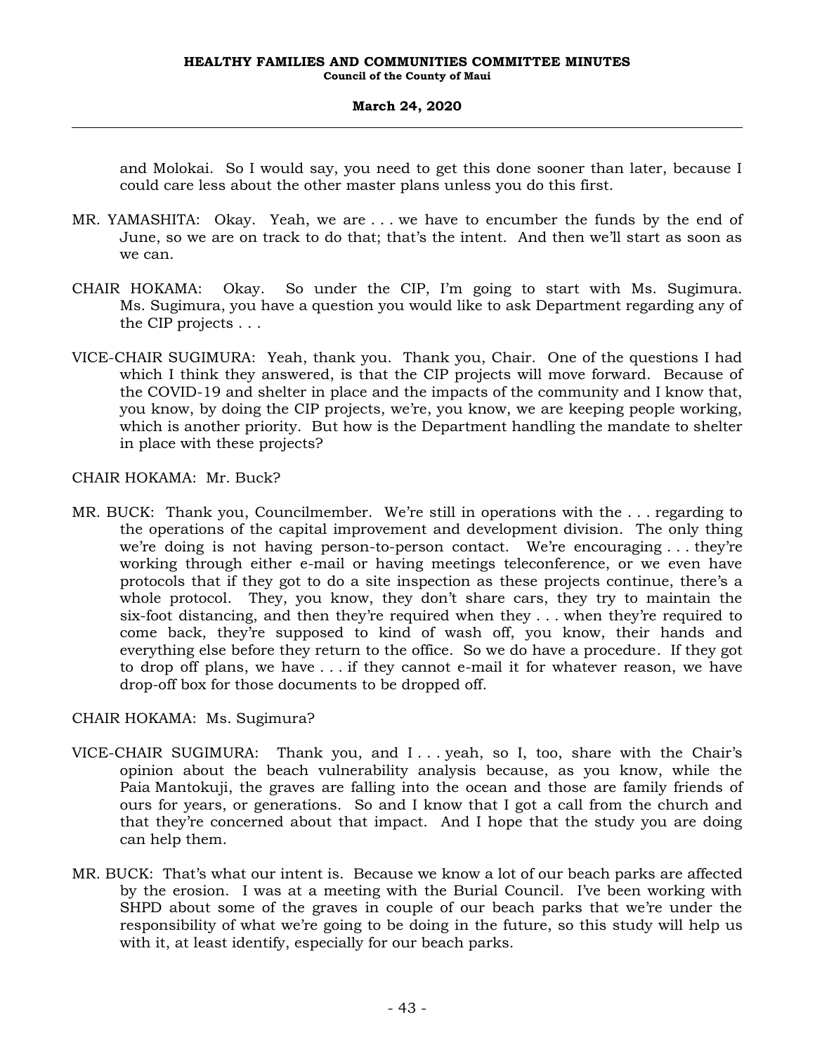and Molokai. So I would say, you need to get this done sooner than later, because I could care less about the other master plans unless you do this first.

MR. YAMASHITA: Okay. Yeah, we are . . . we have to encumber the funds by the end of June, so we are on track to do that; that's the intent. And then we'll start as soon as we can.

CHAIR HOKAMA: Okay. So under the CIP, I'm going to start with Ms. Sugimura. Ms. Sugimura, you have a question you would like to ask Department regarding any of the CIP projects . . .

VICE-CHAIR SUGIMURA: Yeah, thank you. Thank you, Chair. One of the questions I had which I think they answered, is that the CIP projects will move forward. Because of the COVID-19 and shelter in place and the impacts of the community and I know that, you know, by doing the CIP projects, we're, you know, we are keeping people working, which is another priority. But how is the Department handling the mandate to shelter in place with these projects?

CHAIR HOKAMA: Mr. Buck?

MR. BUCK: Thank you, Councilmember. We're still in operations with the . . . regarding to the operations of the capital improvement and development division. The only thing we're doing is not having person-to-person contact. We're encouraging . . . they're working through either e-mail or having meetings teleconference, or we even have protocols that if they got to do a site inspection as these projects continue, there's a whole protocol. They, you know, they don't share cars, they try to maintain the six-foot distancing, and then they're required when they . . . when they're required to come back, they're supposed to kind of wash off, you know, their hands and everything else before they return to the office. So we do have a procedure. If they got to drop off plans, we have . . . if they cannot e-mail it for whatever reason, we have drop-off box for those documents to be dropped off.

CHAIR HOKAMA: Ms. Sugimura?

VICE-CHAIR SUGIMURA: Thank you, and I . . . yeah, so I, too, share with the Chair's opinion about the beach vulnerability analysis because, as you know, while the Paia Mantokuji, the graves are falling into the ocean and those are family friends of ours for years, or generations. So and I know that I got a call from the church and that they're concerned about that impact. And I hope that the study you are doing can help them.

MR. BUCK: That's what our intent is. Because we know a lot of our beach parks are affected by the erosion. I was at a meeting with the Burial Council. I've been working with SHPD about some of the graves in couple of our beach parks that we're under the responsibility of what we're going to be doing in the future, so this study will help us with it, at least identify, especially for our beach parks.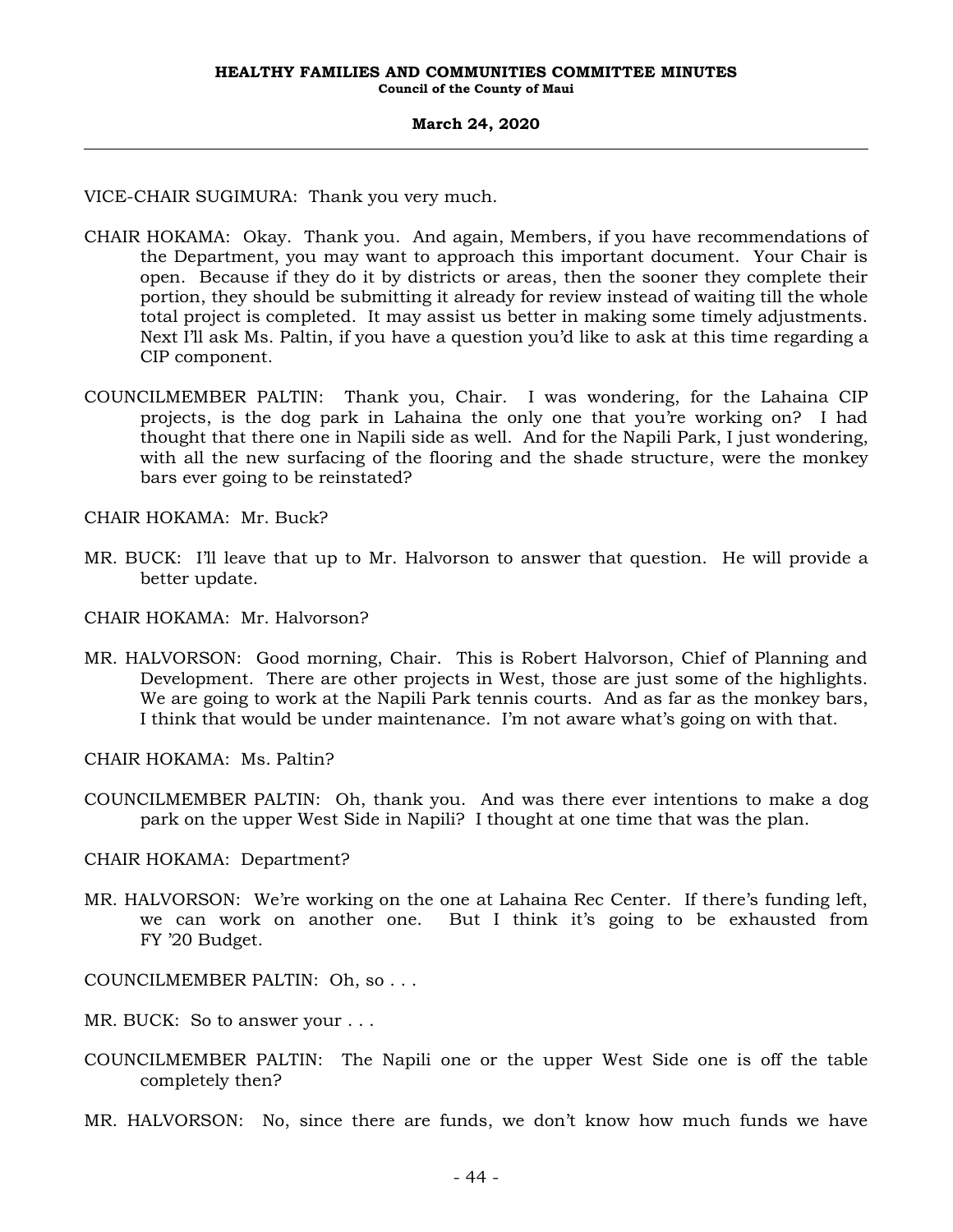VICE-CHAIR SUGIMURA: Thank you very much.

CHAIR HOKAMA: Okay. Thank you. And again, Members, if you have recommendations of the Department, you may want to approach this important document. Your Chair is open. Because if they do it by districts or areas, then the sooner they complete their portion, they should be submitting it already for review instead of waiting till the whole total project is completed. It may assist us better in making some timely adjustments. Next I'll ask Ms. Paltin, if you have a question you'd like to ask at this time regarding a CIP component.

COUNCILMEMBER PALTIN: Thank you, Chair. I was wondering, for the Lahaina CIP projects, is the dog park in Lahaina the only one that you're working on? I had thought that there one in Napili side as well. And for the Napili Park, I just wondering, with all the new surfacing of the flooring and the shade structure, were the monkey bars ever going to be reinstated?

CHAIR HOKAMA: Mr. Buck?

MR. BUCK: I'll leave that up to Mr. Halvorson to answer that question. He will provide a better update.

CHAIR HOKAMA: Mr. Halvorson?

MR. HALVORSON: Good morning, Chair. This is Robert Halvorson, Chief of Planning and Development. There are other projects in West, those are just some of the highlights. We are going to work at the Napili Park tennis courts. And as far as the monkey bars, I think that would be under maintenance. I'm not aware what's going on with that.

CHAIR HOKAMA: Ms. Paltin?

COUNCILMEMBER PALTIN: Oh, thank you. And was there ever intentions to make a dog park on the upper West Side in Napili? I thought at one time that was the plan.

CHAIR HOKAMA: Department?

MR. HALVORSON: We're working on the one at Lahaina Rec Center. If there's funding left, we can work on another one. But I think it's going to be exhausted from FY '20 Budget.

COUNCILMEMBER PALTIN: Oh, so . . .

MR. BUCK: So to answer your . . .

COUNCILMEMBER PALTIN: The Napili one or the upper West Side one is off the table completely then?

MR. HALVORSON: No, since there are funds, we don't know how much funds we have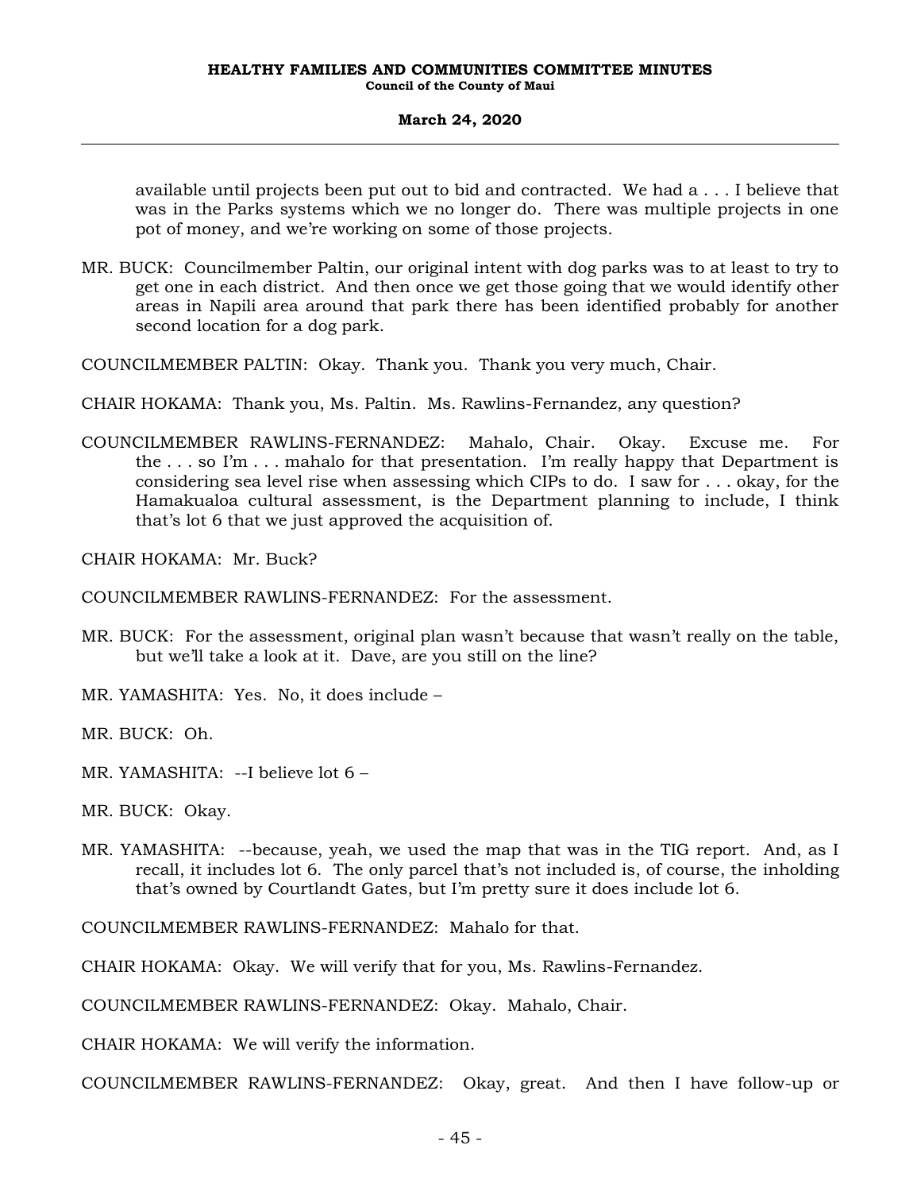available until projects been put out to bid and contracted. We had a . . . I believe that was in the Parks systems which we no longer do. There was multiple projects in one pot of money, and we're working on some of those projects.

MR. BUCK: Councilmember Paltin, our original intent with dog parks was to at least to try to get one in each district. And then once we get those going that we would identify other areas in Napili area around that park there has been identified probably for another second location for a dog park.

COUNCILMEMBER PALTIN: Okay. Thank you. Thank you very much, Chair.

CHAIR HOKAMA: Thank you, Ms. Paltin. Ms. Rawlins-Fernandez, any question?

COUNCILMEMBER RAWLINS-FERNANDEZ: Mahalo, Chair. Okay. Excuse me. For the . . . so I'm . . . mahalo for that presentation. I'm really happy that Department is considering sea level rise when assessing which CIPs to do. I saw for . . . okay, for the Hamakualoa cultural assessment, is the Department planning to include, I think that's lot 6 that we just approved the acquisition of.

CHAIR HOKAMA: Mr. Buck?

COUNCILMEMBER RAWLINS-FERNANDEZ: For the assessment.

MR. BUCK: For the assessment, original plan wasn't because that wasn't really on the table, but we'll take a look at it. Dave, are you still on the line?

MR. YAMASHITA: Yes. No, it does include –

MR. BUCK: Oh.

MR. YAMASHITA: --I believe lot 6 –

MR. BUCK: Okay.

MR. YAMASHITA: --because, yeah, we used the map that was in the TIG report. And, as I recall, it includes lot 6. The only parcel that's not included is, of course, the inholding that's owned by Courtlandt Gates, but I'm pretty sure it does include lot 6.

COUNCILMEMBER RAWLINS-FERNANDEZ: Mahalo for that.

CHAIR HOKAMA: Okay. We will verify that for you, Ms. Rawlins-Fernandez.

COUNCILMEMBER RAWLINS-FERNANDEZ: Okay. Mahalo, Chair.

CHAIR HOKAMA: We will verify the information.

COUNCILMEMBER RAWLINS-FERNANDEZ: Okay, great. And then I have follow-up or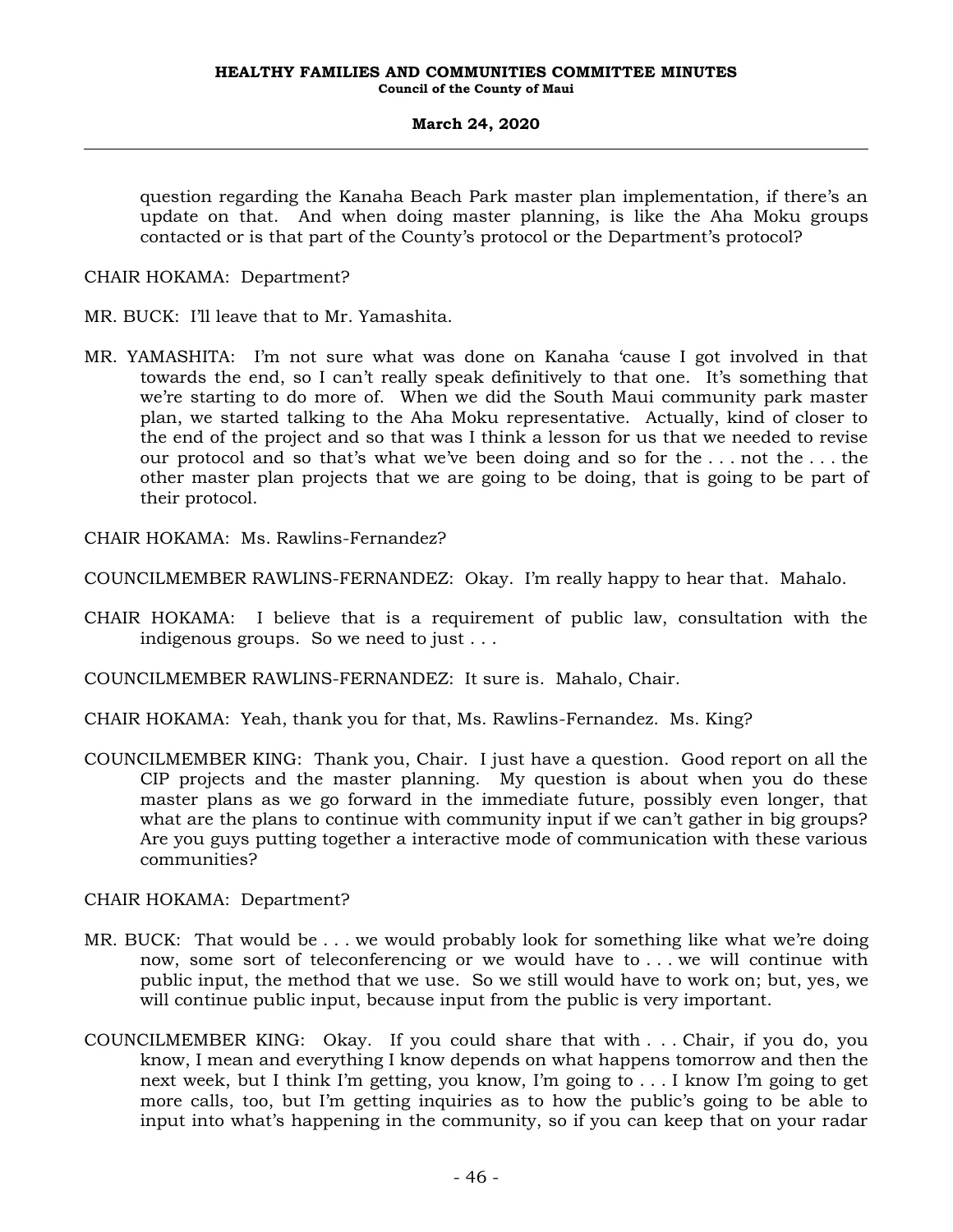question regarding the Kanaha Beach Park master plan implementation, if there's an update on that. And when doing master planning, is like the Aha Moku groups contacted or is that part of the County's protocol or the Department's protocol?

CHAIR HOKAMA: Department?

MR. BUCK: I'll leave that to Mr. Yamashita.

MR. YAMASHITA: I'm not sure what was done on Kanaha 'cause I got involved in that towards the end, so I can't really speak definitively to that one. It's something that we're starting to do more of. When we did the South Maui community park master plan, we started talking to the Aha Moku representative. Actually, kind of closer to the end of the project and so that was I think a lesson for us that we needed to revise our protocol and so that's what we've been doing and so for the . . . not the . . . the other master plan projects that we are going to be doing, that is going to be part of their protocol.

CHAIR HOKAMA: Ms. Rawlins-Fernandez?

COUNCILMEMBER RAWLINS-FERNANDEZ: Okay. I'm really happy to hear that. Mahalo.

CHAIR HOKAMA: I believe that is a requirement of public law, consultation with the indigenous groups. So we need to just . . .

COUNCILMEMBER RAWLINS-FERNANDEZ: It sure is. Mahalo, Chair.

CHAIR HOKAMA: Yeah, thank you for that, Ms. Rawlins-Fernandez. Ms. King?

COUNCILMEMBER KING: Thank you, Chair. I just have a question. Good report on all the CIP projects and the master planning. My question is about when you do these master plans as we go forward in the immediate future, possibly even longer, that what are the plans to continue with community input if we can't gather in big groups? Are you guys putting together a interactive mode of communication with these various communities?

CHAIR HOKAMA: Department?

MR. BUCK: That would be . . . we would probably look for something like what we're doing now, some sort of teleconferencing or we would have to . . . we will continue with public input, the method that we use. So we still would have to work on; but, yes, we will continue public input, because input from the public is very important.

COUNCILMEMBER KING: Okay. If you could share that with . . . Chair, if you do, you know, I mean and everything I know depends on what happens tomorrow and then the next week, but I think I'm getting, you know, I'm going to . . . I know I'm going to get more calls, too, but I'm getting inquiries as to how the public's going to be able to input into what's happening in the community, so if you can keep that on your radar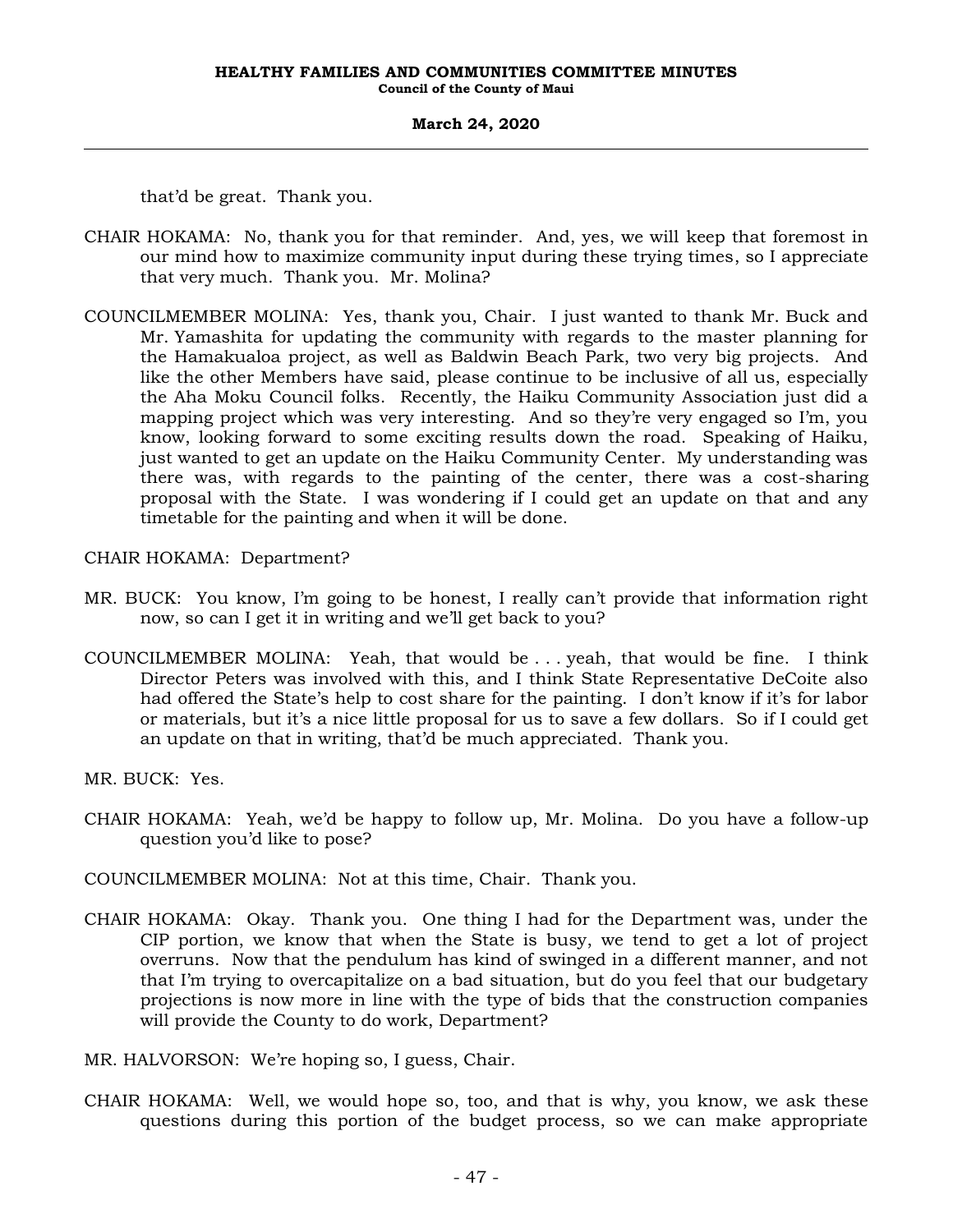that'd be great. Thank you.

CHAIR HOKAMA: No, thank you for that reminder. And, yes, we will keep that foremost in our mind how to maximize community input during these trying times, so I appreciate that very much. Thank you. Mr. Molina?

COUNCILMEMBER MOLINA: Yes, thank you, Chair. I just wanted to thank Mr. Buck and Mr. Yamashita for updating the community with regards to the master planning for the Hamakualoa project, as well as Baldwin Beach Park, two very big projects. And like the other Members have said, please continue to be inclusive of all us, especially the Aha Moku Council folks. Recently, the Haiku Community Association just did a mapping project which was very interesting. And so they're very engaged so I'm, you know, looking forward to some exciting results down the road. Speaking of Haiku, just wanted to get an update on the Haiku Community Center. My understanding was there was, with regards to the painting of the center, there was a cost-sharing proposal with the State. I was wondering if I could get an update on that and any timetable for the painting and when it will be done.

CHAIR HOKAMA: Department?

MR. BUCK: You know, I'm going to be honest, I really can't provide that information right now, so can I get it in writing and we'll get back to you?

COUNCILMEMBER MOLINA: Yeah, that would be . . . yeah, that would be fine. I think Director Peters was involved with this, and I think State Representative DeCoite also had offered the State's help to cost share for the painting. I don't know if it's for labor or materials, but it's a nice little proposal for us to save a few dollars. So if I could get an update on that in writing, that'd be much appreciated. Thank you.

MR. BUCK: Yes.

CHAIR HOKAMA: Yeah, we'd be happy to follow up, Mr. Molina. Do you have a follow-up question you'd like to pose?

COUNCILMEMBER MOLINA: Not at this time, Chair. Thank you.

CHAIR HOKAMA: Okay. Thank you. One thing I had for the Department was, under the CIP portion, we know that when the State is busy, we tend to get a lot of project overruns. Now that the pendulum has kind of swinged in a different manner, and not that I'm trying to overcapitalize on a bad situation, but do you feel that our budgetary projections is now more in line with the type of bids that the construction companies will provide the County to do work, Department?

MR. HALVORSON: We're hoping so, I guess, Chair.

CHAIR HOKAMA: Well, we would hope so, too, and that is why, you know, we ask these questions during this portion of the budget process, so we can make appropriate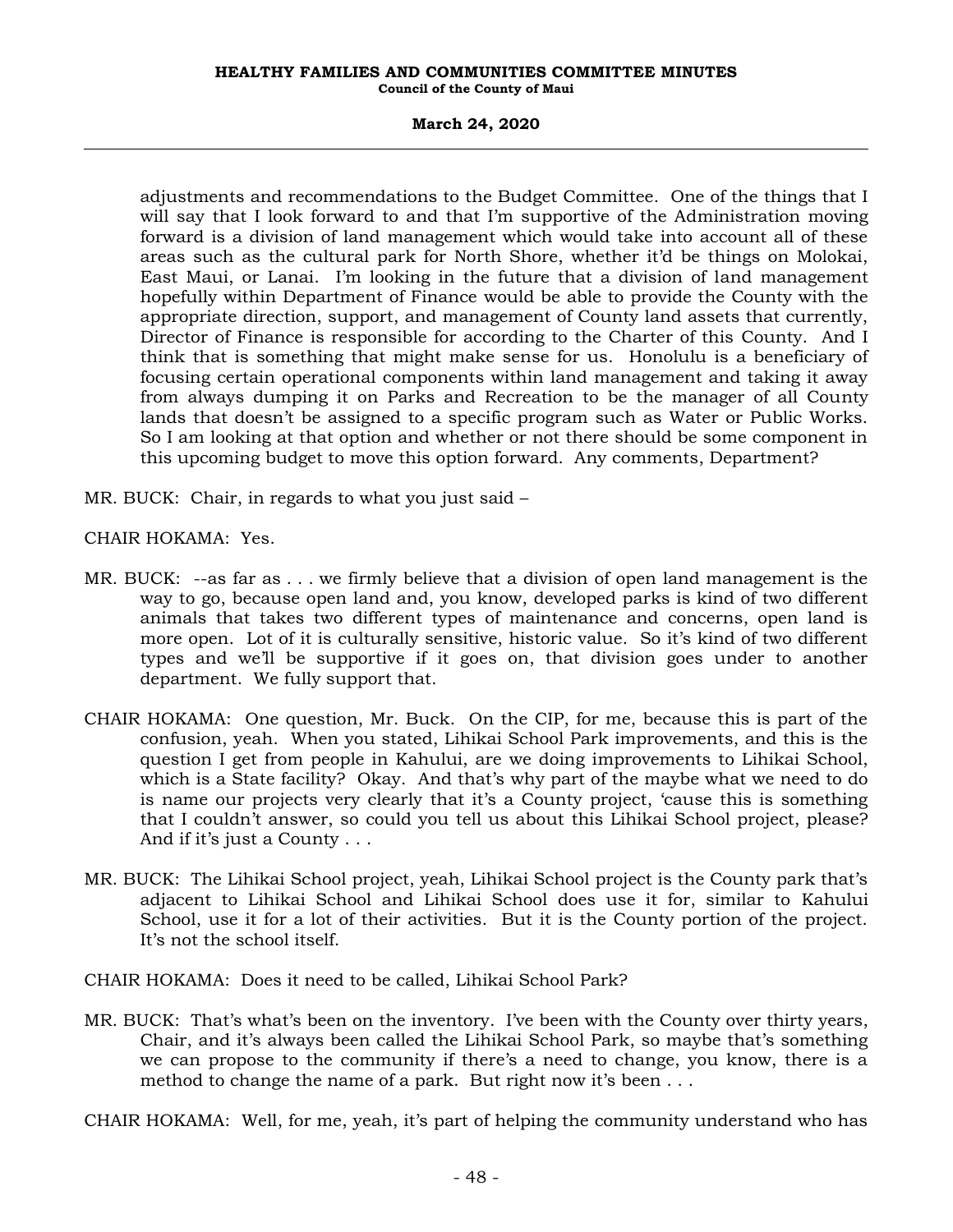adjustments and recommendations to the Budget Committee. One of the things that I will say that I look forward to and that I'm supportive of the Administration moving forward is a division of land management which would take into account all of these areas such as the cultural park for North Shore, whether it'd be things on Molokai, East Maui, or Lanai. I'm looking in the future that a division of land management hopefully within Department of Finance would be able to provide the County with the appropriate direction, support, and management of County land assets that currently, Director of Finance is responsible for according to the Charter of this County. And I think that is something that might make sense for us. Honolulu is a beneficiary of focusing certain operational components within land management and taking it away from always dumping it on Parks and Recreation to be the manager of all County lands that doesn't be assigned to a specific program such as Water or Public Works. So I am looking at that option and whether or not there should be some component in this upcoming budget to move this option forward. Any comments, Department?

MR. BUCK: Chair, in regards to what you just said –

CHAIR HOKAMA: Yes.

MR. BUCK: --as far as . . . we firmly believe that a division of open land management is the way to go, because open land and, you know, developed parks is kind of two different animals that takes two different types of maintenance and concerns, open land is more open. Lot of it is culturally sensitive, historic value. So it's kind of two different types and we'll be supportive if it goes on, that division goes under to another department. We fully support that.

CHAIR HOKAMA: One question, Mr. Buck. On the CIP, for me, because this is part of the confusion, yeah. When you stated, Lihikai School Park improvements, and this is the question I get from people in Kahului, are we doing improvements to Lihikai School, which is a State facility? Okay. And that's why part of the maybe what we need to do is name our projects very clearly that it's a County project, 'cause this is something that I couldn't answer, so could you tell us about this Lihikai School project, please? And if it's just a County . . .

MR. BUCK: The Lihikai School project, yeah, Lihikai School project is the County park that's adjacent to Lihikai School and Lihikai School does use it for, similar to Kahului School, use it for a lot of their activities. But it is the County portion of the project. It's not the school itself.

CHAIR HOKAMA: Does it need to be called, Lihikai School Park?

MR. BUCK: That's what's been on the inventory. I've been with the County over thirty years, Chair, and it's always been called the Lihikai School Park, so maybe that's something we can propose to the community if there's a need to change, you know, there is a method to change the name of a park. But right now it's been . . .

CHAIR HOKAMA: Well, for me, yeah, it's part of helping the community understand who has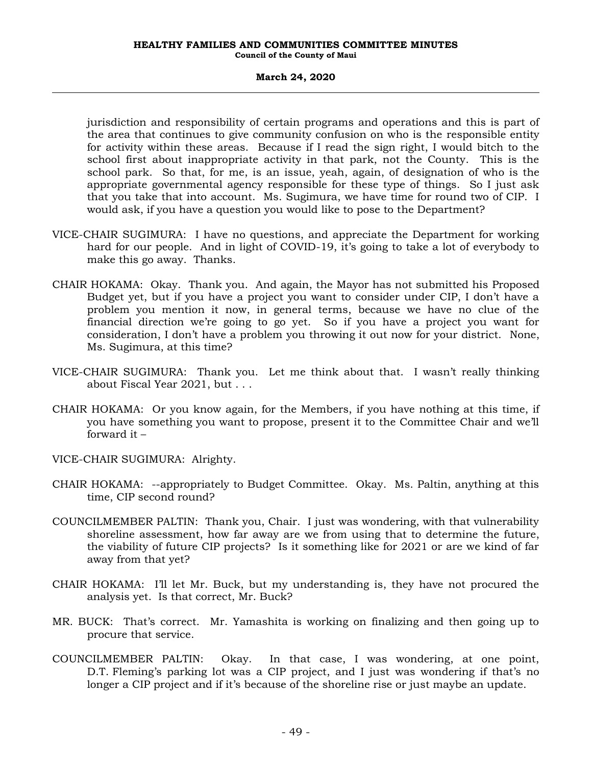jurisdiction and responsibility of certain programs and operations and this is part of the area that continues to give community confusion on who is the responsible entity for activity within these areas. Because if I read the sign right, I would bitch to the school first about inappropriate activity in that park, not the County. This is the school park. So that, for me, is an issue, yeah, again, of designation of who is the appropriate governmental agency responsible for these type of things. So I just ask that you take that into account. Ms. Sugimura, we have time for round two of CIP. I would ask, if you have a question you would like to pose to the Department?

VICE-CHAIR SUGIMURA: I have no questions, and appreciate the Department for working hard for our people. And in light of COVID-19, it's going to take a lot of everybody to make this go away. Thanks.

CHAIR HOKAMA: Okay. Thank you. And again, the Mayor has not submitted his Proposed Budget yet, but if you have a project you want to consider under CIP, I don't have a problem you mention it now, in general terms, because we have no clue of the financial direction we're going to go yet. So if you have a project you want for consideration, I don't have a problem you throwing it out now for your district. None, Ms. Sugimura, at this time?

VICE-CHAIR SUGIMURA: Thank you. Let me think about that. I wasn't really thinking about Fiscal Year 2021, but . . .

CHAIR HOKAMA: Or you know again, for the Members, if you have nothing at this time, if you have something you want to propose, present it to the Committee Chair and we'll forward it –

VICE-CHAIR SUGIMURA: Alrighty.

CHAIR HOKAMA: --appropriately to Budget Committee. Okay. Ms. Paltin, anything at this time, CIP second round?

COUNCILMEMBER PALTIN: Thank you, Chair. I just was wondering, with that vulnerability shoreline assessment, how far away are we from using that to determine the future, the viability of future CIP projects? Is it something like for 2021 or are we kind of far away from that yet?

CHAIR HOKAMA: I'll let Mr. Buck, but my understanding is, they have not procured the analysis yet. Is that correct, Mr. Buck?

MR. BUCK: That's correct. Mr. Yamashita is working on finalizing and then going up to procure that service.

COUNCILMEMBER PALTIN: Okay. In that case, I was wondering, at one point, D.T. Fleming's parking lot was a CIP project, and I just was wondering if that's no longer a CIP project and if it's because of the shoreline rise or just maybe an update.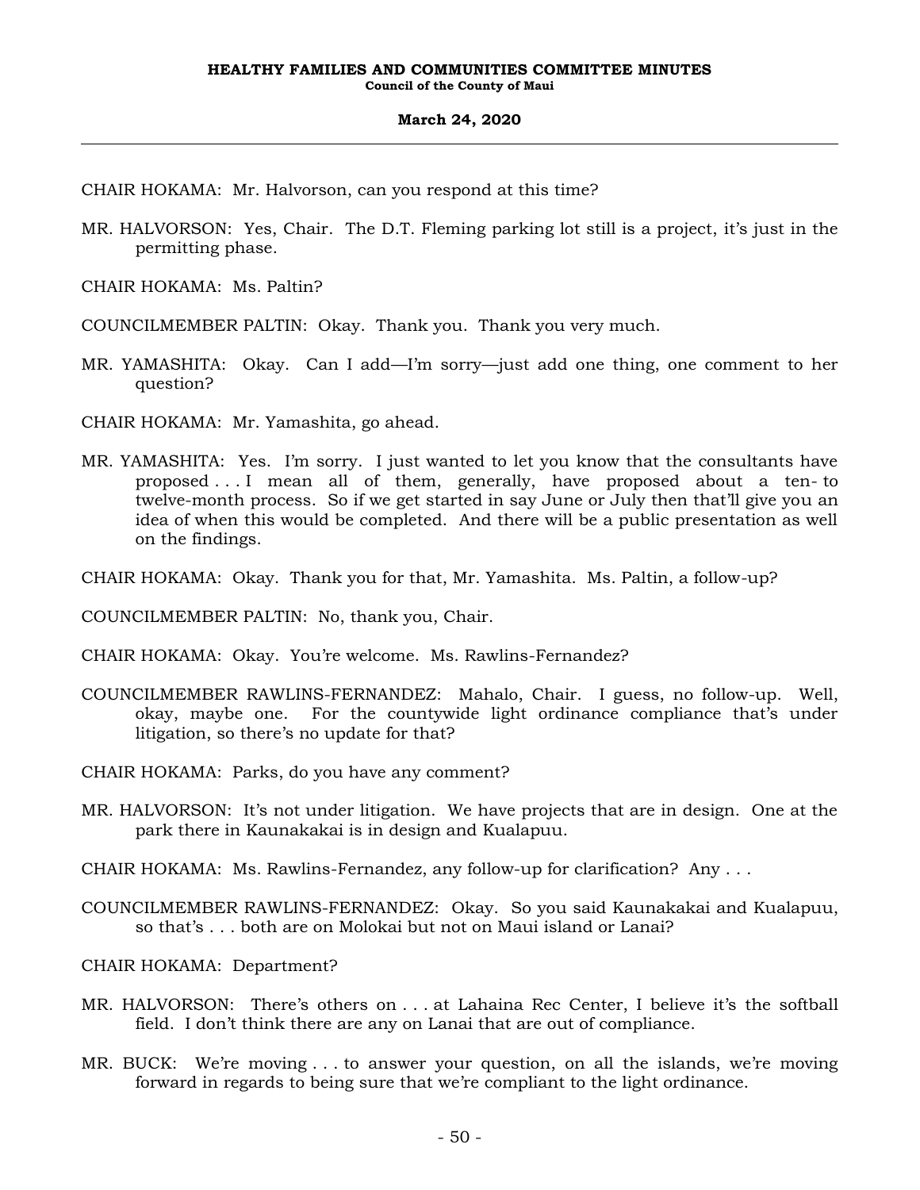CHAIR HOKAMA: Mr. Halvorson, can you respond at this time?

MR. HALVORSON: Yes, Chair. The D.T. Fleming parking lot still is a project, it's just in the permitting phase.

CHAIR HOKAMA: Ms. Paltin?

COUNCILMEMBER PALTIN: Okay. Thank you. Thank you very much.

MR. YAMASHITA: Okay. Can I add—I'm sorry—just add one thing, one comment to her question?

CHAIR HOKAMA: Mr. Yamashita, go ahead.

MR. YAMASHITA: Yes. I'm sorry. I just wanted to let you know that the consultants have proposed . . . I mean all of them, generally, have proposed about a ten- to twelve-month process. So if we get started in say June or July then that'll give you an idea of when this would be completed. And there will be a public presentation as well on the findings.

CHAIR HOKAMA: Okay. Thank you for that, Mr. Yamashita. Ms. Paltin, a follow-up?

COUNCILMEMBER PALTIN: No, thank you, Chair.

CHAIR HOKAMA: Okay. You're welcome. Ms. Rawlins-Fernandez?

COUNCILMEMBER RAWLINS-FERNANDEZ: Mahalo, Chair. I guess, no follow-up. Well, okay, maybe one. For the countywide light ordinance compliance that's under litigation, so there's no update for that?

CHAIR HOKAMA: Parks, do you have any comment?

MR. HALVORSON: It's not under litigation. We have projects that are in design. One at the park there in Kaunakakai is in design and Kualapuu.

CHAIR HOKAMA: Ms. Rawlins-Fernandez, any follow-up for clarification? Any . . .

COUNCILMEMBER RAWLINS-FERNANDEZ: Okay. So you said Kaunakakai and Kualapuu, so that's . . . both are on Molokai but not on Maui island or Lanai?

CHAIR HOKAMA: Department?

MR. HALVORSON: There's others on . . . at Lahaina Rec Center, I believe it's the softball field. I don't think there are any on Lanai that are out of compliance.

MR. BUCK: We're moving . . . to answer your question, on all the islands, we're moving forward in regards to being sure that we're compliant to the light ordinance.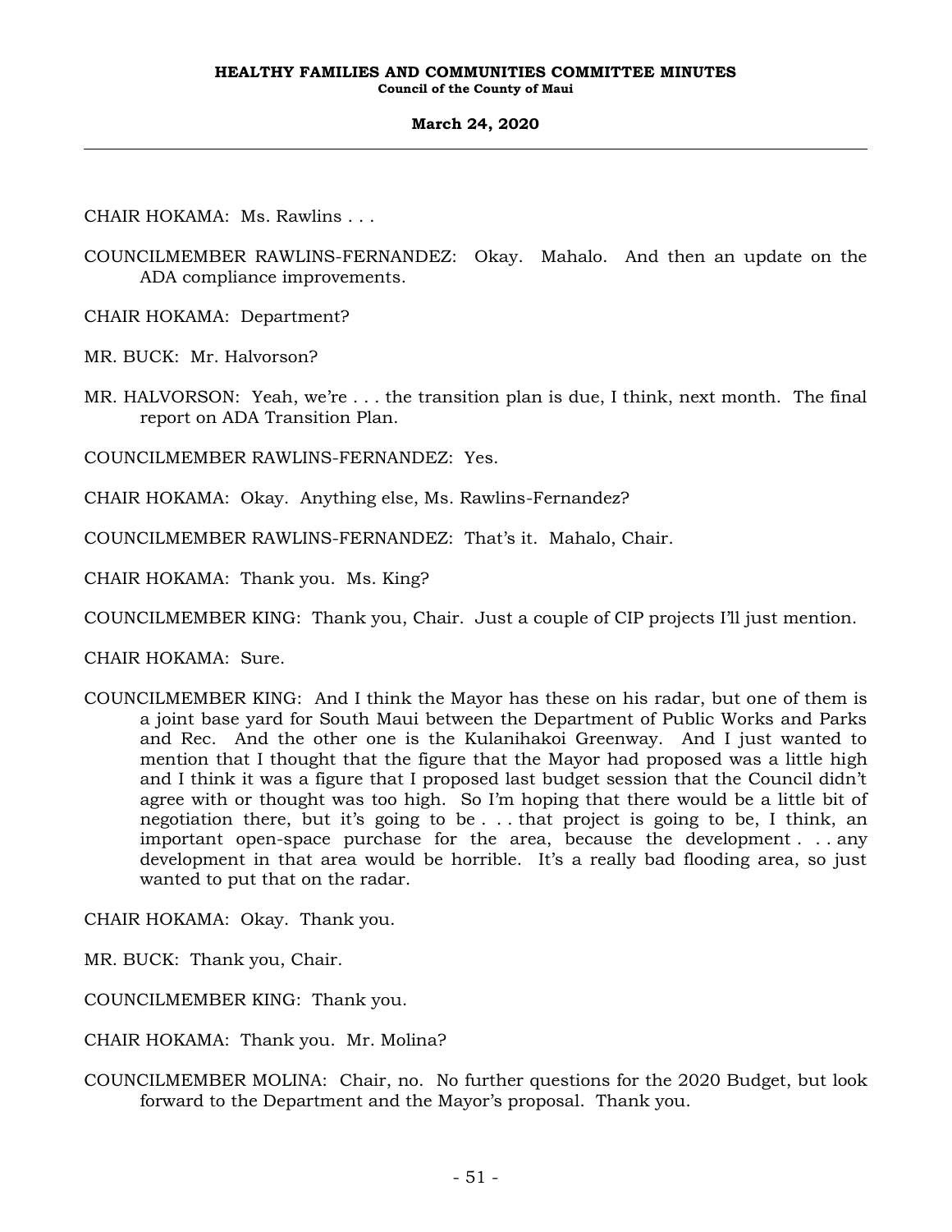CHAIR HOKAMA: Ms. Rawlins . . .

COUNCILMEMBER RAWLINS-FERNANDEZ: Okay. Mahalo. And then an update on the ADA compliance improvements.

CHAIR HOKAMA: Department?

MR. BUCK: Mr. Halvorson?

MR. HALVORSON: Yeah, we're . . . the transition plan is due, I think, next month. The final report on ADA Transition Plan.

COUNCILMEMBER RAWLINS-FERNANDEZ: Yes.

CHAIR HOKAMA: Okay. Anything else, Ms. Rawlins-Fernandez?

COUNCILMEMBER RAWLINS-FERNANDEZ: That's it. Mahalo, Chair.

CHAIR HOKAMA: Thank you. Ms. King?

COUNCILMEMBER KING: Thank you, Chair. Just a couple of CIP projects I'll just mention.

CHAIR HOKAMA: Sure.

COUNCILMEMBER KING: And I think the Mayor has these on his radar, but one of them is a joint base yard for South Maui between the Department of Public Works and Parks and Rec. And the other one is the Kulanihakoi Greenway. And I just wanted to mention that I thought that the figure that the Mayor had proposed was a little high and I think it was a figure that I proposed last budget session that the Council didn't agree with or thought was too high. So I'm hoping that there would be a little bit of negotiation there, but it's going to be . . . that project is going to be, I think, an important open-space purchase for the area, because the development . . . any development in that area would be horrible. It's a really bad flooding area, so just wanted to put that on the radar.

CHAIR HOKAMA: Okay. Thank you.

MR. BUCK: Thank you, Chair.

COUNCILMEMBER KING: Thank you.

CHAIR HOKAMA: Thank you. Mr. Molina?

COUNCILMEMBER MOLINA: Chair, no. No further questions for the 2020 Budget, but look forward to the Department and the Mayor's proposal. Thank you.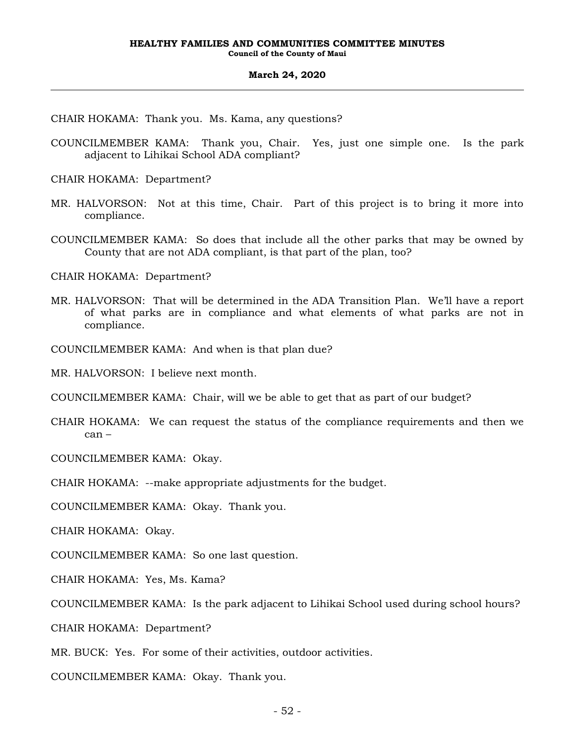CHAIR HOKAMA: Thank you. Ms. Kama, any questions?

COUNCILMEMBER KAMA: Thank you, Chair. Yes, just one simple one. Is the park adjacent to Lihikai School ADA compliant?

CHAIR HOKAMA: Department?

MR. HALVORSON: Not at this time, Chair. Part of this project is to bring it more into compliance.

COUNCILMEMBER KAMA: So does that include all the other parks that may be owned by County that are not ADA compliant, is that part of the plan, too?

CHAIR HOKAMA: Department?

MR. HALVORSON: That will be determined in the ADA Transition Plan. We'll have a report of what parks are in compliance and what elements of what parks are not in compliance.

COUNCILMEMBER KAMA: And when is that plan due?

MR. HALVORSON: I believe next month.

COUNCILMEMBER KAMA: Chair, will we be able to get that as part of our budget?

CHAIR HOKAMA: We can request the status of the compliance requirements and then we can –

COUNCILMEMBER KAMA: Okay.

CHAIR HOKAMA: --make appropriate adjustments for the budget.

COUNCILMEMBER KAMA: Okay. Thank you.

CHAIR HOKAMA: Okay.

COUNCILMEMBER KAMA: So one last question.

CHAIR HOKAMA: Yes, Ms. Kama?

COUNCILMEMBER KAMA: Is the park adjacent to Lihikai School used during school hours?

CHAIR HOKAMA: Department?

MR. BUCK: Yes. For some of their activities, outdoor activities.

COUNCILMEMBER KAMA: Okay. Thank you.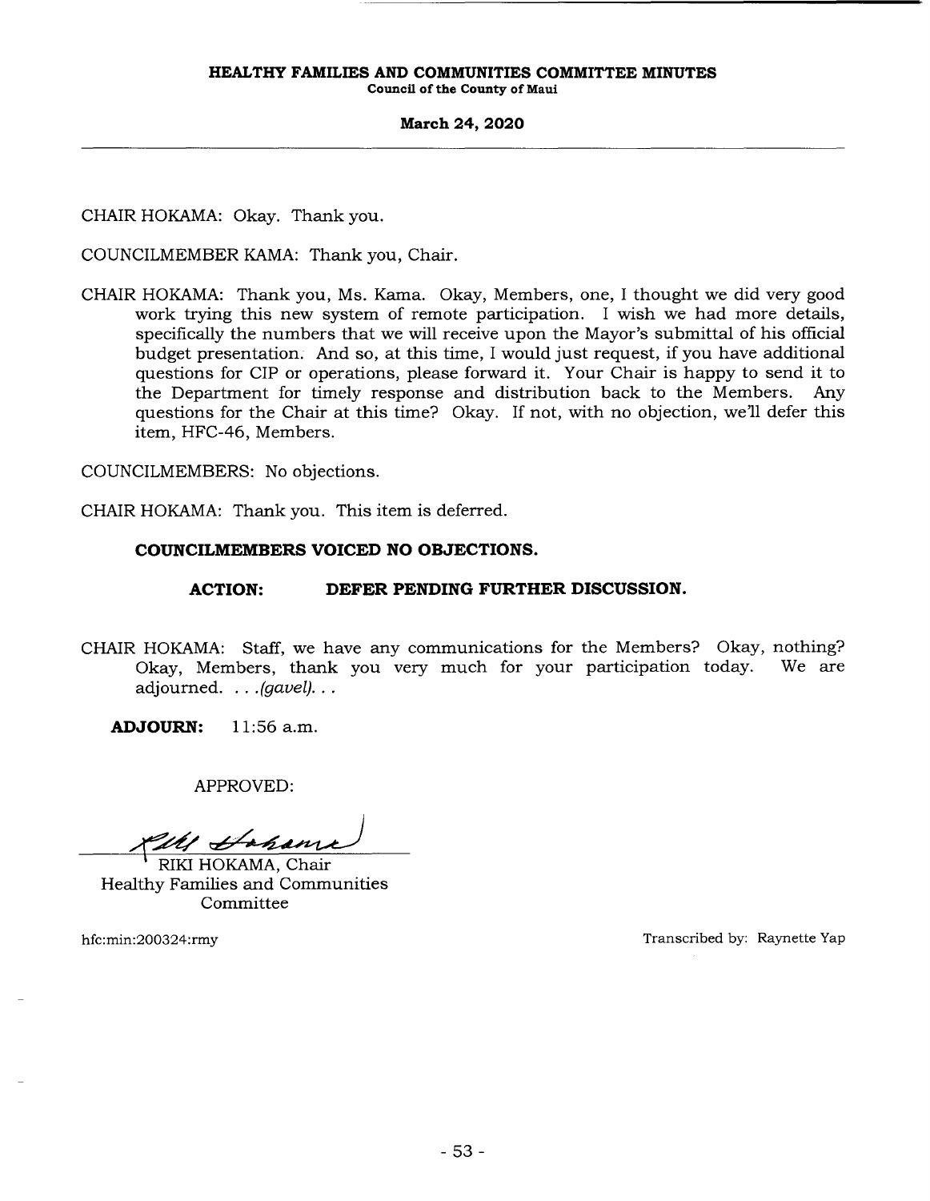CHAIR HOKAMA: Okay. Thank you.

COUNCILMEMBER KAMA: Thank you, Chair.

CHAIR HOKAMA: Thank you, Ms. Kama. Okay, Members, one, I thought we did very good work trying this new system of remote participation. I wish we had more details, specifically the numbers that we will receive upon the Mayor's submittal of his official budget presentation. And so, at this time, I would just request, if you have additional questions for CIP or operations, please forward it. Your Chair is happy to send it to the Department for timely response and distribution back to the Members. Any questions for the Chair at this time? Okay. If not, with no objection, we'll defer this item, HFC-46, Members.

COUNCILMEMBERS: No objections.

CHAIR HOKAMA: Thank you. This item is deferred.

**COUNCILMEMBERS VOICED NO OBJECTIONS.**

**ACTION: DEFER PENDING FURTHER DISCUSSION.**

CHAIR HOKAMA: Staff, we have any communications for the Members? Okay, nothing? Okay, Members, thank you very much for your participation today. We are adjourned. *. . .(gavel). . .*

**ADJOURN:** 11:56 a.m.

APPROVED:

RIKI HOKAMA, Chair
Healthy Families and Communities Committee

hfc:min:200324:rmy

Transcribed by: Raynette Yap